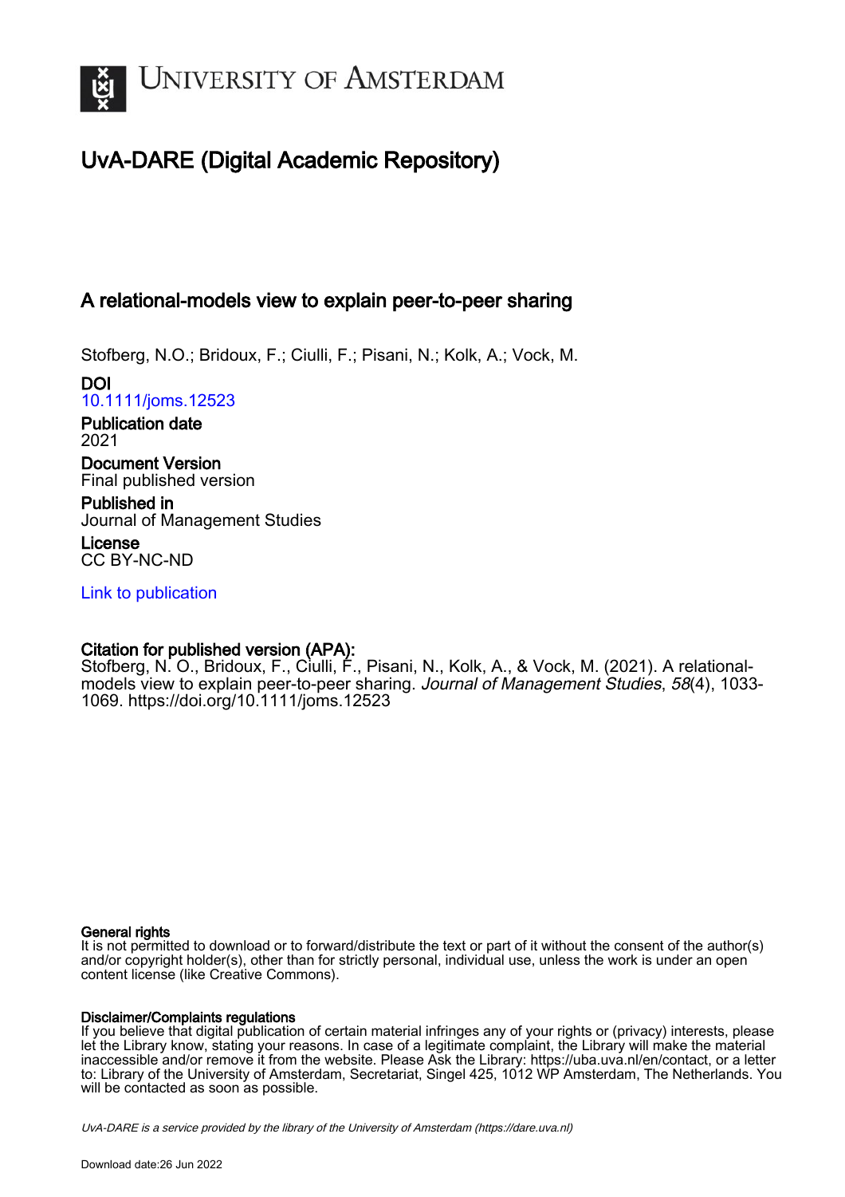# University of Amsterdam

## UvA-DARE (Digital Academic Repository)

### A relational-models view to explain peer-to-peer sharing

Stofberg, N.O.; Bridoux, F.; Ciulli, F.; Pisani, N.; Kolk, A.; Vock, M.

**DOI**
10.1111/joms.12523

**Publication date**
2021

**Document Version**
Final published version

**Published in**
Journal of Management Studies

**License**
CC BY-NC-ND

Link to publication

**Citation for published version (APA):**
Stofberg, N. O., Bridoux, F., Ciulli, F., Pisani, N., Kolk, A., & Vock, M. (2021). A relational-models view to explain peer-to-peer sharing. *Journal of Management Studies*, *58*(4), 1033-1069. https://doi.org/10.1111/joms.12523

**General rights**
It is not permitted to download or to forward/distribute the text or part of it without the consent of the author(s) and/or copyright holder(s), other than for strictly personal, individual use, unless the work is under an open content license (like Creative Commons).

**Disclaimer/Complaints regulations**
If you believe that digital publication of certain material infringes any of your rights or (privacy) interests, please let the Library know, stating your reasons. In case of a legitimate complaint, the Library will make the material inaccessible and/or remove it from the website. Please Ask the Library: https://uba.uva.nl/en/contact, or a letter to: Library of the University of Amsterdam, Secretariat, Singel 425, 1012 WP Amsterdam, The Netherlands. You will be contacted as soon as possible.

*UvA-DARE is a service provided by the library of the University of Amsterdam (https://dare.uva.nl)*

Download date:26 Jun 2022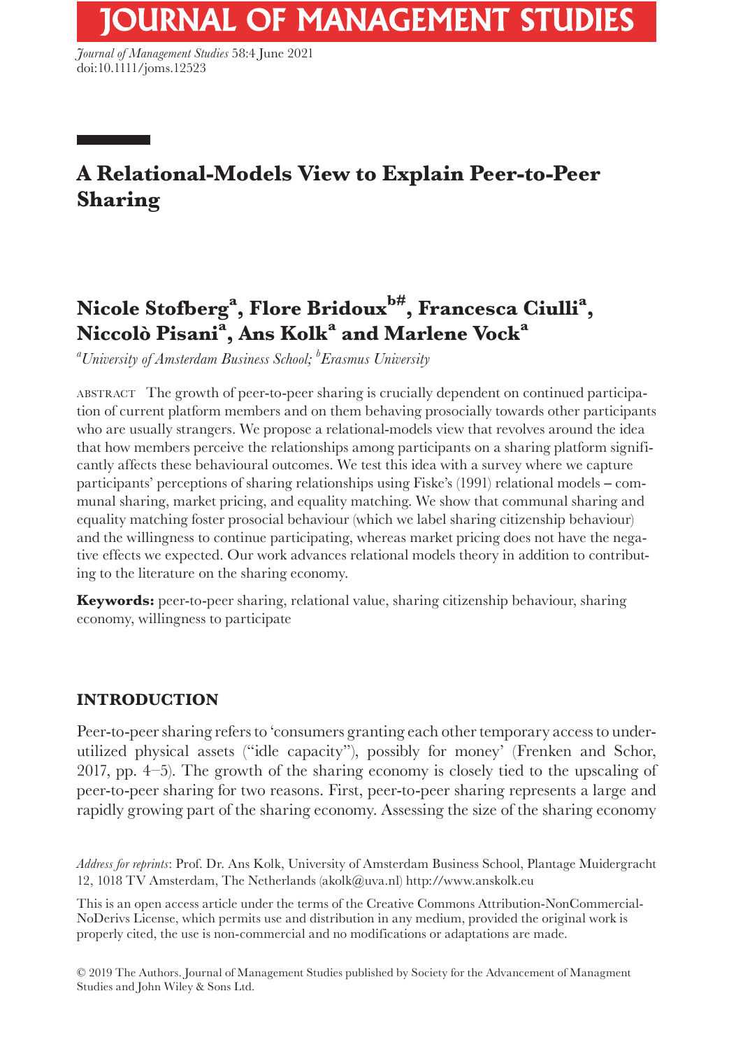# A Relational-Models View to Explain Peer-to-Peer Sharing

**Nicole Stofberg[a], Flore Bridoux[b#], Francesca Ciulli[a], Niccolò Pisani[a], Ans Kolk[a] and Marlene Vock[a]**

*[a]University of Amsterdam Business School; [b]Erasmus University*

ABSTRACT The growth of peer-to-peer sharing is crucially dependent on continued participation of current platform members and on them behaving prosocially towards other participants who are usually strangers. We propose a relational-models view that revolves around the idea that how members perceive the relationships among participants on a sharing platform significantly affects these behavioural outcomes. We test this idea with a survey where we capture participants' perceptions of sharing relationships using Fiske's (1991) relational models – communal sharing, market pricing, and equality matching. We show that communal sharing and equality matching foster prosocial behaviour (which we label sharing citizenship behaviour) and the willingness to continue participating, whereas market pricing does not have the negative effects we expected. Our work advances relational models theory in addition to contributing to the literature on the sharing economy.

**Keywords:** peer-to-peer sharing, relational value, sharing citizenship behaviour, sharing economy, willingness to participate

## INTRODUCTION

Peer-to-peer sharing refers to 'consumers granting each other temporary access to underutilized physical assets ("idle capacity"), possibly for money' (Frenken and Schor, 2017, pp. 4–5). The growth of the sharing economy is closely tied to the upscaling of peer-to-peer sharing for two reasons. First, peer-to-peer sharing represents a large and rapidly growing part of the sharing economy. Assessing the size of the sharing economy

*Address for reprints*: Prof. Dr. Ans Kolk, University of Amsterdam Business School, Plantage Muidergracht 12, 1018 TV Amsterdam, The Netherlands (akolk@uva.nl) http://www.anskolk.eu

This is an open access article under the terms of the Creative Commons Attribution-NonCommercial-NoDerivs License, which permits use and distribution in any medium, provided the original work is properly cited, the use is non-commercial and no modifications or adaptations are made.

© 2019 The Authors. Journal of Management Studies published by Society for the Advancement of Managment Studies and John Wiley & Sons Ltd.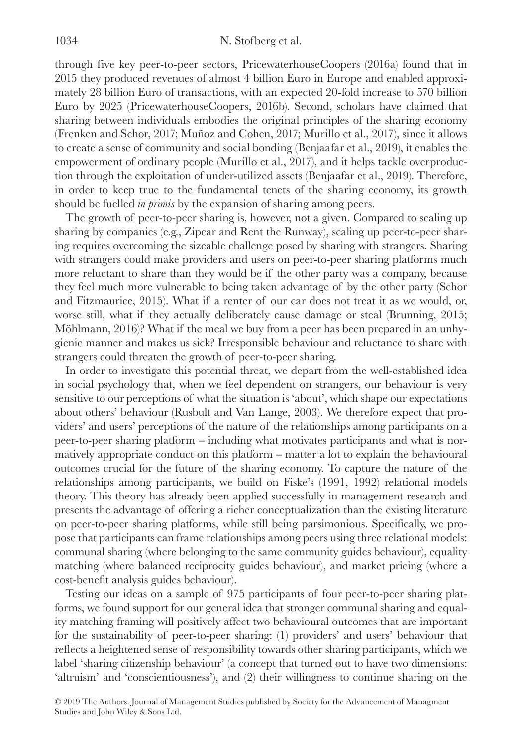through five key peer-to-peer sectors, PricewaterhouseCoopers (2016a) found that in 2015 they produced revenues of almost 4 billion Euro in Europe and enabled approximately 28 billion Euro of transactions, with an expected 20-fold increase to 570 billion Euro by 2025 (PricewaterhouseCoopers, 2016b). Second, scholars have claimed that sharing between individuals embodies the original principles of the sharing economy (Frenken and Schor, 2017; Muñoz and Cohen, 2017; Murillo et al., 2017), since it allows to create a sense of community and social bonding (Benjaafar et al., 2019), it enables the empowerment of ordinary people (Murillo et al., 2017), and it helps tackle overproduction through the exploitation of under-utilized assets (Benjaafar et al., 2019). Therefore, in order to keep true to the fundamental tenets of the sharing economy, its growth should be fuelled *in primis* by the expansion of sharing among peers.

The growth of peer-to-peer sharing is, however, not a given. Compared to scaling up sharing by companies (e.g., Zipcar and Rent the Runway), scaling up peer-to-peer sharing requires overcoming the sizeable challenge posed by sharing with strangers. Sharing with strangers could make providers and users on peer-to-peer sharing platforms much more reluctant to share than they would be if the other party was a company, because they feel much more vulnerable to being taken advantage of by the other party (Schor and Fitzmaurice, 2015). What if a renter of our car does not treat it as we would, or, worse still, what if they actually deliberately cause damage or steal (Brunning, 2015; Möhlmann, 2016)? What if the meal we buy from a peer has been prepared in an unhygienic manner and makes us sick? Irresponsible behaviour and reluctance to share with strangers could threaten the growth of peer-to-peer sharing.

In order to investigate this potential threat, we depart from the well-established idea in social psychology that, when we feel dependent on strangers, our behaviour is very sensitive to our perceptions of what the situation is 'about', which shape our expectations about others' behaviour (Rusbult and Van Lange, 2003). We therefore expect that providers' and users' perceptions of the nature of the relationships among participants on a peer-to-peer sharing platform – including what motivates participants and what is normatively appropriate conduct on this platform – matter a lot to explain the behavioural outcomes crucial for the future of the sharing economy. To capture the nature of the relationships among participants, we build on Fiske's (1991, 1992) relational models theory. This theory has already been applied successfully in management research and presents the advantage of offering a richer conceptualization than the existing literature on peer-to-peer sharing platforms, while still being parsimonious. Specifically, we propose that participants can frame relationships among peers using three relational models: communal sharing (where belonging to the same community guides behaviour), equality matching (where balanced reciprocity guides behaviour), and market pricing (where a cost-benefit analysis guides behaviour).

Testing our ideas on a sample of 975 participants of four peer-to-peer sharing platforms, we found support for our general idea that stronger communal sharing and equality matching framing will positively affect two behavioural outcomes that are important for the sustainability of peer-to-peer sharing: (1) providers' and users' behaviour that reflects a heightened sense of responsibility towards other sharing participants, which we label 'sharing citizenship behaviour' (a concept that turned out to have two dimensions: 'altruism' and 'conscientiousness'), and (2) their willingness to continue sharing on the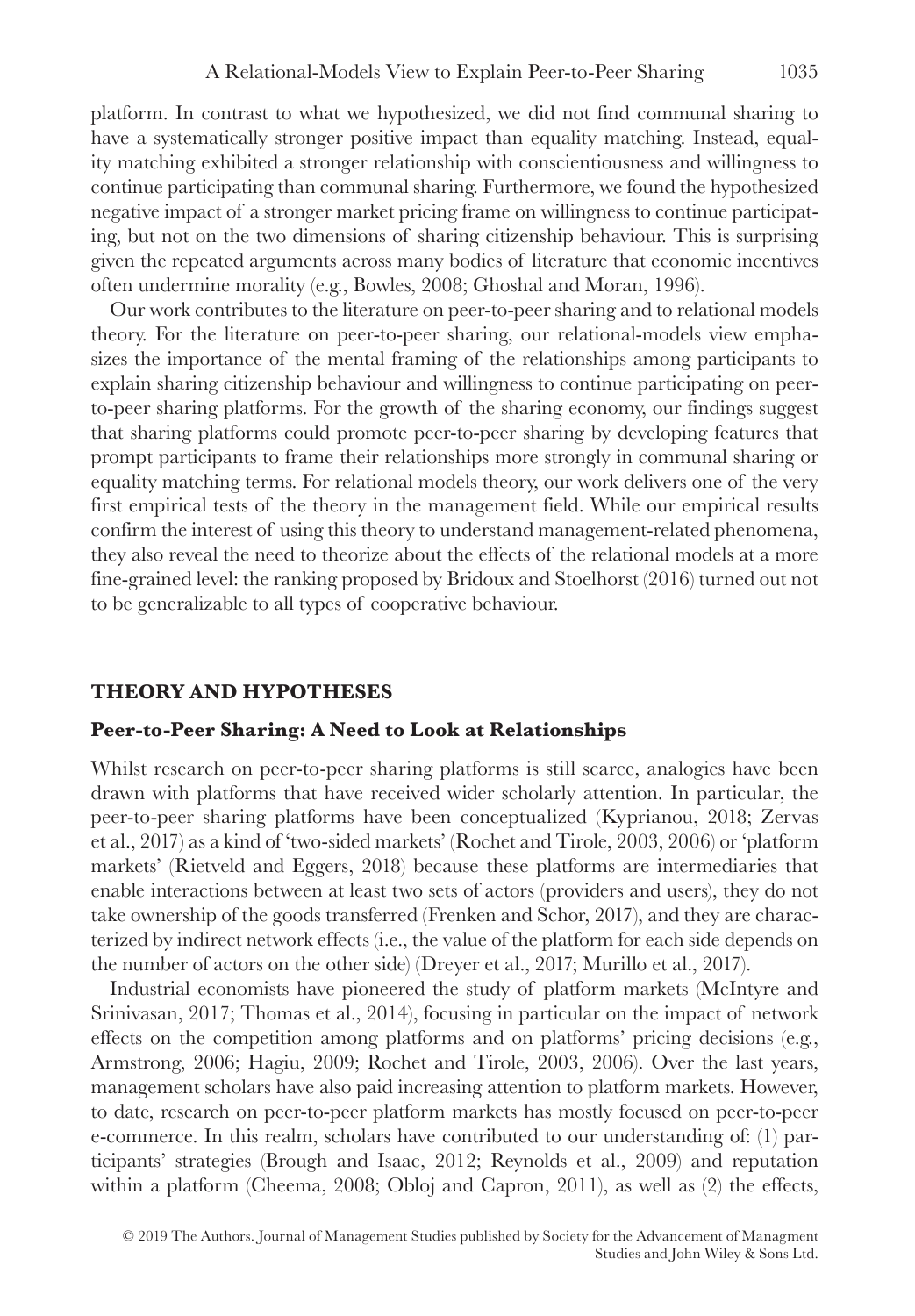platform. In contrast to what we hypothesized, we did not find communal sharing to have a systematically stronger positive impact than equality matching. Instead, equality matching exhibited a stronger relationship with conscientiousness and willingness to continue participating than communal sharing. Furthermore, we found the hypothesized negative impact of a stronger market pricing frame on willingness to continue participating, but not on the two dimensions of sharing citizenship behaviour. This is surprising given the repeated arguments across many bodies of literature that economic incentives often undermine morality (e.g., Bowles, 2008; Ghoshal and Moran, 1996).

Our work contributes to the literature on peer-to-peer sharing and to relational models theory. For the literature on peer-to-peer sharing, our relational-models view emphasizes the importance of the mental framing of the relationships among participants to explain sharing citizenship behaviour and willingness to continue participating on peer-to-peer sharing platforms. For the growth of the sharing economy, our findings suggest that sharing platforms could promote peer-to-peer sharing by developing features that prompt participants to frame their relationships more strongly in communal sharing or equality matching terms. For relational models theory, our work delivers one of the very first empirical tests of the theory in the management field. While our empirical results confirm the interest of using this theory to understand management-related phenomena, they also reveal the need to theorize about the effects of the relational models at a more fine-grained level: the ranking proposed by Bridoux and Stoelhorst (2016) turned out not to be generalizable to all types of cooperative behaviour.

## THEORY AND HYPOTHESES

### Peer-to-Peer Sharing: A Need to Look at Relationships

Whilst research on peer-to-peer sharing platforms is still scarce, analogies have been drawn with platforms that have received wider scholarly attention. In particular, the peer-to-peer sharing platforms have been conceptualized (Kyprianou, 2018; Zervas et al., 2017) as a kind of 'two-sided markets' (Rochet and Tirole, 2003, 2006) or 'platform markets' (Rietveld and Eggers, 2018) because these platforms are intermediaries that enable interactions between at least two sets of actors (providers and users), they do not take ownership of the goods transferred (Frenken and Schor, 2017), and they are characterized by indirect network effects (i.e., the value of the platform for each side depends on the number of actors on the other side) (Dreyer et al., 2017; Murillo et al., 2017).

Industrial economists have pioneered the study of platform markets (McIntyre and Srinivasan, 2017; Thomas et al., 2014), focusing in particular on the impact of network effects on the competition among platforms and on platforms' pricing decisions (e.g., Armstrong, 2006; Hagiu, 2009; Rochet and Tirole, 2003, 2006). Over the last years, management scholars have also paid increasing attention to platform markets. However, to date, research on peer-to-peer platform markets has mostly focused on peer-to-peer e-commerce. In this realm, scholars have contributed to our understanding of: (1) participants' strategies (Brough and Isaac, 2012; Reynolds et al., 2009) and reputation within a platform (Cheema, 2008; Obloj and Capron, 2011), as well as (2) the effects,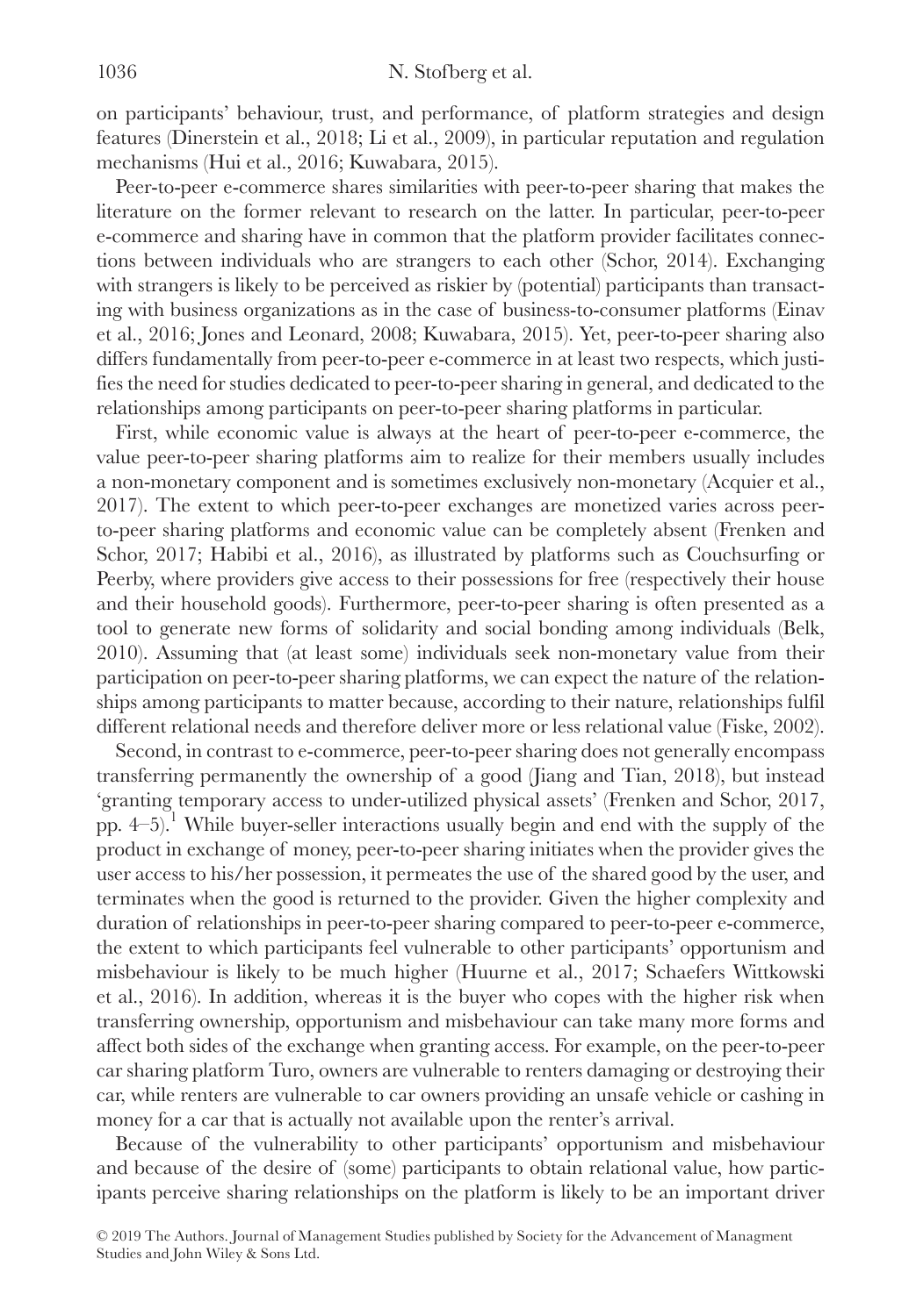on participants' behaviour, trust, and performance, of platform strategies and design features (Dinerstein et al., 2018; Li et al., 2009), in particular reputation and regulation mechanisms (Hui et al., 2016; Kuwabara, 2015).

Peer-to-peer e-commerce shares similarities with peer-to-peer sharing that makes the literature on the former relevant to research on the latter. In particular, peer-to-peer e-commerce and sharing have in common that the platform provider facilitates connections between individuals who are strangers to each other (Schor, 2014). Exchanging with strangers is likely to be perceived as riskier by (potential) participants than transacting with business organizations as in the case of business-to-consumer platforms (Einav et al., 2016; Jones and Leonard, 2008; Kuwabara, 2015). Yet, peer-to-peer sharing also differs fundamentally from peer-to-peer e-commerce in at least two respects, which justifies the need for studies dedicated to peer-to-peer sharing in general, and dedicated to the relationships among participants on peer-to-peer sharing platforms in particular.

First, while economic value is always at the heart of peer-to-peer e-commerce, the value peer-to-peer sharing platforms aim to realize for their members usually includes a non-monetary component and is sometimes exclusively non-monetary (Acquier et al., 2017). The extent to which peer-to-peer exchanges are monetized varies across peer-to-peer sharing platforms and economic value can be completely absent (Frenken and Schor, 2017; Habibi et al., 2016), as illustrated by platforms such as Couchsurfing or Peerby, where providers give access to their possessions for free (respectively their house and their household goods). Furthermore, peer-to-peer sharing is often presented as a tool to generate new forms of solidarity and social bonding among individuals (Belk, 2010). Assuming that (at least some) individuals seek non-monetary value from their participation on peer-to-peer sharing platforms, we can expect the nature of the relationships among participants to matter because, according to their nature, relationships fulfil different relational needs and therefore deliver more or less relational value (Fiske, 2002).

Second, in contrast to e-commerce, peer-to-peer sharing does not generally encompass transferring permanently the ownership of a good (Jiang and Tian, 2018), but instead 'granting temporary access to under-utilized physical assets' (Frenken and Schor, 2017, pp. 4–5).[1] While buyer-seller interactions usually begin and end with the supply of the product in exchange of money, peer-to-peer sharing initiates when the provider gives the user access to his/her possession, it permeates the use of the shared good by the user, and terminates when the good is returned to the provider. Given the higher complexity and duration of relationships in peer-to-peer sharing compared to peer-to-peer e-commerce, the extent to which participants feel vulnerable to other participants' opportunism and misbehaviour is likely to be much higher (Huurne et al., 2017; Schaefers Wittkowski et al., 2016). In addition, whereas it is the buyer who copes with the higher risk when transferring ownership, opportunism and misbehaviour can take many more forms and affect both sides of the exchange when granting access. For example, on the peer-to-peer car sharing platform Turo, owners are vulnerable to renters damaging or destroying their car, while renters are vulnerable to car owners providing an unsafe vehicle or cashing in money for a car that is actually not available upon the renter's arrival.

Because of the vulnerability to other participants' opportunism and misbehaviour and because of the desire of (some) participants to obtain relational value, how participants perceive sharing relationships on the platform is likely to be an important driver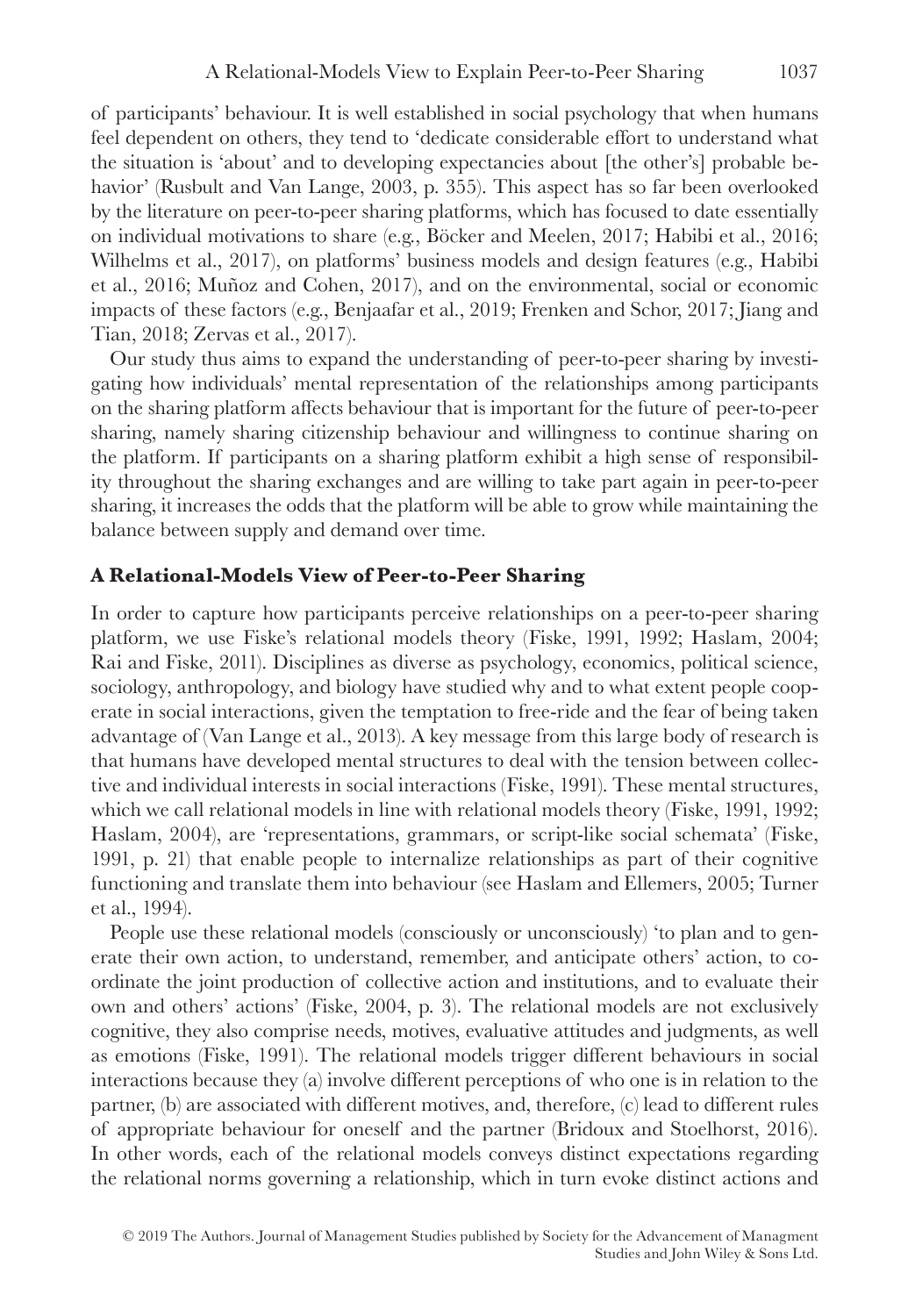of participants' behaviour. It is well established in social psychology that when humans feel dependent on others, they tend to 'dedicate considerable effort to understand what the situation is 'about' and to developing expectancies about [the other's] probable behavior' (Rusbult and Van Lange, 2003, p. 355). This aspect has so far been overlooked by the literature on peer-to-peer sharing platforms, which has focused to date essentially on individual motivations to share (e.g., Böcker and Meelen, 2017; Habibi et al., 2016; Wilhelms et al., 2017), on platforms' business models and design features (e.g., Habibi et al., 2016; Muñoz and Cohen, 2017), and on the environmental, social or economic impacts of these factors (e.g., Benjaafar et al., 2019; Frenken and Schor, 2017; Jiang and Tian, 2018; Zervas et al., 2017).

Our study thus aims to expand the understanding of peer-to-peer sharing by investigating how individuals' mental representation of the relationships among participants on the sharing platform affects behaviour that is important for the future of peer-to-peer sharing, namely sharing citizenship behaviour and willingness to continue sharing on the platform. If participants on a sharing platform exhibit a high sense of responsibility throughout the sharing exchanges and are willing to take part again in peer-to-peer sharing, it increases the odds that the platform will be able to grow while maintaining the balance between supply and demand over time.

## A Relational-Models View of Peer-to-Peer Sharing

In order to capture how participants perceive relationships on a peer-to-peer sharing platform, we use Fiske's relational models theory (Fiske, 1991, 1992; Haslam, 2004; Rai and Fiske, 2011). Disciplines as diverse as psychology, economics, political science, sociology, anthropology, and biology have studied why and to what extent people cooperate in social interactions, given the temptation to free-ride and the fear of being taken advantage of (Van Lange et al., 2013). A key message from this large body of research is that humans have developed mental structures to deal with the tension between collective and individual interests in social interactions (Fiske, 1991). These mental structures, which we call relational models in line with relational models theory (Fiske, 1991, 1992; Haslam, 2004), are 'representations, grammars, or script-like social schemata' (Fiske, 1991, p. 21) that enable people to internalize relationships as part of their cognitive functioning and translate them into behaviour (see Haslam and Ellemers, 2005; Turner et al., 1994).

People use these relational models (consciously or unconsciously) 'to plan and to generate their own action, to understand, remember, and anticipate others' action, to coordinate the joint production of collective action and institutions, and to evaluate their own and others' actions' (Fiske, 2004, p. 3). The relational models are not exclusively cognitive, they also comprise needs, motives, evaluative attitudes and judgments, as well as emotions (Fiske, 1991). The relational models trigger different behaviours in social interactions because they (a) involve different perceptions of who one is in relation to the partner, (b) are associated with different motives, and, therefore, (c) lead to different rules of appropriate behaviour for oneself and the partner (Bridoux and Stoelhorst, 2016). In other words, each of the relational models conveys distinct expectations regarding the relational norms governing a relationship, which in turn evoke distinct actions and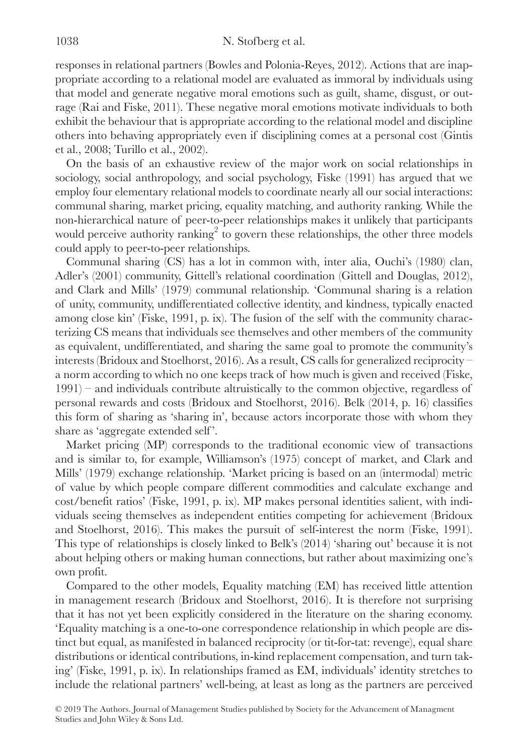responses in relational partners (Bowles and Polonia-Reyes, 2012). Actions that are inappropriate according to a relational model are evaluated as immoral by individuals using that model and generate negative moral emotions such as guilt, shame, disgust, or outrage (Rai and Fiske, 2011). These negative moral emotions motivate individuals to both exhibit the behaviour that is appropriate according to the relational model and discipline others into behaving appropriately even if disciplining comes at a personal cost (Gintis et al., 2008; Turillo et al., 2002).

On the basis of an exhaustive review of the major work on social relationships in sociology, social anthropology, and social psychology, Fiske (1991) has argued that we employ four elementary relational models to coordinate nearly all our social interactions: communal sharing, market pricing, equality matching, and authority ranking. While the non-hierarchical nature of peer-to-peer relationships makes it unlikely that participants would perceive authority ranking[2] to govern these relationships, the other three models could apply to peer-to-peer relationships.

Communal sharing (CS) has a lot in common with, inter alia, Ouchi's (1980) clan, Adler's (2001) community, Gittell's relational coordination (Gittell and Douglas, 2012), and Clark and Mills' (1979) communal relationship. 'Communal sharing is a relation of unity, community, undifferentiated collective identity, and kindness, typically enacted among close kin' (Fiske, 1991, p. ix). The fusion of the self with the community characterizing CS means that individuals see themselves and other members of the community as equivalent, undifferentiated, and sharing the same goal to promote the community's interests (Bridoux and Stoelhorst, 2016). As a result, CS calls for generalized reciprocity – a norm according to which no one keeps track of how much is given and received (Fiske, 1991) – and individuals contribute altruistically to the common objective, regardless of personal rewards and costs (Bridoux and Stoelhorst, 2016). Belk (2014, p. 16) classifies this form of sharing as 'sharing in', because actors incorporate those with whom they share as 'aggregate extended self'.

Market pricing (MP) corresponds to the traditional economic view of transactions and is similar to, for example, Williamson's (1975) concept of market, and Clark and Mills' (1979) exchange relationship. 'Market pricing is based on an (intermodal) metric of value by which people compare different commodities and calculate exchange and cost/benefit ratios' (Fiske, 1991, p. ix). MP makes personal identities salient, with individuals seeing themselves as independent entities competing for achievement (Bridoux and Stoelhorst, 2016). This makes the pursuit of self-interest the norm (Fiske, 1991). This type of relationships is closely linked to Belk's (2014) 'sharing out' because it is not about helping others or making human connections, but rather about maximizing one's own profit.

Compared to the other models, Equality matching (EM) has received little attention in management research (Bridoux and Stoelhorst, 2016). It is therefore not surprising that it has not yet been explicitly considered in the literature on the sharing economy. 'Equality matching is a one-to-one correspondence relationship in which people are distinct but equal, as manifested in balanced reciprocity (or tit-for-tat: revenge), equal share distributions or identical contributions, in-kind replacement compensation, and turn taking' (Fiske, 1991, p. ix). In relationships framed as EM, individuals' identity stretches to include the relational partners' well-being, at least as long as the partners are perceived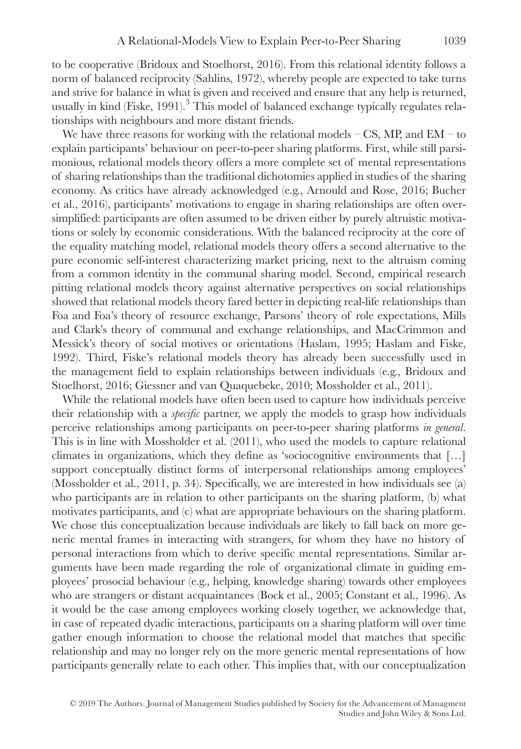to be cooperative (Bridoux and Stoelhorst, 2016). From this relational identity follows a norm of balanced reciprocity (Sahlins, 1972), whereby people are expected to take turns and strive for balance in what is given and received and ensure that any help is returned, usually in kind (Fiske, 1991).[3] This model of balanced exchange typically regulates relationships with neighbours and more distant friends.

We have three reasons for working with the relational models – CS, MP, and EM – to explain participants' behaviour on peer-to-peer sharing platforms. First, while still parsimonious, relational models theory offers a more complete set of mental representations of sharing relationships than the traditional dichotomies applied in studies of the sharing economy. As critics have already acknowledged (e.g., Arnould and Rose, 2016; Bucher et al., 2016), participants' motivations to engage in sharing relationships are often oversimplified: participants are often assumed to be driven either by purely altruistic motivations or solely by economic considerations. With the balanced reciprocity at the core of the equality matching model, relational models theory offers a second alternative to the pure economic self-interest characterizing market pricing, next to the altruism coming from a common identity in the communal sharing model. Second, empirical research pitting relational models theory against alternative perspectives on social relationships showed that relational models theory fared better in depicting real-life relationships than Foa and Foa's theory of resource exchange, Parsons' theory of role expectations, Mills and Clark's theory of communal and exchange relationships, and MacCrimmon and Messick's theory of social motives or orientations (Haslam, 1995; Haslam and Fiske, 1992). Third, Fiske's relational models theory has already been successfully used in the management field to explain relationships between individuals (e.g., Bridoux and Stoelhorst, 2016; Giessner and van Quaquebeke, 2010; Mossholder et al., 2011).

While the relational models have often been used to capture how individuals perceive their relationship with a *specific* partner, we apply the models to grasp how individuals perceive relationships among participants on peer-to-peer sharing platforms *in general*. This is in line with Mossholder et al. (2011), who used the models to capture relational climates in organizations, which they define as 'sociocognitive environments that […] support conceptually distinct forms of interpersonal relationships among employees' (Mossholder et al., 2011, p. 34). Specifically, we are interested in how individuals see (a) who participants are in relation to other participants on the sharing platform, (b) what motivates participants, and (c) what are appropriate behaviours on the sharing platform. We chose this conceptualization because individuals are likely to fall back on more generic mental frames in interacting with strangers, for whom they have no history of personal interactions from which to derive specific mental representations. Similar arguments have been made regarding the role of organizational climate in guiding employees' prosocial behaviour (e.g., helping, knowledge sharing) towards other employees who are strangers or distant acquaintances (Bock et al., 2005; Constant et al., 1996). As it would be the case among employees working closely together, we acknowledge that, in case of repeated dyadic interactions, participants on a sharing platform will over time gather enough information to choose the relational model that matches that specific relationship and may no longer rely on the more generic mental representations of how participants generally relate to each other. This implies that, with our conceptualization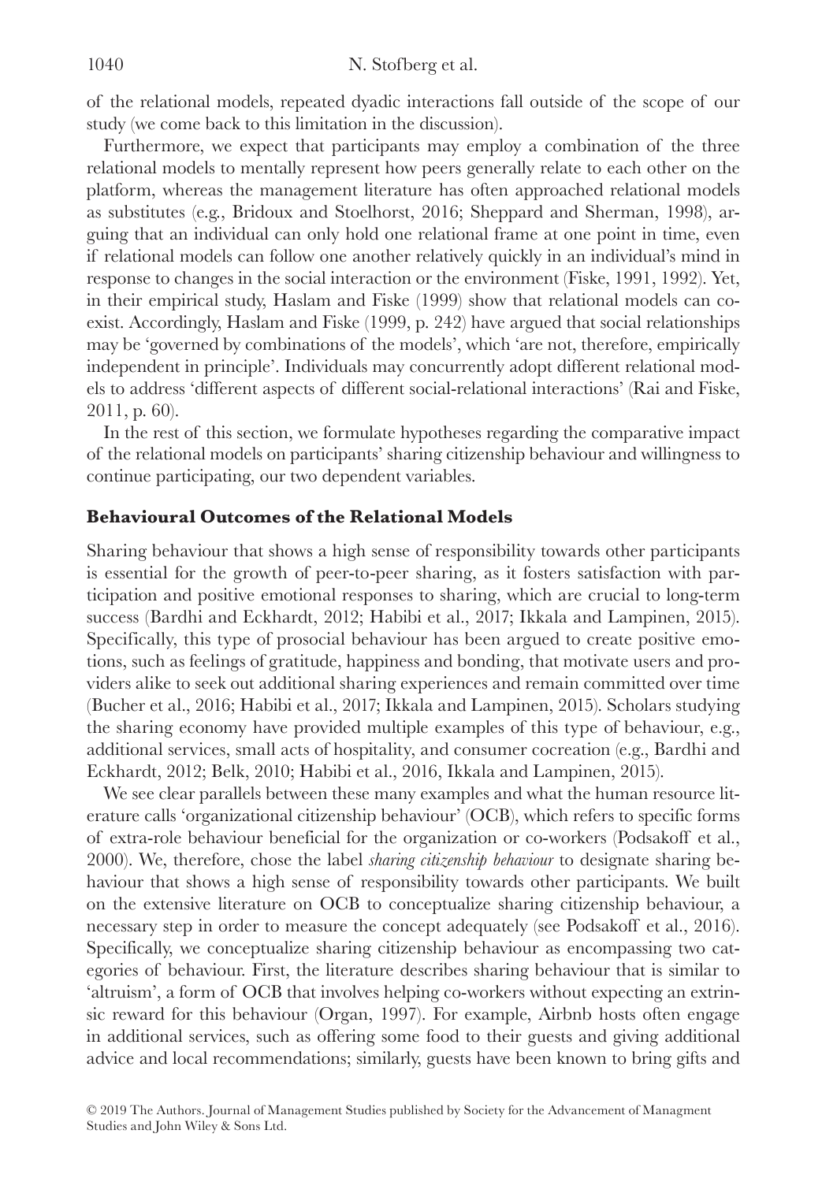of the relational models, repeated dyadic interactions fall outside of the scope of our study (we come back to this limitation in the discussion).

Furthermore, we expect that participants may employ a combination of the three relational models to mentally represent how peers generally relate to each other on the platform, whereas the management literature has often approached relational models as substitutes (e.g., Bridoux and Stoelhorst, 2016; Sheppard and Sherman, 1998), arguing that an individual can only hold one relational frame at one point in time, even if relational models can follow one another relatively quickly in an individual's mind in response to changes in the social interaction or the environment (Fiske, 1991, 1992). Yet, in their empirical study, Haslam and Fiske (1999) show that relational models can coexist. Accordingly, Haslam and Fiske (1999, p. 242) have argued that social relationships may be 'governed by combinations of the models', which 'are not, therefore, empirically independent in principle'. Individuals may concurrently adopt different relational models to address 'different aspects of different social-relational interactions' (Rai and Fiske, 2011, p. 60).

In the rest of this section, we formulate hypotheses regarding the comparative impact of the relational models on participants' sharing citizenship behaviour and willingness to continue participating, our two dependent variables.

### Behavioural Outcomes of the Relational Models

Sharing behaviour that shows a high sense of responsibility towards other participants is essential for the growth of peer-to-peer sharing, as it fosters satisfaction with participation and positive emotional responses to sharing, which are crucial to long-term success (Bardhi and Eckhardt, 2012; Habibi et al., 2017; Ikkala and Lampinen, 2015). Specifically, this type of prosocial behaviour has been argued to create positive emotions, such as feelings of gratitude, happiness and bonding, that motivate users and providers alike to seek out additional sharing experiences and remain committed over time (Bucher et al., 2016; Habibi et al., 2017; Ikkala and Lampinen, 2015). Scholars studying the sharing economy have provided multiple examples of this type of behaviour, e.g., additional services, small acts of hospitality, and consumer cocreation (e.g., Bardhi and Eckhardt, 2012; Belk, 2010; Habibi et al., 2016, Ikkala and Lampinen, 2015).

We see clear parallels between these many examples and what the human resource literature calls 'organizational citizenship behaviour' (OCB), which refers to specific forms of extra-role behaviour beneficial for the organization or co-workers (Podsakoff et al., 2000). We, therefore, chose the label *sharing citizenship behaviour* to designate sharing behaviour that shows a high sense of responsibility towards other participants. We built on the extensive literature on OCB to conceptualize sharing citizenship behaviour, a necessary step in order to measure the concept adequately (see Podsakoff et al., 2016). Specifically, we conceptualize sharing citizenship behaviour as encompassing two categories of behaviour. First, the literature describes sharing behaviour that is similar to 'altruism', a form of OCB that involves helping co-workers without expecting an extrinsic reward for this behaviour (Organ, 1997). For example, Airbnb hosts often engage in additional services, such as offering some food to their guests and giving additional advice and local recommendations; similarly, guests have been known to bring gifts and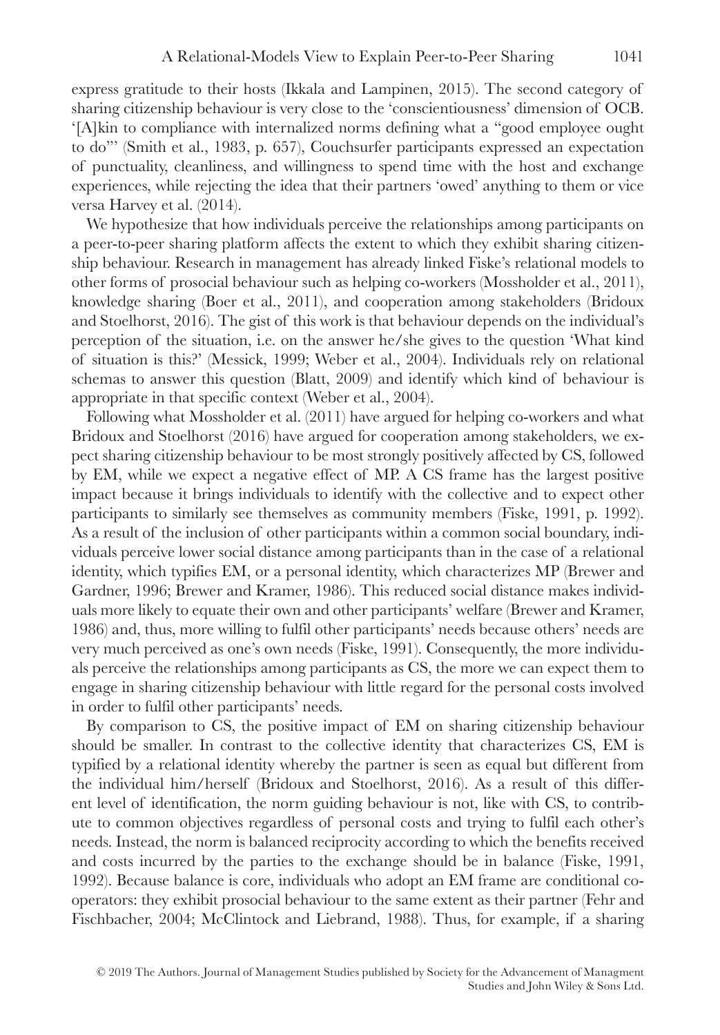express gratitude to their hosts (Ikkala and Lampinen, 2015). The second category of sharing citizenship behaviour is very close to the 'conscientiousness' dimension of OCB. '[A]kin to compliance with internalized norms defining what a "good employee ought to do"' (Smith et al., 1983, p. 657), Couchsurfer participants expressed an expectation of punctuality, cleanliness, and willingness to spend time with the host and exchange experiences, while rejecting the idea that their partners 'owed' anything to them or vice versa Harvey et al. (2014).

We hypothesize that how individuals perceive the relationships among participants on a peer-to-peer sharing platform affects the extent to which they exhibit sharing citizenship behaviour. Research in management has already linked Fiske's relational models to other forms of prosocial behaviour such as helping co-workers (Mossholder et al., 2011), knowledge sharing (Boer et al., 2011), and cooperation among stakeholders (Bridoux and Stoelhorst, 2016). The gist of this work is that behaviour depends on the individual's perception of the situation, i.e. on the answer he/she gives to the question 'What kind of situation is this?' (Messick, 1999; Weber et al., 2004). Individuals rely on relational schemas to answer this question (Blatt, 2009) and identify which kind of behaviour is appropriate in that specific context (Weber et al., 2004).

Following what Mossholder et al. (2011) have argued for helping co-workers and what Bridoux and Stoelhorst (2016) have argued for cooperation among stakeholders, we expect sharing citizenship behaviour to be most strongly positively affected by CS, followed by EM, while we expect a negative effect of MP. A CS frame has the largest positive impact because it brings individuals to identify with the collective and to expect other participants to similarly see themselves as community members (Fiske, 1991, p. 1992). As a result of the inclusion of other participants within a common social boundary, individuals perceive lower social distance among participants than in the case of a relational identity, which typifies EM, or a personal identity, which characterizes MP (Brewer and Gardner, 1996; Brewer and Kramer, 1986). This reduced social distance makes individuals more likely to equate their own and other participants' welfare (Brewer and Kramer, 1986) and, thus, more willing to fulfil other participants' needs because others' needs are very much perceived as one's own needs (Fiske, 1991). Consequently, the more individuals perceive the relationships among participants as CS, the more we can expect them to engage in sharing citizenship behaviour with little regard for the personal costs involved in order to fulfil other participants' needs.

By comparison to CS, the positive impact of EM on sharing citizenship behaviour should be smaller. In contrast to the collective identity that characterizes CS, EM is typified by a relational identity whereby the partner is seen as equal but different from the individual him/herself (Bridoux and Stoelhorst, 2016). As a result of this different level of identification, the norm guiding behaviour is not, like with CS, to contribute to common objectives regardless of personal costs and trying to fulfil each other's needs. Instead, the norm is balanced reciprocity according to which the benefits received and costs incurred by the parties to the exchange should be in balance (Fiske, 1991, 1992). Because balance is core, individuals who adopt an EM frame are conditional cooperators: they exhibit prosocial behaviour to the same extent as their partner (Fehr and Fischbacher, 2004; McClintock and Liebrand, 1988). Thus, for example, if a sharing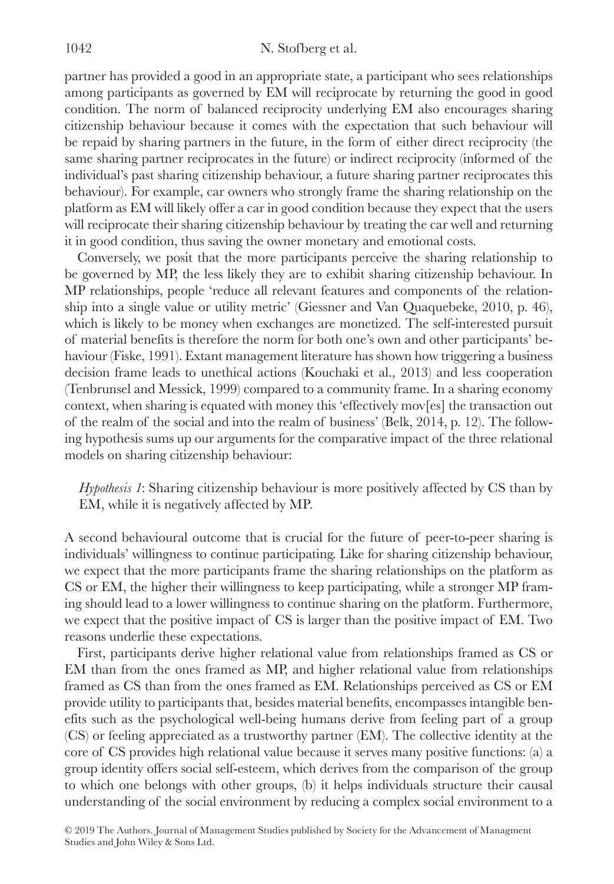partner has provided a good in an appropriate state, a participant who sees relationships among participants as governed by EM will reciprocate by returning the good in good condition. The norm of balanced reciprocity underlying EM also encourages sharing citizenship behaviour because it comes with the expectation that such behaviour will be repaid by sharing partners in the future, in the form of either direct reciprocity (the same sharing partner reciprocates in the future) or indirect reciprocity (informed of the individual's past sharing citizenship behaviour, a future sharing partner reciprocates this behaviour). For example, car owners who strongly frame the sharing relationship on the platform as EM will likely offer a car in good condition because they expect that the users will reciprocate their sharing citizenship behaviour by treating the car well and returning it in good condition, thus saving the owner monetary and emotional costs.

Conversely, we posit that the more participants perceive the sharing relationship to be governed by MP, the less likely they are to exhibit sharing citizenship behaviour. In MP relationships, people 'reduce all relevant features and components of the relationship into a single value or utility metric' (Giessner and Van Quaquebeke, 2010, p. 46), which is likely to be money when exchanges are monetized. The self-interested pursuit of material benefits is therefore the norm for both one's own and other participants' behaviour (Fiske, 1991). Extant management literature has shown how triggering a business decision frame leads to unethical actions (Kouchaki et al., 2013) and less cooperation (Tenbrunsel and Messick, 1999) compared to a community frame. In a sharing economy context, when sharing is equated with money this 'effectively mov[es] the transaction out of the realm of the social and into the realm of business' (Belk, 2014, p. 12). The following hypothesis sums up our arguments for the comparative impact of the three relational models on sharing citizenship behaviour:

> *Hypothesis 1*: Sharing citizenship behaviour is more positively affected by CS than by EM, while it is negatively affected by MP.

A second behavioural outcome that is crucial for the future of peer-to-peer sharing is individuals' willingness to continue participating. Like for sharing citizenship behaviour, we expect that the more participants frame the sharing relationships on the platform as CS or EM, the higher their willingness to keep participating, while a stronger MP framing should lead to a lower willingness to continue sharing on the platform. Furthermore, we expect that the positive impact of CS is larger than the positive impact of EM. Two reasons underlie these expectations.

First, participants derive higher relational value from relationships framed as CS or EM than from the ones framed as MP, and higher relational value from relationships framed as CS than from the ones framed as EM. Relationships perceived as CS or EM provide utility to participants that, besides material benefits, encompasses intangible benefits such as the psychological well-being humans derive from feeling part of a group (CS) or feeling appreciated as a trustworthy partner (EM). The collective identity at the core of CS provides high relational value because it serves many positive functions: (a) a group identity offers social self-esteem, which derives from the comparison of the group to which one belongs with other groups, (b) it helps individuals structure their causal understanding of the social environment by reducing a complex social environment to a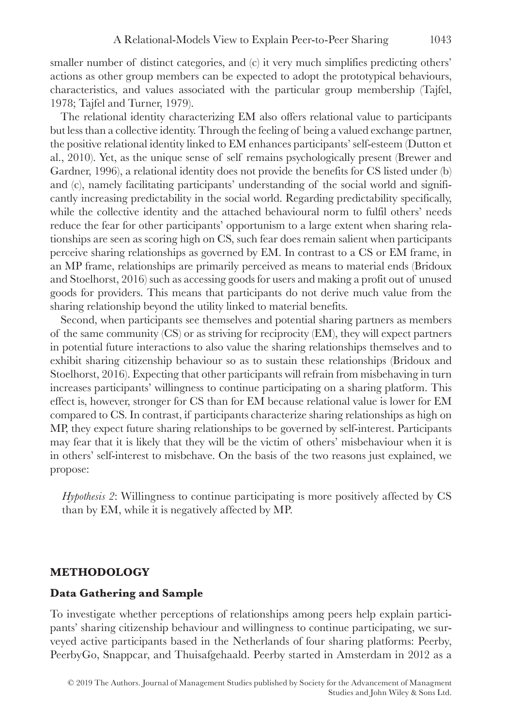smaller number of distinct categories, and (c) it very much simplifies predicting others' actions as other group members can be expected to adopt the prototypical behaviours, characteristics, and values associated with the particular group membership (Tajfel, 1978; Tajfel and Turner, 1979).

The relational identity characterizing EM also offers relational value to participants but less than a collective identity. Through the feeling of being a valued exchange partner, the positive relational identity linked to EM enhances participants' self-esteem (Dutton et al., 2010). Yet, as the unique sense of self remains psychologically present (Brewer and Gardner, 1996), a relational identity does not provide the benefits for CS listed under (b) and (c), namely facilitating participants' understanding of the social world and significantly increasing predictability in the social world. Regarding predictability specifically, while the collective identity and the attached behavioural norm to fulfil others' needs reduce the fear for other participants' opportunism to a large extent when sharing relationships are seen as scoring high on CS, such fear does remain salient when participants perceive sharing relationships as governed by EM. In contrast to a CS or EM frame, in an MP frame, relationships are primarily perceived as means to material ends (Bridoux and Stoelhorst, 2016) such as accessing goods for users and making a profit out of unused goods for providers. This means that participants do not derive much value from the sharing relationship beyond the utility linked to material benefits.

Second, when participants see themselves and potential sharing partners as members of the same community (CS) or as striving for reciprocity (EM), they will expect partners in potential future interactions to also value the sharing relationships themselves and to exhibit sharing citizenship behaviour so as to sustain these relationships (Bridoux and Stoelhorst, 2016). Expecting that other participants will refrain from misbehaving in turn increases participants' willingness to continue participating on a sharing platform. This effect is, however, stronger for CS than for EM because relational value is lower for EM compared to CS. In contrast, if participants characterize sharing relationships as high on MP, they expect future sharing relationships to be governed by self-interest. Participants may fear that it is likely that they will be the victim of others' misbehaviour when it is in others' self-interest to misbehave. On the basis of the two reasons just explained, we propose:

*Hypothesis 2*: Willingness to continue participating is more positively affected by CS than by EM, while it is negatively affected by MP.

## METHODOLOGY

### Data Gathering and Sample

To investigate whether perceptions of relationships among peers help explain participants' sharing citizenship behaviour and willingness to continue participating, we surveyed active participants based in the Netherlands of four sharing platforms: Peerby, PeerbyGo, Snappcar, and Thuisafgehaald. Peerby started in Amsterdam in 2012 as a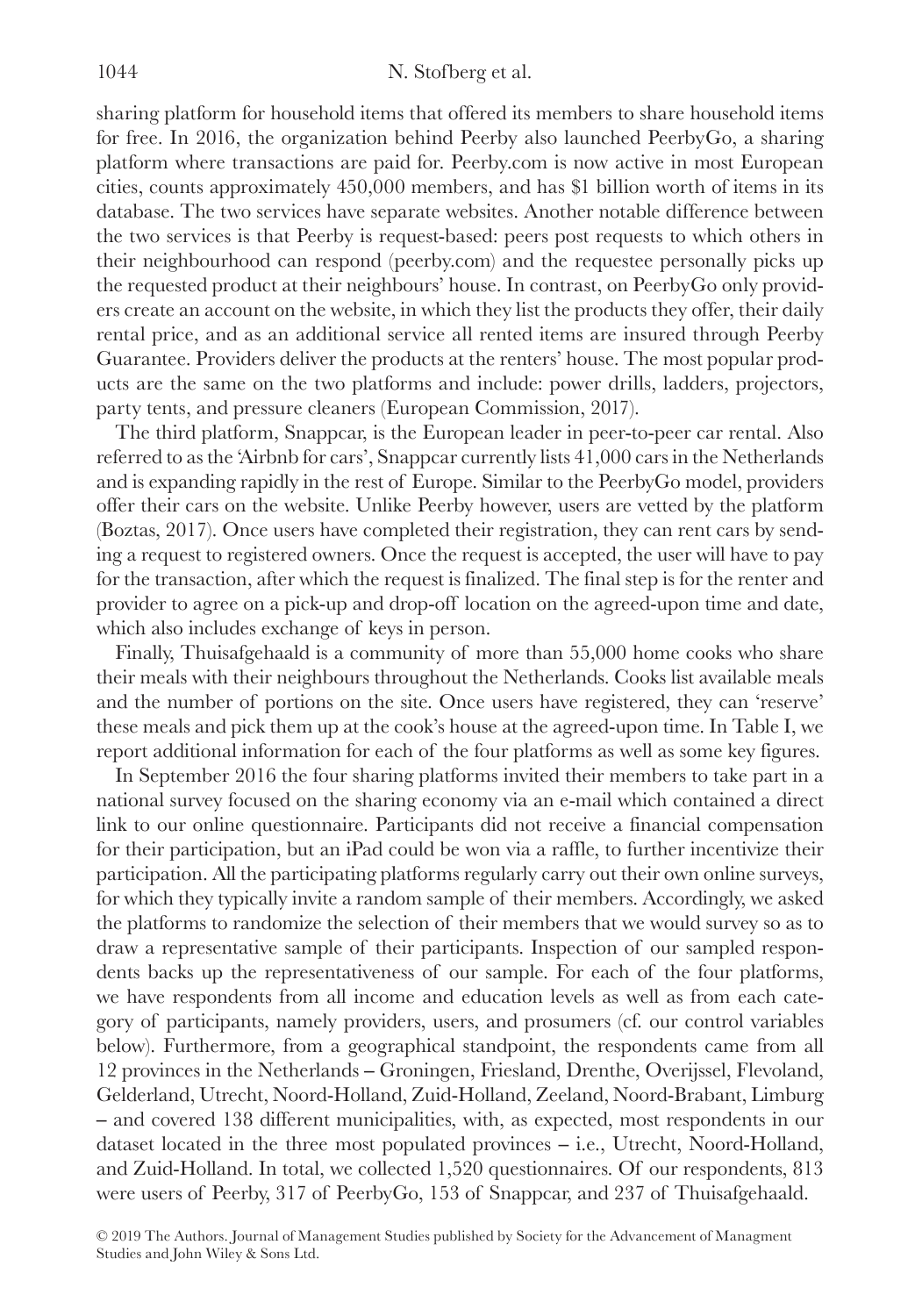sharing platform for household items that offered its members to share household items for free. In 2016, the organization behind Peerby also launched PeerbyGo, a sharing platform where transactions are paid for. Peerby.com is now active in most European cities, counts approximately 450,000 members, and has $1 billion worth of items in its database. The two services have separate websites. Another notable difference between the two services is that Peerby is request-based: peers post requests to which others in their neighbourhood can respond (peerby.com) and the requestee personally picks up the requested product at their neighbours' house. In contrast, on PeerbyGo only providers create an account on the website, in which they list the products they offer, their daily rental price, and as an additional service all rented items are insured through Peerby Guarantee. Providers deliver the products at the renters' house. The most popular products are the same on the two platforms and include: power drills, ladders, projectors, party tents, and pressure cleaners (European Commission, 2017).

The third platform, Snappcar, is the European leader in peer-to-peer car rental. Also referred to as the 'Airbnb for cars', Snappcar currently lists 41,000 cars in the Netherlands and is expanding rapidly in the rest of Europe. Similar to the PeerbyGo model, providers offer their cars on the website. Unlike Peerby however, users are vetted by the platform (Boztas, 2017). Once users have completed their registration, they can rent cars by sending a request to registered owners. Once the request is accepted, the user will have to pay for the transaction, after which the request is finalized. The final step is for the renter and provider to agree on a pick-up and drop-off location on the agreed-upon time and date, which also includes exchange of keys in person.

Finally, Thuisafgehaald is a community of more than 55,000 home cooks who share their meals with their neighbours throughout the Netherlands. Cooks list available meals and the number of portions on the site. Once users have registered, they can 'reserve' these meals and pick them up at the cook's house at the agreed-upon time. In Table I, we report additional information for each of the four platforms as well as some key figures.

In September 2016 the four sharing platforms invited their members to take part in a national survey focused on the sharing economy via an e-mail which contained a direct link to our online questionnaire. Participants did not receive a financial compensation for their participation, but an iPad could be won via a raffle, to further incentivize their participation. All the participating platforms regularly carry out their own online surveys, for which they typically invite a random sample of their members. Accordingly, we asked the platforms to randomize the selection of their members that we would survey so as to draw a representative sample of their participants. Inspection of our sampled respondents backs up the representativeness of our sample. For each of the four platforms, we have respondents from all income and education levels as well as from each category of participants, namely providers, users, and prosumers (cf. our control variables below). Furthermore, from a geographical standpoint, the respondents came from all 12 provinces in the Netherlands – Groningen, Friesland, Drenthe, Overijssel, Flevoland, Gelderland, Utrecht, Noord-Holland, Zuid-Holland, Zeeland, Noord-Brabant, Limburg – and covered 138 different municipalities, with, as expected, most respondents in our dataset located in the three most populated provinces – i.e., Utrecht, Noord-Holland, and Zuid-Holland. In total, we collected 1,520 questionnaires. Of our respondents, 813 were users of Peerby, 317 of PeerbyGo, 153 of Snappcar, and 237 of Thuisafgehaald.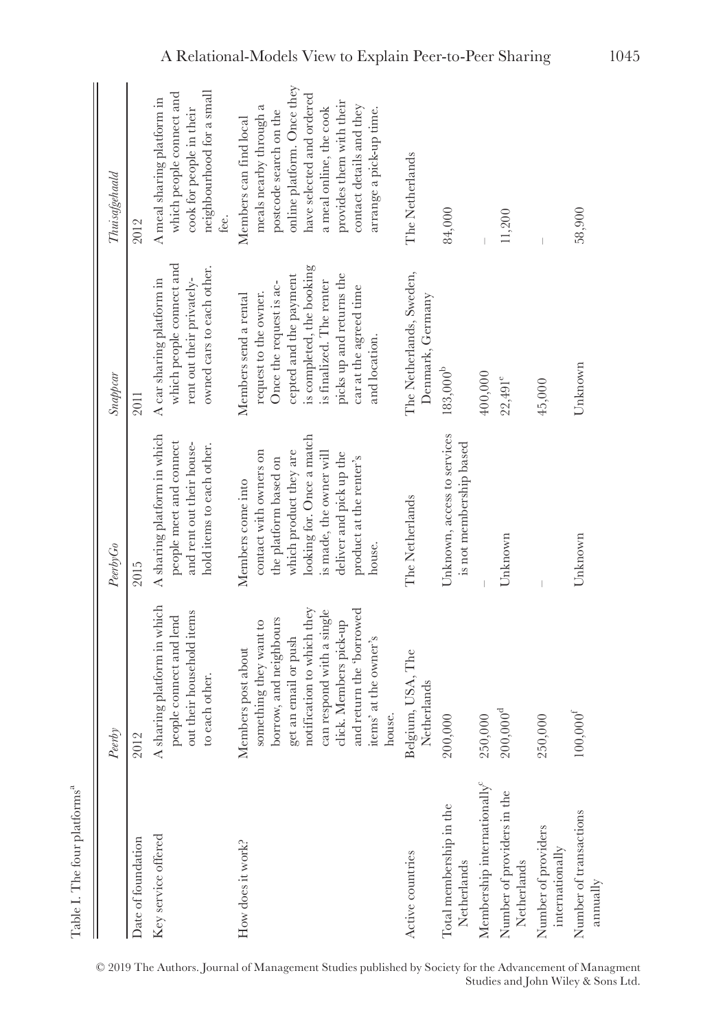Table I. The four platforms[a]

| | *Peerby* | *PeerbyGo* | *Snappcar* | *Thuisafgehaald* |
|---|---|---|---|---|
| Date of foundation | 2012 | 2015 | 2011 | 2012 |
| Key service offered | A sharing platform in which people connect and lend out their household items to each other. | A sharing platform in which people meet and connect and rent out their household items to each other. | A car sharing platform in which people connect and rent out their privately-owned cars to each other. | A meal sharing platform in which people connect and cook for people in their neighbourhood for a small fee. |
| How does it work? | Members post about something they want to borrow, and neighbours get an email or push notification to which they can respond with a single click. Members pick-up and return the 'borrowed items' at the owner's house. | Members come into contact with owners on the platform based on which product they are looking for. Once a match is made, the owner will deliver and pick up the product at the renter's house. | Members send a rental request to the owner. Once the request is accepted and the payment is completed, the booking is finalized. The renter picks up and returns the car at the agreed time and location. | Members can find local meals nearby through a postcode search on the online platform. Once they have selected and ordered a meal online, the cook provides them with their contact details and they arrange a pick-up time. |
| Active countries | Belgium, USA, The Netherlands | The Netherlands | The Netherlands, Sweden, Denmark, Germany | The Netherlands |
| Total membership in the Netherlands | 200,000 | Unknown, access to services is not membership based | 183,000[b] | 84,000 |
| Membership internationally[c] | 250,000 | – | 400,000 | – |
| Number of providers in the Netherlands | 200,000[d] | Unknown | 22,491[e] | 11,200 |
| Number of providers internationally | 250,000 | – | 45,000 | – |
| Number of transactions annually | 100,000[f] | Unknown | Unknown | 58,900 |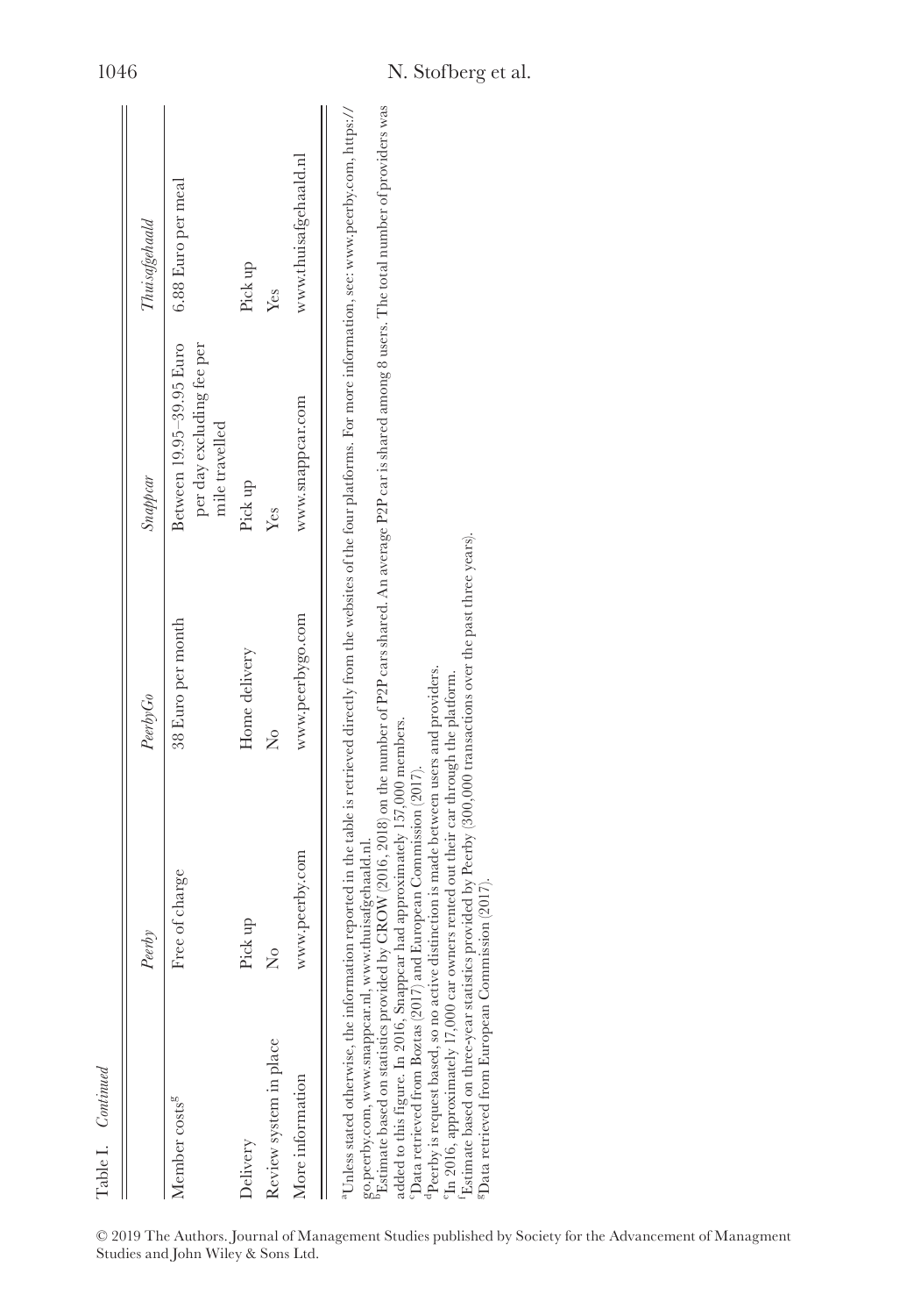Table I. *Continued*

| | *Peerby* | *PeerbyGo* | *Snappcar* | *Thuisafgehaald* |
|---|---|---|---|---|
| Member costs[g] | Free of charge | 38 Euro per month | Between 19.95–39.95 Euro per day excluding fee per mile travelled | 6.88 Euro per meal |
| Delivery | Pick up | Home delivery | Pick up | Pick up |
| Review system in place | No | No | Yes | Yes |
| More information | www.peerby.com | www.peerbygo.com | www.snappcar.com | www.thuisafgehaald.nl |

[a]Unless stated otherwise, the information reported in the table is retrieved directly from the websites of the four platforms. For more information, see: www.peerby.com, https://go.peerby.com, www.snappcar.nl, www.thuisafgehaald.nl.

[b]Estimate based on statistics provided by CROW (2016, 2018) on the number of P2P cars shared. An average P2P car is shared among 8 users. The total number of providers was added to this figure. In 2016, Snappcar had approximately 157,000 members.

[c]Data retrieved from Boztas (2017) and European Commission (2017).

[d]Peerby is request based, so no active distinction is made between users and providers.

[e]In 2016, approximately 17,000 car owners rented out their car through the platform.

[f]Estimate based on three-year statistics provided by Peerby (300,000 transactions over the past three years).

[g]Data retrieved from European Commission (2017).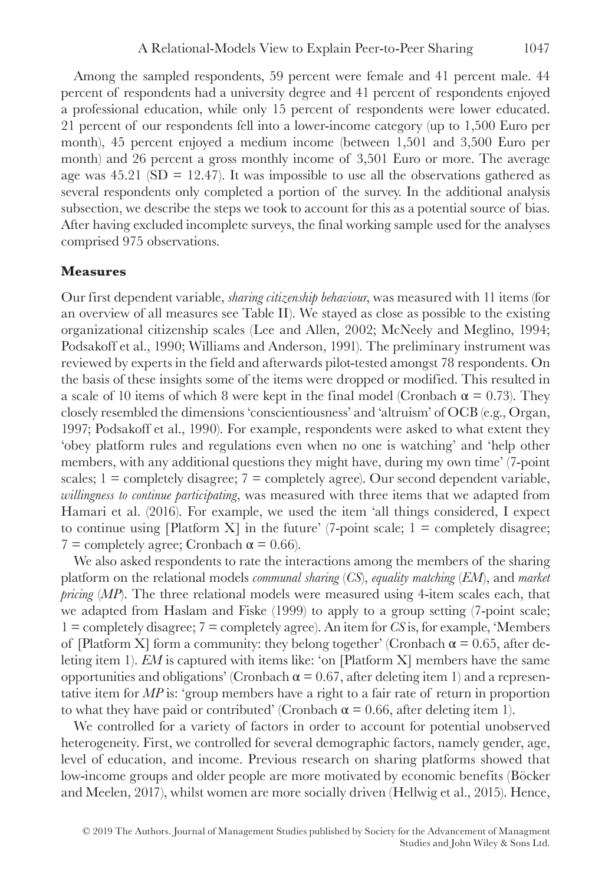Among the sampled respondents, 59 percent were female and 41 percent male. 44 percent of respondents had a university degree and 41 percent of respondents enjoyed a professional education, while only 15 percent of respondents were lower educated. 21 percent of our respondents fell into a lower-income category (up to 1,500 Euro per month), 45 percent enjoyed a medium income (between 1,501 and 3,500 Euro per month) and 26 percent a gross monthly income of 3,501 Euro or more. The average age was 45.21 (SD = 12.47). It was impossible to use all the observations gathered as several respondents only completed a portion of the survey. In the additional analysis subsection, we describe the steps we took to account for this as a potential source of bias. After having excluded incomplete surveys, the final working sample used for the analyses comprised 975 observations.

### Measures

Our first dependent variable, *sharing citizenship behaviour*, was measured with 11 items (for an overview of all measures see Table II). We stayed as close as possible to the existing organizational citizenship scales (Lee and Allen, 2002; McNeely and Meglino, 1994; Podsakoff et al., 1990; Williams and Anderson, 1991). The preliminary instrument was reviewed by experts in the field and afterwards pilot-tested amongst 78 respondents. On the basis of these insights some of the items were dropped or modified. This resulted in a scale of 10 items of which 8 were kept in the final model (Cronbach $\alpha = 0.73$). They closely resembled the dimensions 'conscientiousness' and 'altruism' of OCB (e.g., Organ, 1997; Podsakoff et al., 1990). For example, respondents were asked to what extent they 'obey platform rules and regulations even when no one is watching' and 'help other members, with any additional questions they might have, during my own time' (7-point scales; 1 = completely disagree; 7 = completely agree). Our second dependent variable, *willingness to continue participating*, was measured with three items that we adapted from Hamari et al. (2016). For example, we used the item 'all things considered, I expect to continue using [Platform X] in the future' (7-point scale; 1 = completely disagree; 7 = completely agree; Cronbach $\alpha = 0.66$).

We also asked respondents to rate the interactions among the members of the sharing platform on the relational models *communal sharing* (*CS*), *equality matching* (*EM*), and *market pricing* (*MP*). The three relational models were measured using 4-item scales each, that we adapted from Haslam and Fiske (1999) to apply to a group setting (7-point scale; 1 = completely disagree; 7 = completely agree). An item for *CS* is, for example, 'Members of [Platform X] form a community: they belong together' (Cronbach $\alpha = 0.65$, after deleting item 1). *EM* is captured with items like: 'on [Platform X] members have the same opportunities and obligations' (Cronbach $\alpha = 0.67$, after deleting item 1) and a representative item for *MP* is: 'group members have a right to a fair rate of return in proportion to what they have paid or contributed' (Cronbach $\alpha = 0.66$, after deleting item 1).

We controlled for a variety of factors in order to account for potential unobserved heterogeneity. First, we controlled for several demographic factors, namely gender, age, level of education, and income. Previous research on sharing platforms showed that low-income groups and older people are more motivated by economic benefits (Böcker and Meelen, 2017), whilst women are more socially driven (Hellwig et al., 2015). Hence,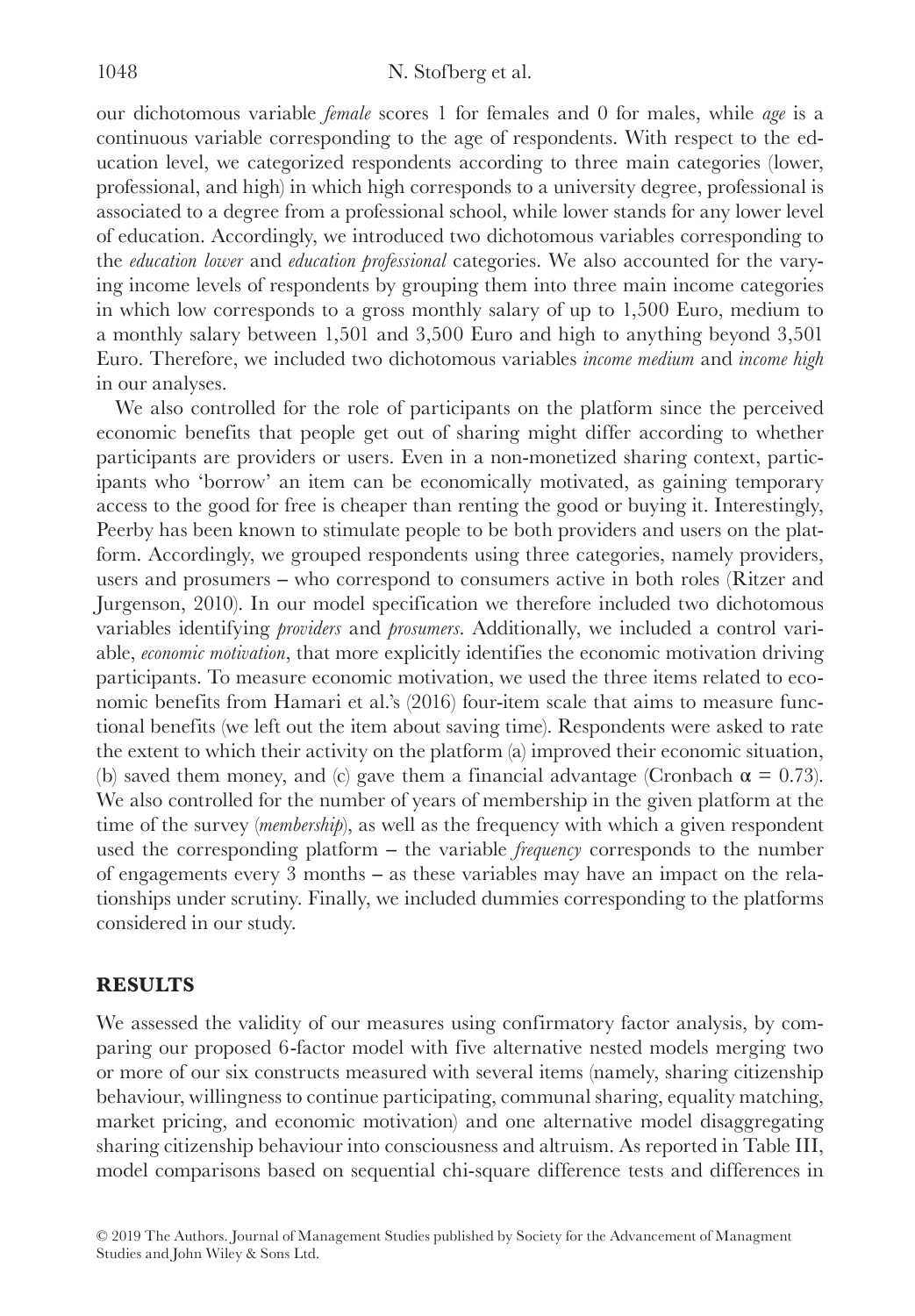our dichotomous variable *female* scores 1 for females and 0 for males, while *age* is a continuous variable corresponding to the age of respondents. With respect to the education level, we categorized respondents according to three main categories (lower, professional, and high) in which high corresponds to a university degree, professional is associated to a degree from a professional school, while lower stands for any lower level of education. Accordingly, we introduced two dichotomous variables corresponding to the *education lower* and *education professional* categories. We also accounted for the varying income levels of respondents by grouping them into three main income categories in which low corresponds to a gross monthly salary of up to 1,500 Euro, medium to a monthly salary between 1,501 and 3,500 Euro and high to anything beyond 3,501 Euro. Therefore, we included two dichotomous variables *income medium* and *income high* in our analyses.

We also controlled for the role of participants on the platform since the perceived economic benefits that people get out of sharing might differ according to whether participants are providers or users. Even in a non-monetized sharing context, participants who 'borrow' an item can be economically motivated, as gaining temporary access to the good for free is cheaper than renting the good or buying it. Interestingly, Peerby has been known to stimulate people to be both providers and users on the platform. Accordingly, we grouped respondents using three categories, namely providers, users and prosumers – who correspond to consumers active in both roles (Ritzer and Jurgenson, 2010). In our model specification we therefore included two dichotomous variables identifying *providers* and *prosumers*. Additionally, we included a control variable, *economic motivation*, that more explicitly identifies the economic motivation driving participants. To measure economic motivation, we used the three items related to economic benefits from Hamari et al.'s (2016) four-item scale that aims to measure functional benefits (we left out the item about saving time). Respondents were asked to rate the extent to which their activity on the platform (a) improved their economic situation, (b) saved them money, and (c) gave them a financial advantage (Cronbach $\alpha = 0.73$). We also controlled for the number of years of membership in the given platform at the time of the survey (*membership*), as well as the frequency with which a given respondent used the corresponding platform – the variable *frequency* corresponds to the number of engagements every 3 months – as these variables may have an impact on the relationships under scrutiny. Finally, we included dummies corresponding to the platforms considered in our study.

## RESULTS

We assessed the validity of our measures using confirmatory factor analysis, by comparing our proposed 6-factor model with five alternative nested models merging two or more of our six constructs measured with several items (namely, sharing citizenship behaviour, willingness to continue participating, communal sharing, equality matching, market pricing, and economic motivation) and one alternative model disaggregating sharing citizenship behaviour into consciousness and altruism. As reported in Table III, model comparisons based on sequential chi-square difference tests and differences in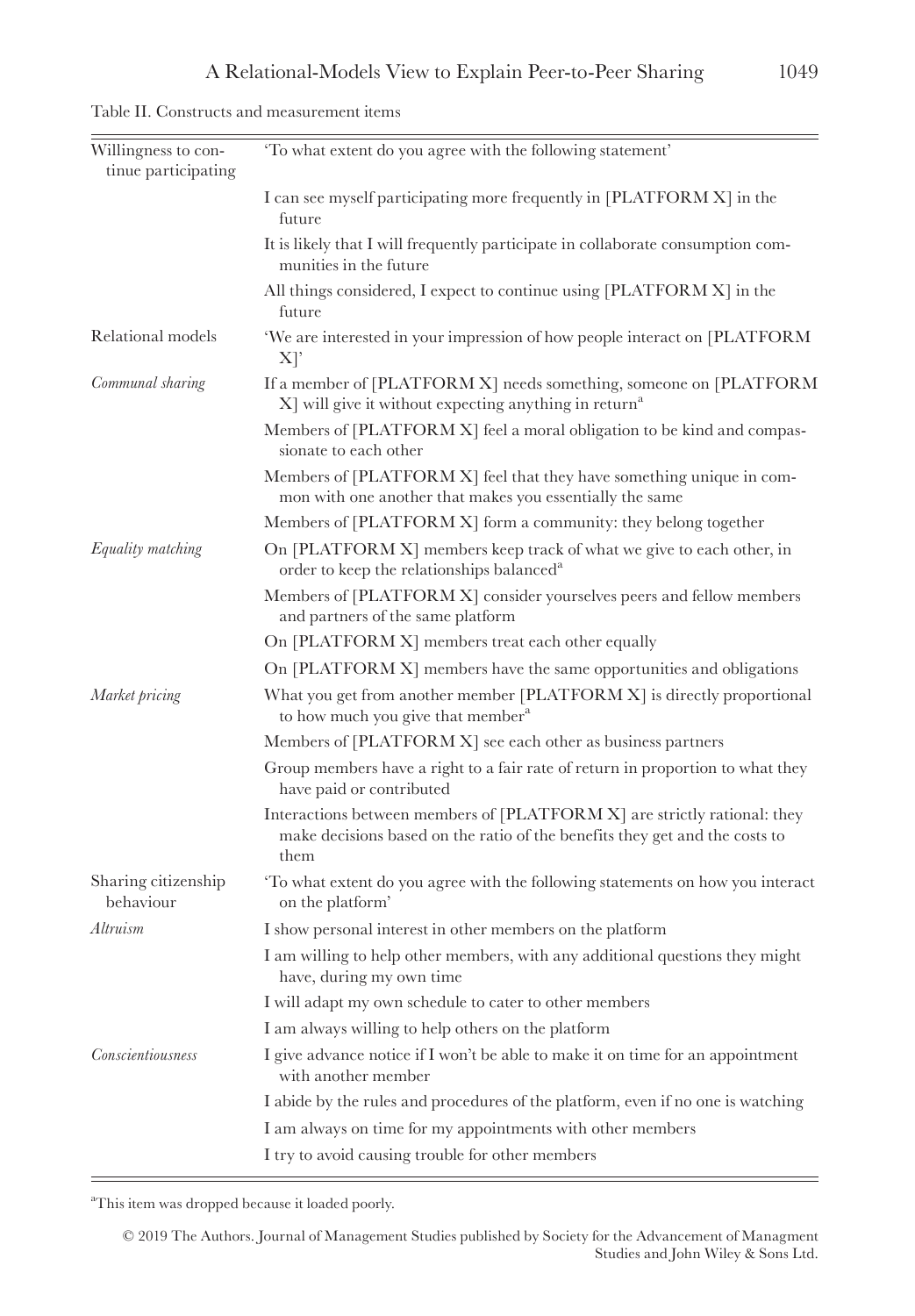Table II. Constructs and measurement items

| | |
|---|---|
| Willingness to continue participating | 'To what extent do you agree with the following statement' |
| | I can see myself participating more frequently in [PLATFORM X] in the future |
| | It is likely that I will frequently participate in collaborate consumption communities in the future |
| | All things considered, I expect to continue using [PLATFORM X] in the future |
| Relational models | 'We are interested in your impression of how people interact on [PLATFORM X]' |
| *Communal sharing* | If a member of [PLATFORM X] needs something, someone on [PLATFORM X] will give it without expecting anything in return[a] |
| | Members of [PLATFORM X] feel a moral obligation to be kind and compassionate to each other |
| | Members of [PLATFORM X] feel that they have something unique in common with one another that makes you essentially the same |
| | Members of [PLATFORM X] form a community: they belong together |
| *Equality matching* | On [PLATFORM X] members keep track of what we give to each other, in order to keep the relationships balanced[a] |
| | Members of [PLATFORM X] consider yourselves peers and fellow members and partners of the same platform |
| | On [PLATFORM X] members treat each other equally |
| | On [PLATFORM X] members have the same opportunities and obligations |
| *Market pricing* | What you get from another member [PLATFORM X] is directly proportional to how much you give that member[a] |
| | Members of [PLATFORM X] see each other as business partners |
| | Group members have a right to a fair rate of return in proportion to what they have paid or contributed |
| | Interactions between members of [PLATFORM X] are strictly rational: they make decisions based on the ratio of the benefits they get and the costs to them |
| Sharing citizenship behaviour | 'To what extent do you agree with the following statements on how you interact on the platform' |
| *Altruism* | I show personal interest in other members on the platform |
| | I am willing to help other members, with any additional questions they might have, during my own time |
| | I will adapt my own schedule to cater to other members |
| | I am always willing to help others on the platform |
| *Conscientiousness* | I give advance notice if I won't be able to make it on time for an appointment with another member |
| | I abide by the rules and procedures of the platform, even if no one is watching |
| | I am always on time for my appointments with other members |
| | I try to avoid causing trouble for other members |

[a]This item was dropped because it loaded poorly.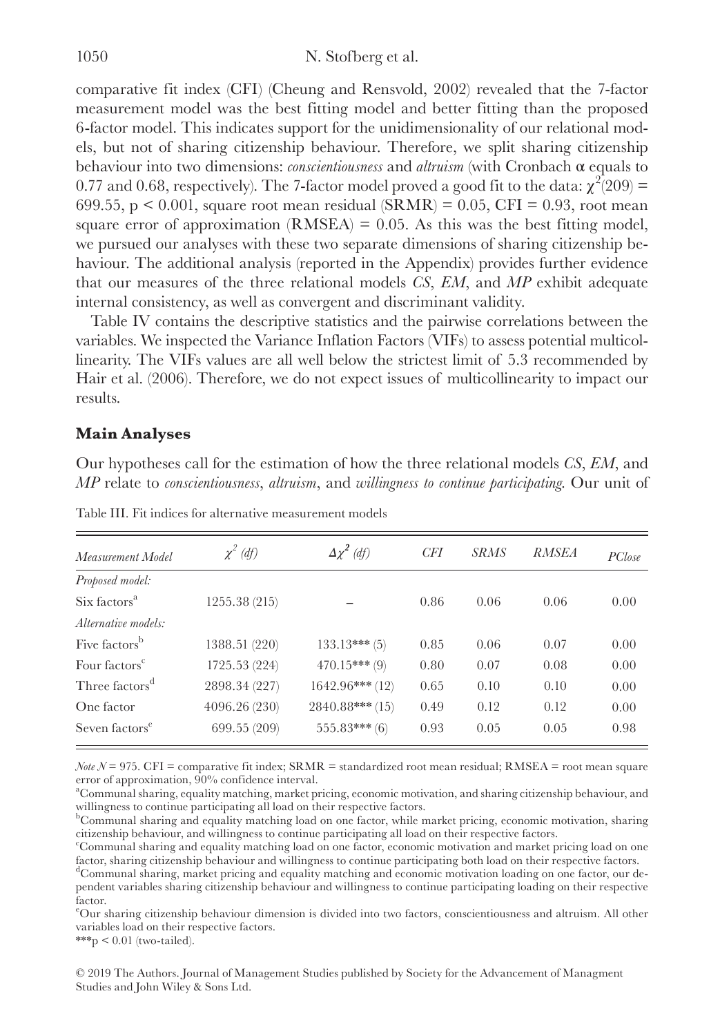comparative fit index (CFI) (Cheung and Rensvold, 2002) revealed that the 7-factor measurement model was the best fitting model and better fitting than the proposed 6-factor model. This indicates support for the unidimensionality of our relational models, but not of sharing citizenship behaviour. Therefore, we split sharing citizenship behaviour into two dimensions: *conscientiousness* and *altruism* (with Cronbach α equals to 0.77 and 0.68, respectively). The 7-factor model proved a good fit to the data: $\chi^2(209) = 699.55$, $p < 0.001$, square root mean residual (SRMR) = 0.05, CFI = 0.93, root mean square error of approximation (RMSEA) = 0.05. As this was the best fitting model, we pursued our analyses with these two separate dimensions of sharing citizenship behaviour. The additional analysis (reported in the Appendix) provides further evidence that our measures of the three relational models *CS*, *EM*, and *MP* exhibit adequate internal consistency, as well as convergent and discriminant validity.

Table IV contains the descriptive statistics and the pairwise correlations between the variables. We inspected the Variance Inflation Factors (VIFs) to assess potential multicollinearity. The VIFs values are all well below the strictest limit of 5.3 recommended by Hair et al. (2006). Therefore, we do not expect issues of multicollinearity to impact our results.

### Main Analyses

Our hypotheses call for the estimation of how the three relational models *CS*, *EM*, and *MP* relate to *conscientiousness*, *altruism*, and *willingness to continue participating*. Our unit of

Table III. Fit indices for alternative measurement models

| *Measurement Model* | $\chi^2$ *(df)* | $\Delta\chi^2$ *(df)* | *CFI* | *SRMS* | *RMSEA* | *PClose* |
|---|---|---|---|---|---|---|
| *Proposed model:* | | | | | | |
| Six factors[a] | 1255.38 (215) | – | 0.86 | 0.06 | 0.06 | 0.00 |
| *Alternative models:* | | | | | | |
| Five factors[b] | 1388.51 (220) | 133.13*** (5) | 0.85 | 0.06 | 0.07 | 0.00 |
| Four factors[c] | 1725.53 (224) | 470.15*** (9) | 0.80 | 0.07 | 0.08 | 0.00 |
| Three factors[d] | 2898.34 (227) | 1642.96*** (12) | 0.65 | 0.10 | 0.10 | 0.00 |
| One factor | 4096.26 (230) | 2840.88*** (15) | 0.49 | 0.12 | 0.12 | 0.00 |
| Seven factors[e] | 699.55 (209) | 555.83*** (6) | 0.93 | 0.05 | 0.05 | 0.98 |

*Note* $N = 975$. CFI = comparative fit index; SRMR = standardized root mean residual; RMSEA = root mean square error of approximation, 90% confidence interval.

[a]Communal sharing, equality matching, market pricing, economic motivation, and sharing citizenship behaviour, and willingness to continue participating all load on their respective factors.

[b]Communal sharing and equality matching load on one factor, while market pricing, economic motivation, sharing citizenship behaviour, and willingness to continue participating all load on their respective factors.

[c]Communal sharing and equality matching load on one factor, economic motivation and market pricing load on one factor, sharing citizenship behaviour and willingness to continue participating both load on their respective factors.

[d]Communal sharing, market pricing and equality matching and economic motivation loading on one factor, our dependent variables sharing citizenship behaviour and willingness to continue participating loading on their respective factor.

[e]Our sharing citizenship behaviour dimension is divided into two factors, conscientiousness and altruism. All other variables load on their respective factors.

***$p < 0.01$ (two-tailed).

© 2019 The Authors. Journal of Management Studies published by Society for the Advancement of Managment Studies and John Wiley & Sons Ltd.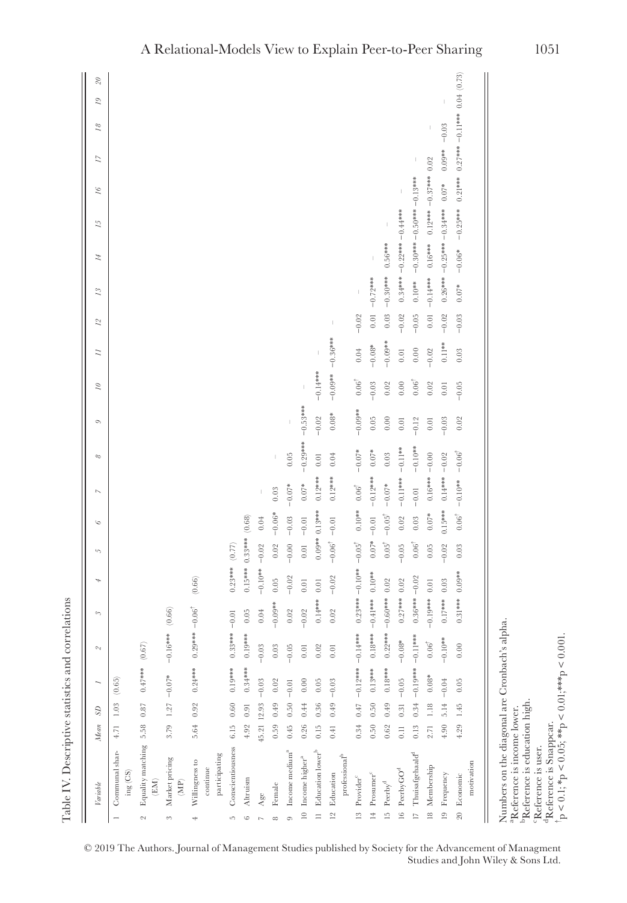Table IV. Descriptive statistics and correlations

| | Variable | Mean | SD | 1 | 2 | 3 | 4 | 5 | 6 | 7 | 8 | 9 | 10 | 11 | 12 | 13 | 14 | 15 | 16 | 17 | 18 | 19 | 20 |
|---|---|---|---|---|---|---|---|---|---|---|---|---|---|---|---|---|---|---|---|---|---|---|---|
| 1 | Communal sharing (CS) | 4.71 | 1.03 | (0.65) | | | | | | | | | | | | | | | | | | | |
| 2 | Equality matching (EM) | 5.58 | 0.87 | 0.47*** | (0.67) | | | | | | | | | | | | | | | | | | |
| 3 | Market pricing (MP) | 3.79 | 1.27 | −0.07* | −0.16*** | (0.66) | | | | | | | | | | | | | | | | | |
| 4 | Willingness to continue participating | 5.64 | 0.92 | 0.24*** | 0.29*** | −0.06† | (0.66) | | | | | | | | | | | | | | | | |
| 5 | Conscientiousness | 6.15 | 0.60 | 0.19*** | 0.33*** | −0.01 | 0.23*** | (0.77) | | | | | | | | | | | | | | | |
| 6 | Altruism | 4.92 | 0.91 | 0.34*** | 0.19*** | 0.05 | 0.15*** | 0.33*** | (0.68) | | | | | | | | | | | | | | |
| 7 | Age | 45.21 | 12.93 | −0.03 | −0.03 | 0.04 | −0.10** | −0.02 | 0.04 | – | | | | | | | | | | | | | |
| 8 | Female | 0.59 | 0.49 | 0.02 | 0.03 | −0.09** | 0.05 | 0.02 | −0.06* | 0.03 | – | | | | | | | | | | | | |
| 9 | Income medium[a] | 0.45 | 0.50 | −0.01 | −0.05 | 0.02 | −0.02 | −0.00 | −0.03 | −0.07* | 0.05 | – | | | | | | | | | | | |
| 10 | Income higher[a] | 0.26 | 0.44 | 0.00 | 0.01 | −0.02 | 0.01 | 0.01 | −0.01 | 0.07* | −0.29*** | −0.53*** | – | | | | | | | | | | |
| 11 | Education lower[b] | 0.15 | 0.36 | 0.05 | 0.02 | 0.14*** | 0.01 | 0.09** | 0.13*** | 0.12*** | 0.01 | −0.02 | −0.14*** | – | | | | | | | | | |
| 12 | Education professional[b] | 0.41 | 0.49 | −0.03 | 0.01 | 0.02 | −0.02 | −0.06† | −0.01 | 0.12*** | 0.04 | 0.08* | −0.09** | −0.36*** | – | | | | | | | | |
| 13 | Provider[c] | 0.34 | 0.47 | −0.12*** | −0.14*** | 0.23*** | −0.10** | −0.05† | 0.10** | 0.06† | −0.07* | −0.09** | 0.06† | 0.04 | −0.02 | – | | | | | | | |
| 14 | Prosumer[c] | 0.50 | 0.50 | 0.13*** | 0.18*** | −0.41*** | 0.10** | 0.07* | −0.01 | −0.12*** | 0.07* | 0.05 | −0.03 | −0.08* | 0.01 | −0.72*** | – | | | | | | |
| 15 | Peerby[d] | 0.62 | 0.49 | 0.18*** | 0.22*** | −0.60*** | 0.02 | 0.05† | −0.05† | −0.07* | 0.03 | 0.00 | 0.02 | −0.09** | 0.03 | −0.30*** | 0.56*** | – | | | | | |
| 16 | PeerbyGO[d] | 0.11 | 0.31 | −0.05 | −0.08* | 0.27*** | 0.02 | −0.05 | 0.02 | −0.11*** | −0.11** | 0.01 | 0.00 | 0.01 | −0.02 | 0.34*** | −0.22*** | −0.44*** | – | | | | |
| 17 | Thuisafgehaald[d] | 0.13 | 0.34 | −0.19*** | −0.11*** | 0.36*** | −0.02 | 0.06† | 0.03 | −0.01 | −0.10** | −0.12 | 0.06† | 0.00 | −0.05 | 0.10** | −0.30*** | −0.50*** | −0.13*** | – | | | |
| 18 | Membership | 2.71 | 1.18 | 0.08* | 0.06† | −0.19*** | 0.01 | 0.05 | 0.07* | 0.16*** | −0.00 | 0.01 | 0.02 | −0.02 | 0.01 | −0.14*** | 0.16*** | 0.12*** | −0.37*** | 0.02 | – | | |
| 19 | Frequency | 4.90 | 5.14 | −0.04 | −0.10** | 0.17*** | 0.03 | −0.02 | 0.15*** | 0.14*** | −0.02 | −0.03 | 0.01 | 0.11** | −0.02 | 0.26*** | −0.25*** | −0.34*** | 0.07* | 0.09** | −0.03 | – | |
| 20 | Economic motivation | 4.29 | 1.45 | 0.05 | 0.00 | 0.31*** | 0.09** | 0.03 | 0.06† | −0.10** | −0.06† | 0.02 | −0.05 | 0.03 | −0.03 | 0.07* | −0.06* | −0.25*** | 0.21*** | 0.27*** | −0.11*** | 0.04 | (0.73) |

Numbers on the diagonal are Cronbach's alpha.
[a]Reference is income lower.
[b]Reference is education high.
[c]Reference is user.
[d]Reference is Snappcar.
† $p < 0.1$; * $p < 0.05$; ** $p < 0.01$; *** $p < 0.001$.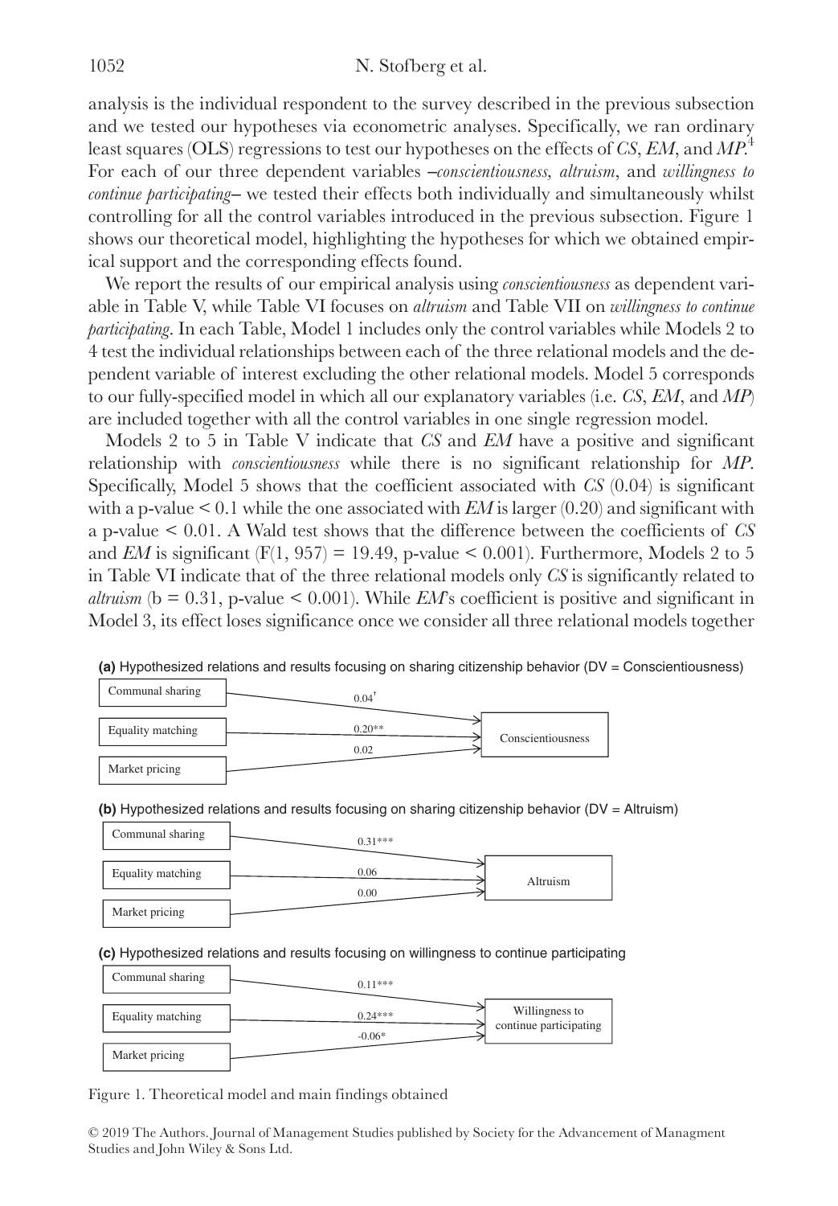analysis is the individual respondent to the survey described in the previous subsection and we tested our hypotheses via econometric analyses. Specifically, we ran ordinary least squares (OLS) regressions to test our hypotheses on the effects of *CS*, *EM*, and *MP*.[4] For each of our three dependent variables –*conscientiousness*, *altruism*, and *willingness to continue participating*– we tested their effects both individually and simultaneously whilst controlling for all the control variables introduced in the previous subsection. Figure 1 shows our theoretical model, highlighting the hypotheses for which we obtained empirical support and the corresponding effects found.

We report the results of our empirical analysis using *conscientiousness* as dependent variable in Table V, while Table VI focuses on *altruism* and Table VII on *willingness to continue participating*. In each Table, Model 1 includes only the control variables while Models 2 to 4 test the individual relationships between each of the three relational models and the dependent variable of interest excluding the other relational models. Model 5 corresponds to our fully-specified model in which all our explanatory variables (i.e. *CS*, *EM*, and *MP*) are included together with all the control variables in one single regression model.

Models 2 to 5 in Table V indicate that *CS* and *EM* have a positive and significant relationship with *conscientiousness* while there is no significant relationship for *MP*. Specifically, Model 5 shows that the coefficient associated with *CS* (0.04) is significant with a p-value < 0.1 while the one associated with *EM* is larger (0.20) and significant with a p-value < 0.01. A Wald test shows that the difference between the coefficients of *CS* and *EM* is significant ($F(1, 957) = 19.49$, p-value < 0.001). Furthermore, Models 2 to 5 in Table VI indicate that of the three relational models only *CS* is significantly related to *altruism* ($b = 0.31$, p-value < 0.001). While *EM*'s coefficient is positive and significant in Model 3, its effect loses significance once we consider all three relational models together

**(a)** Hypothesized relations and results focusing on sharing citizenship behavior (DV = Conscientiousness)

| Predictor | Coefficient | Outcome |
|---|---|---|
| Communal sharing | 0.04$^{\dagger}$ | Conscientiousness |
| Equality matching | 0.20** | Conscientiousness |
| Market pricing | 0.02 | Conscientiousness |

**(b)** Hypothesized relations and results focusing on sharing citizenship behavior (DV = Altruism)

| Predictor | Coefficient | Outcome |
|---|---|---|
| Communal sharing | 0.31*** | Altruism |
| Equality matching | 0.06 | Altruism |
| Market pricing | 0.00 | Altruism |

**(c)** Hypothesized relations and results focusing on willingness to continue participating

| Predictor | Coefficient | Outcome |
|---|---|---|
| Communal sharing | 0.11*** | Willingness to continue participating |
| Equality matching | 0.24*** | Willingness to continue participating |
| Market pricing | -0.06* | Willingness to continue participating |

Figure 1. Theoretical model and main findings obtained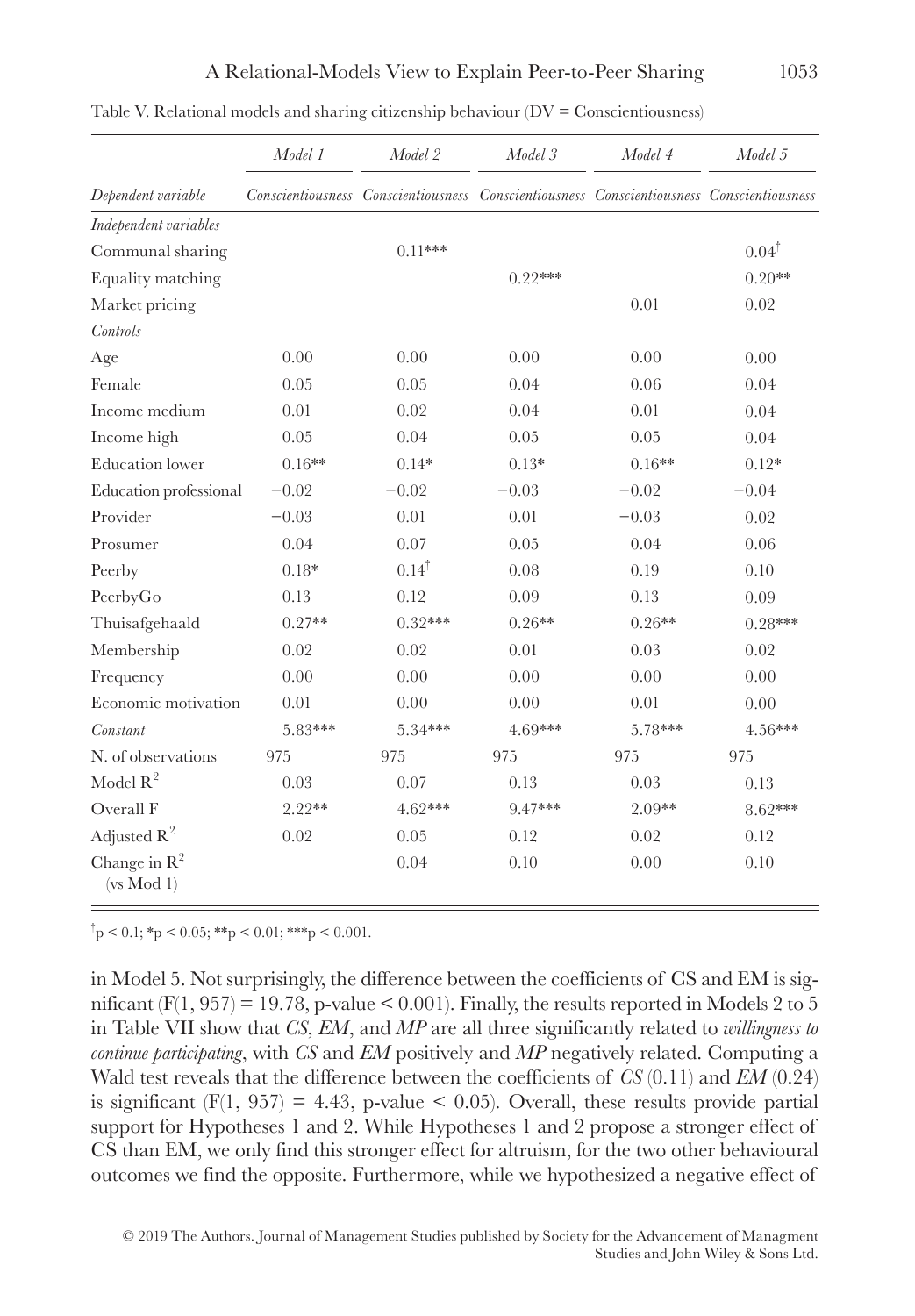Table V. Relational models and sharing citizenship behaviour (DV = Conscientiousness)

| | *Model 1* | *Model 2* | *Model 3* | *Model 4* | *Model 5* |
|---|---|---|---|---|---|
| *Dependent variable* | *Conscientiousness* | *Conscientiousness* | *Conscientiousness* | *Conscientiousness* | *Conscientiousness* |
| *Independent variables* | | | | | |
| Communal sharing | | 0.11*** | | | $0.04^{\dagger}$ |
| Equality matching | | | 0.22*** | | 0.20** |
| Market pricing | | | | 0.01 | 0.02 |
| *Controls* | | | | | |
| Age | 0.00 | 0.00 | 0.00 | 0.00 | 0.00 |
| Female | 0.05 | 0.05 | 0.04 | 0.06 | 0.04 |
| Income medium | 0.01 | 0.02 | 0.04 | 0.01 | 0.04 |
| Income high | 0.05 | 0.04 | 0.05 | 0.05 | 0.04 |
| Education lower | 0.16** | 0.14* | 0.13* | 0.16** | 0.12* |
| Education professional | −0.02 | −0.02 | −0.03 | −0.02 | −0.04 |
| Provider | −0.03 | 0.01 | 0.01 | −0.03 | 0.02 |
| Prosumer | 0.04 | 0.07 | 0.05 | 0.04 | 0.06 |
| Peerby | 0.18* | $0.14^{\dagger}$ | 0.08 | 0.19 | 0.10 |
| PeerbyGo | 0.13 | 0.12 | 0.09 | 0.13 | 0.09 |
| Thuisafgehaald | 0.27** | 0.32*** | 0.26** | 0.26** | 0.28*** |
| Membership | 0.02 | 0.02 | 0.01 | 0.03 | 0.02 |
| Frequency | 0.00 | 0.00 | 0.00 | 0.00 | 0.00 |
| Economic motivation | 0.01 | 0.00 | 0.00 | 0.01 | 0.00 |
| *Constant* | 5.83*** | 5.34*** | 4.69*** | 5.78*** | 4.56*** |
| N. of observations | 975 | 975 | 975 | 975 | 975 |
| Model $R^2$ | 0.03 | 0.07 | 0.13 | 0.03 | 0.13 |
| Overall F | 2.22** | 4.62*** | 9.47*** | 2.09** | 8.62*** |
| Adjusted $R^2$ | 0.02 | 0.05 | 0.12 | 0.02 | 0.12 |
| Change in $R^2$ (vs Mod 1) | | 0.04 | 0.10 | 0.00 | 0.10 |

$^{\dagger}p < 0.1$; $^{*}p < 0.05$; $^{**}p < 0.01$; $^{***}p < 0.001$.

in Model 5. Not surprisingly, the difference between the coefficients of CS and EM is significant ($F(1, 957) = 19.78$, p-value $< 0.001$). Finally, the results reported in Models 2 to 5 in Table VII show that *CS*, *EM*, and *MP* are all three significantly related to *willingness to continue participating*, with *CS* and *EM* positively and *MP* negatively related. Computing a Wald test reveals that the difference between the coefficients of *CS* (0.11) and *EM* (0.24) is significant ($F(1, 957) = 4.43$, p-value $< 0.05$). Overall, these results provide partial support for Hypotheses 1 and 2. While Hypotheses 1 and 2 propose a stronger effect of CS than EM, we only find this stronger effect for altruism, for the two other behavioural outcomes we find the opposite. Furthermore, while we hypothesized a negative effect of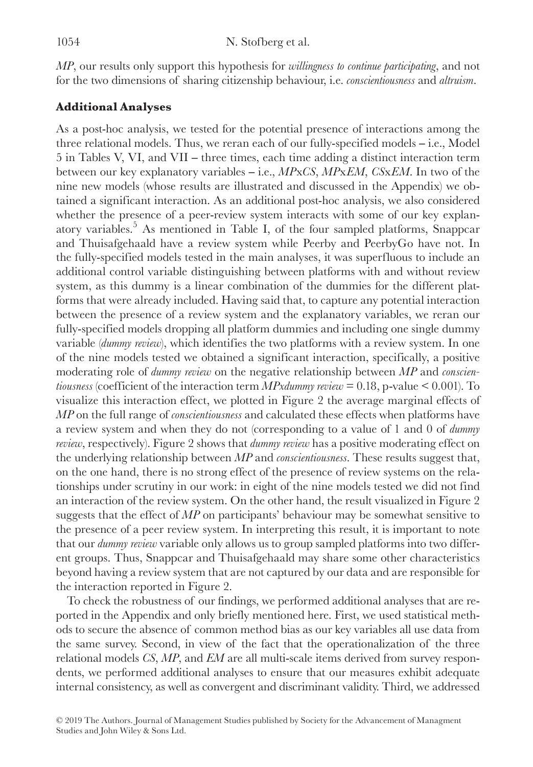*MP*, our results only support this hypothesis for *willingness to continue participating*, and not for the two dimensions of sharing citizenship behaviour, i.e. *conscientiousness* and *altruism*.

### Additional Analyses

As a post-hoc analysis, we tested for the potential presence of interactions among the three relational models. Thus, we reran each of our fully-specified models – i.e., Model 5 in Tables V, VI, and VII – three times, each time adding a distinct interaction term between our key explanatory variables – i.e., *MP*x*CS*, *MP*x*EM*, *CS*x*EM*. In two of the nine new models (whose results are illustrated and discussed in the Appendix) we obtained a significant interaction. As an additional post-hoc analysis, we also considered whether the presence of a peer-review system interacts with some of our key explanatory variables.[5] As mentioned in Table I, of the four sampled platforms, Snappcar and Thuisafgehaald have a review system while Peerby and PeerbyGo have not. In the fully-specified models tested in the main analyses, it was superfluous to include an additional control variable distinguishing between platforms with and without review system, as this dummy is a linear combination of the dummies for the different platforms that were already included. Having said that, to capture any potential interaction between the presence of a review system and the explanatory variables, we reran our fully-specified models dropping all platform dummies and including one single dummy variable (*dummy review*), which identifies the two platforms with a review system. In one of the nine models tested we obtained a significant interaction, specifically, a positive moderating role of *dummy review* on the negative relationship between *MP* and *conscientiousness* (coefficient of the interaction term *MPxdummy review* = 0.18, p-value < 0.001). To visualize this interaction effect, we plotted in Figure 2 the average marginal effects of *MP* on the full range of *conscientiousness* and calculated these effects when platforms have a review system and when they do not (corresponding to a value of 1 and 0 of *dummy review*, respectively). Figure 2 shows that *dummy review* has a positive moderating effect on the underlying relationship between *MP* and *conscientiousness*. These results suggest that, on the one hand, there is no strong effect of the presence of review systems on the relationships under scrutiny in our work: in eight of the nine models tested we did not find an interaction of the review system. On the other hand, the result visualized in Figure 2 suggests that the effect of *MP* on participants' behaviour may be somewhat sensitive to the presence of a peer review system. In interpreting this result, it is important to note that our *dummy review* variable only allows us to group sampled platforms into two different groups. Thus, Snappcar and Thuisafgehaald may share some other characteristics beyond having a review system that are not captured by our data and are responsible for the interaction reported in Figure 2.

To check the robustness of our findings, we performed additional analyses that are reported in the Appendix and only briefly mentioned here. First, we used statistical methods to secure the absence of common method bias as our key variables all use data from the same survey. Second, in view of the fact that the operationalization of the three relational models *CS*, *MP*, and *EM* are all multi-scale items derived from survey respondents, we performed additional analyses to ensure that our measures exhibit adequate internal consistency, as well as convergent and discriminant validity. Third, we addressed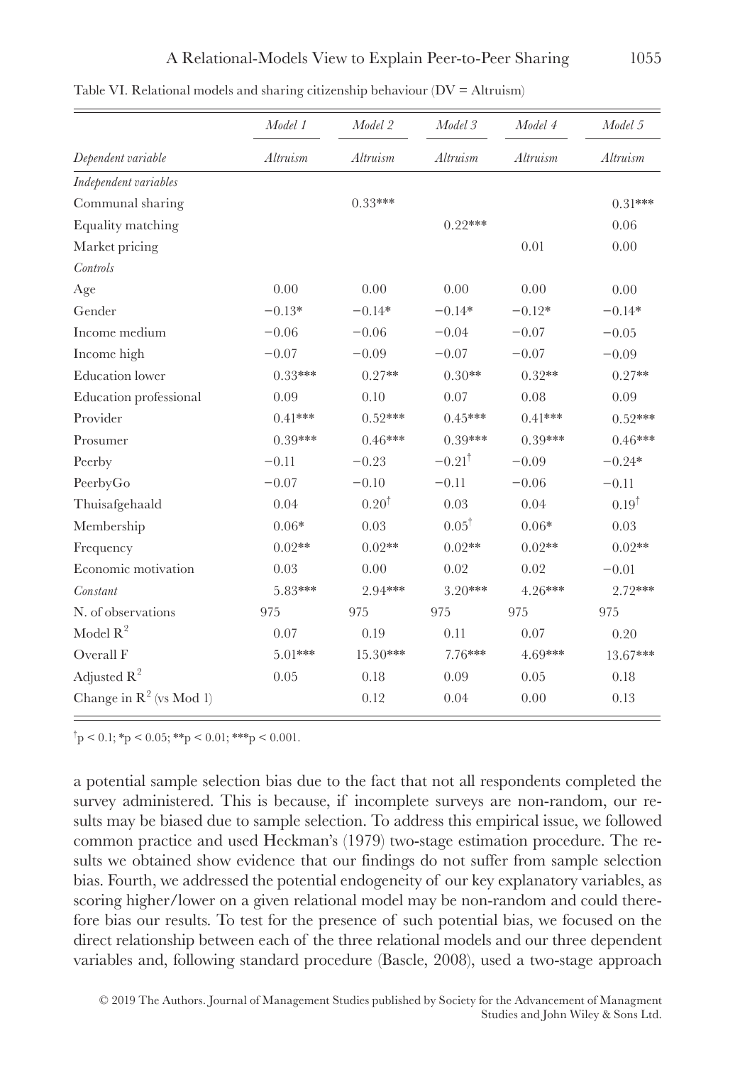Table VI. Relational models and sharing citizenship behaviour (DV = Altruism)

| | *Model 1* | *Model 2* | *Model 3* | *Model 4* | *Model 5* |
|---|---|---|---|---|---|
| *Dependent variable* | *Altruism* | *Altruism* | *Altruism* | *Altruism* | *Altruism* |
| *Independent variables* | | | | | |
| Communal sharing | | 0.33*** | | | 0.31*** |
| Equality matching | | | 0.22*** | | 0.06 |
| Market pricing | | | | 0.01 | 0.00 |
| *Controls* | | | | | |
| Age | 0.00 | 0.00 | 0.00 | 0.00 | 0.00 |
| Gender | −0.13* | −0.14* | −0.14* | −0.12* | −0.14* |
| Income medium | −0.06 | −0.06 | −0.04 | −0.07 | −0.05 |
| Income high | −0.07 | −0.09 | −0.07 | −0.07 | −0.09 |
| Education lower | 0.33*** | 0.27** | 0.30** | 0.32** | 0.27** |
| Education professional | 0.09 | 0.10 | 0.07 | 0.08 | 0.09 |
| Provider | 0.41*** | 0.52*** | 0.45*** | 0.41*** | 0.52*** |
| Prosumer | 0.39*** | 0.46*** | 0.39*** | 0.39*** | 0.46*** |
| Peerby | −0.11 | −0.23 | −0.21† | −0.09 | −0.24* |
| PeerbyGo | −0.07 | −0.10 | −0.11 | −0.06 | −0.11 |
| Thuisafgehaald | 0.04 | 0.20† | 0.03 | 0.04 | 0.19† |
| Membership | 0.06* | 0.03 | 0.05† | 0.06* | 0.03 |
| Frequency | 0.02** | 0.02** | 0.02** | 0.02** | 0.02** |
| Economic motivation | 0.03 | 0.00 | 0.02 | 0.02 | −0.01 |
| *Constant* | 5.83*** | 2.94*** | 3.20*** | 4.26*** | 2.72*** |
| N. of observations | 975 | 975 | 975 | 975 | 975 |
| Model $R^2$ | 0.07 | 0.19 | 0.11 | 0.07 | 0.20 |
| Overall F | 5.01*** | 15.30*** | 7.76*** | 4.69*** | 13.67*** |
| Adjusted $R^2$ | 0.05 | 0.18 | 0.09 | 0.05 | 0.18 |
| Change in $R^2$ (vs Mod 1) | | 0.12 | 0.04 | 0.00 | 0.13 |

†$p < 0.1$; *$p < 0.05$; **$p < 0.01$; ***$p < 0.001$.

a potential sample selection bias due to the fact that not all respondents completed the survey administered. This is because, if incomplete surveys are non-random, our results may be biased due to sample selection. To address this empirical issue, we followed common practice and used Heckman's (1979) two-stage estimation procedure. The results we obtained show evidence that our findings do not suffer from sample selection bias. Fourth, we addressed the potential endogeneity of our key explanatory variables, as scoring higher/lower on a given relational model may be non-random and could therefore bias our results. To test for the presence of such potential bias, we focused on the direct relationship between each of the three relational models and our three dependent variables and, following standard procedure (Bascle, 2008), used a two-stage approach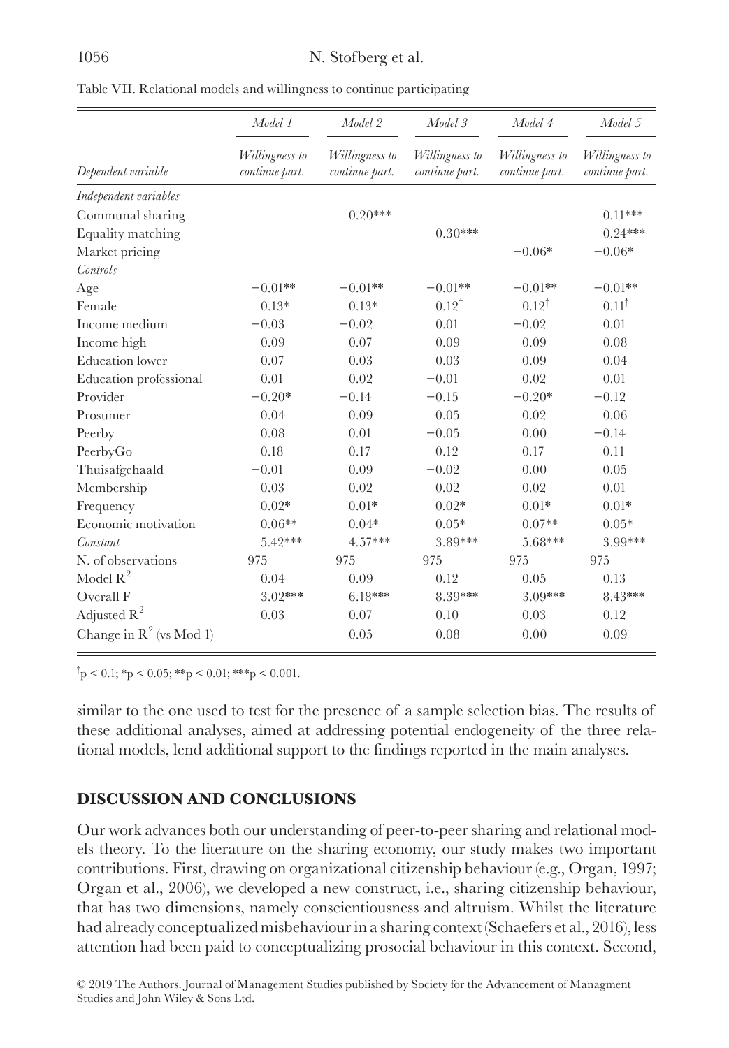Table VII. Relational models and willingness to continue participating

| | *Model 1* | *Model 2* | *Model 3* | *Model 4* | *Model 5* |
|---|---|---|---|---|---|
| *Dependent variable* | *Willingness to continue part.* | *Willingness to continue part.* | *Willingness to continue part.* | *Willingness to continue part.* | *Willingness to continue part.* |
| *Independent variables* | | | | | |
| Communal sharing | | 0.20*** | | | 0.11*** |
| Equality matching | | | 0.30*** | | 0.24*** |
| Market pricing | | | | −0.06* | −0.06* |
| *Controls* | | | | | |
| Age | −0.01** | −0.01** | −0.01** | −0.01** | −0.01** |
| Female | 0.13* | 0.13* | $0.12^{\dagger}$ | $0.12^{\dagger}$ | $0.11^{\dagger}$ |
| Income medium | −0.03 | −0.02 | 0.01 | −0.02 | 0.01 |
| Income high | 0.09 | 0.07 | 0.09 | 0.09 | 0.08 |
| Education lower | 0.07 | 0.03 | 0.03 | 0.09 | 0.04 |
| Education professional | 0.01 | 0.02 | −0.01 | 0.02 | 0.01 |
| Provider | −0.20* | −0.14 | −0.15 | −0.20* | −0.12 |
| Prosumer | 0.04 | 0.09 | 0.05 | 0.02 | 0.06 |
| Peerby | 0.08 | 0.01 | −0.05 | 0.00 | −0.14 |
| PeerbyGo | 0.18 | 0.17 | 0.12 | 0.17 | 0.11 |
| Thuisafgehaald | −0.01 | 0.09 | −0.02 | 0.00 | 0.05 |
| Membership | 0.03 | 0.02 | 0.02 | 0.02 | 0.01 |
| Frequency | 0.02* | 0.01* | 0.02* | 0.01* | 0.01* |
| Economic motivation | 0.06** | 0.04* | 0.05* | 0.07** | 0.05* |
| *Constant* | 5.42*** | 4.57*** | 3.89*** | 5.68*** | 3.99*** |
| N. of observations | 975 | 975 | 975 | 975 | 975 |
| Model $R^2$ | 0.04 | 0.09 | 0.12 | 0.05 | 0.13 |
| Overall F | 3.02*** | 6.18*** | 8.39*** | 3.09*** | 8.43*** |
| Adjusted $R^2$ | 0.03 | 0.07 | 0.10 | 0.03 | 0.12 |
| Change in $R^2$ (vs Mod 1) | | 0.05 | 0.08 | 0.00 | 0.09 |

$^{\dagger}p < 0.1$; $^{*}p < 0.05$; $^{**}p < 0.01$; $^{***}p < 0.001$.

similar to the one used to test for the presence of a sample selection bias. The results of these additional analyses, aimed at addressing potential endogeneity of the three relational models, lend additional support to the findings reported in the main analyses.

## DISCUSSION AND CONCLUSIONS

Our work advances both our understanding of peer-to-peer sharing and relational models theory. To the literature on the sharing economy, our study makes two important contributions. First, drawing on organizational citizenship behaviour (e.g., Organ, 1997; Organ et al., 2006), we developed a new construct, i.e., sharing citizenship behaviour, that has two dimensions, namely conscientiousness and altruism. Whilst the literature had already conceptualized misbehaviour in a sharing context (Schaefers et al., 2016), less attention had been paid to conceptualizing prosocial behaviour in this context. Second,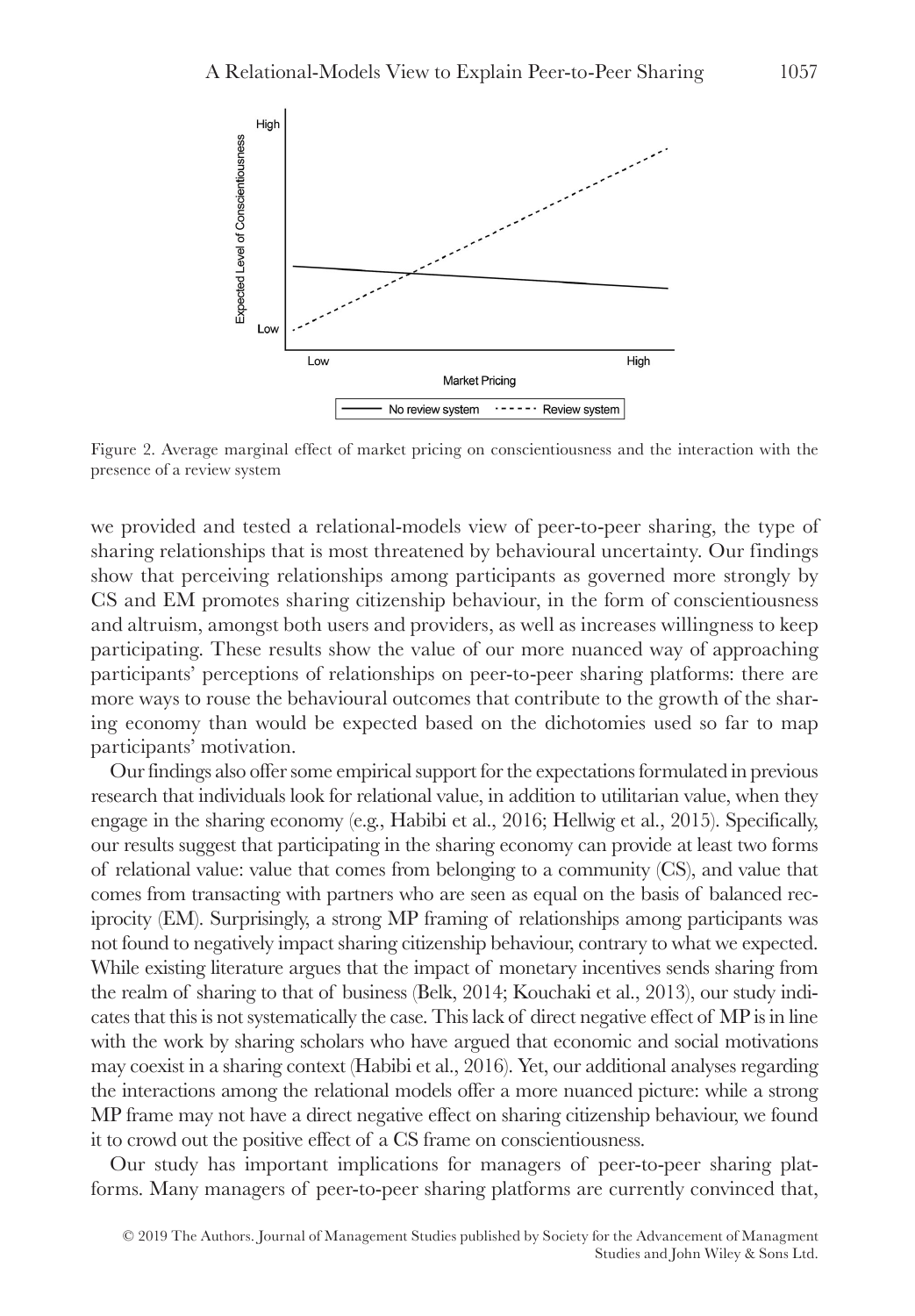Figure 2. Average marginal effect of market pricing on conscientiousness and the interaction with the presence of a review system

we provided and tested a relational-models view of peer-to-peer sharing, the type of sharing relationships that is most threatened by behavioural uncertainty. Our findings show that perceiving relationships among participants as governed more strongly by CS and EM promotes sharing citizenship behaviour, in the form of conscientiousness and altruism, amongst both users and providers, as well as increases willingness to keep participating. These results show the value of our more nuanced way of approaching participants' perceptions of relationships on peer-to-peer sharing platforms: there are more ways to rouse the behavioural outcomes that contribute to the growth of the sharing economy than would be expected based on the dichotomies used so far to map participants' motivation.

Our findings also offer some empirical support for the expectations formulated in previous research that individuals look for relational value, in addition to utilitarian value, when they engage in the sharing economy (e.g., Habibi et al., 2016; Hellwig et al., 2015). Specifically, our results suggest that participating in the sharing economy can provide at least two forms of relational value: value that comes from belonging to a community (CS), and value that comes from transacting with partners who are seen as equal on the basis of balanced reciprocity (EM). Surprisingly, a strong MP framing of relationships among participants was not found to negatively impact sharing citizenship behaviour, contrary to what we expected. While existing literature argues that the impact of monetary incentives sends sharing from the realm of sharing to that of business (Belk, 2014; Kouchaki et al., 2013), our study indicates that this is not systematically the case. This lack of direct negative effect of MP is in line with the work by sharing scholars who have argued that economic and social motivations may coexist in a sharing context (Habibi et al., 2016). Yet, our additional analyses regarding the interactions among the relational models offer a more nuanced picture: while a strong MP frame may not have a direct negative effect on sharing citizenship behaviour, we found it to crowd out the positive effect of a CS frame on conscientiousness.

Our study has important implications for managers of peer-to-peer sharing platforms. Many managers of peer-to-peer sharing platforms are currently convinced that,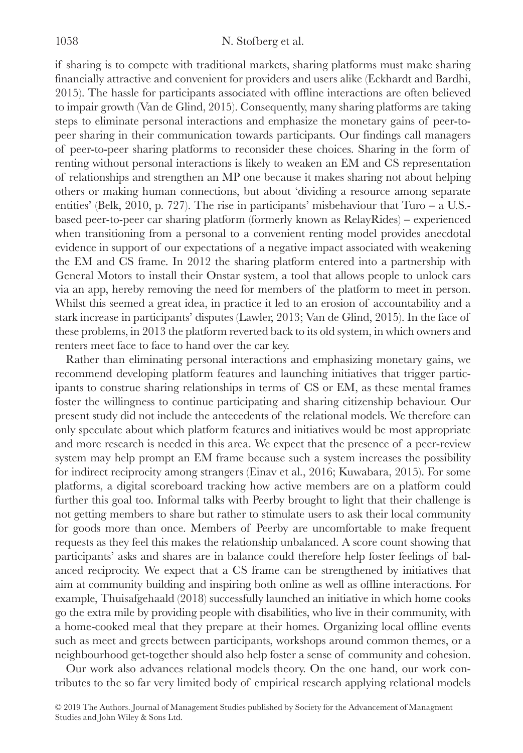if sharing is to compete with traditional markets, sharing platforms must make sharing financially attractive and convenient for providers and users alike (Eckhardt and Bardhi, 2015). The hassle for participants associated with offline interactions are often believed to impair growth (Van de Glind, 2015). Consequently, many sharing platforms are taking steps to eliminate personal interactions and emphasize the monetary gains of peer-to-peer sharing in their communication towards participants. Our findings call managers of peer-to-peer sharing platforms to reconsider these choices. Sharing in the form of renting without personal interactions is likely to weaken an EM and CS representation of relationships and strengthen an MP one because it makes sharing not about helping others or making human connections, but about 'dividing a resource among separate entities' (Belk, 2010, p. 727). The rise in participants' misbehaviour that Turo – a U.S.-based peer-to-peer car sharing platform (formerly known as RelayRides) – experienced when transitioning from a personal to a convenient renting model provides anecdotal evidence in support of our expectations of a negative impact associated with weakening the EM and CS frame. In 2012 the sharing platform entered into a partnership with General Motors to install their Onstar system, a tool that allows people to unlock cars via an app, hereby removing the need for members of the platform to meet in person. Whilst this seemed a great idea, in practice it led to an erosion of accountability and a stark increase in participants' disputes (Lawler, 2013; Van de Glind, 2015). In the face of these problems, in 2013 the platform reverted back to its old system, in which owners and renters meet face to face to hand over the car key.

Rather than eliminating personal interactions and emphasizing monetary gains, we recommend developing platform features and launching initiatives that trigger participants to construe sharing relationships in terms of CS or EM, as these mental frames foster the willingness to continue participating and sharing citizenship behaviour. Our present study did not include the antecedents of the relational models. We therefore can only speculate about which platform features and initiatives would be most appropriate and more research is needed in this area. We expect that the presence of a peer-review system may help prompt an EM frame because such a system increases the possibility for indirect reciprocity among strangers (Einav et al., 2016; Kuwabara, 2015). For some platforms, a digital scoreboard tracking how active members are on a platform could further this goal too. Informal talks with Peerby brought to light that their challenge is not getting members to share but rather to stimulate users to ask their local community for goods more than once. Members of Peerby are uncomfortable to make frequent requests as they feel this makes the relationship unbalanced. A score count showing that participants' asks and shares are in balance could therefore help foster feelings of balanced reciprocity. We expect that a CS frame can be strengthened by initiatives that aim at community building and inspiring both online as well as offline interactions. For example, Thuisafgehaald (2018) successfully launched an initiative in which home cooks go the extra mile by providing people with disabilities, who live in their community, with a home-cooked meal that they prepare at their homes. Organizing local offline events such as meet and greets between participants, workshops around common themes, or a neighbourhood get-together should also help foster a sense of community and cohesion.

Our work also advances relational models theory. On the one hand, our work contributes to the so far very limited body of empirical research applying relational models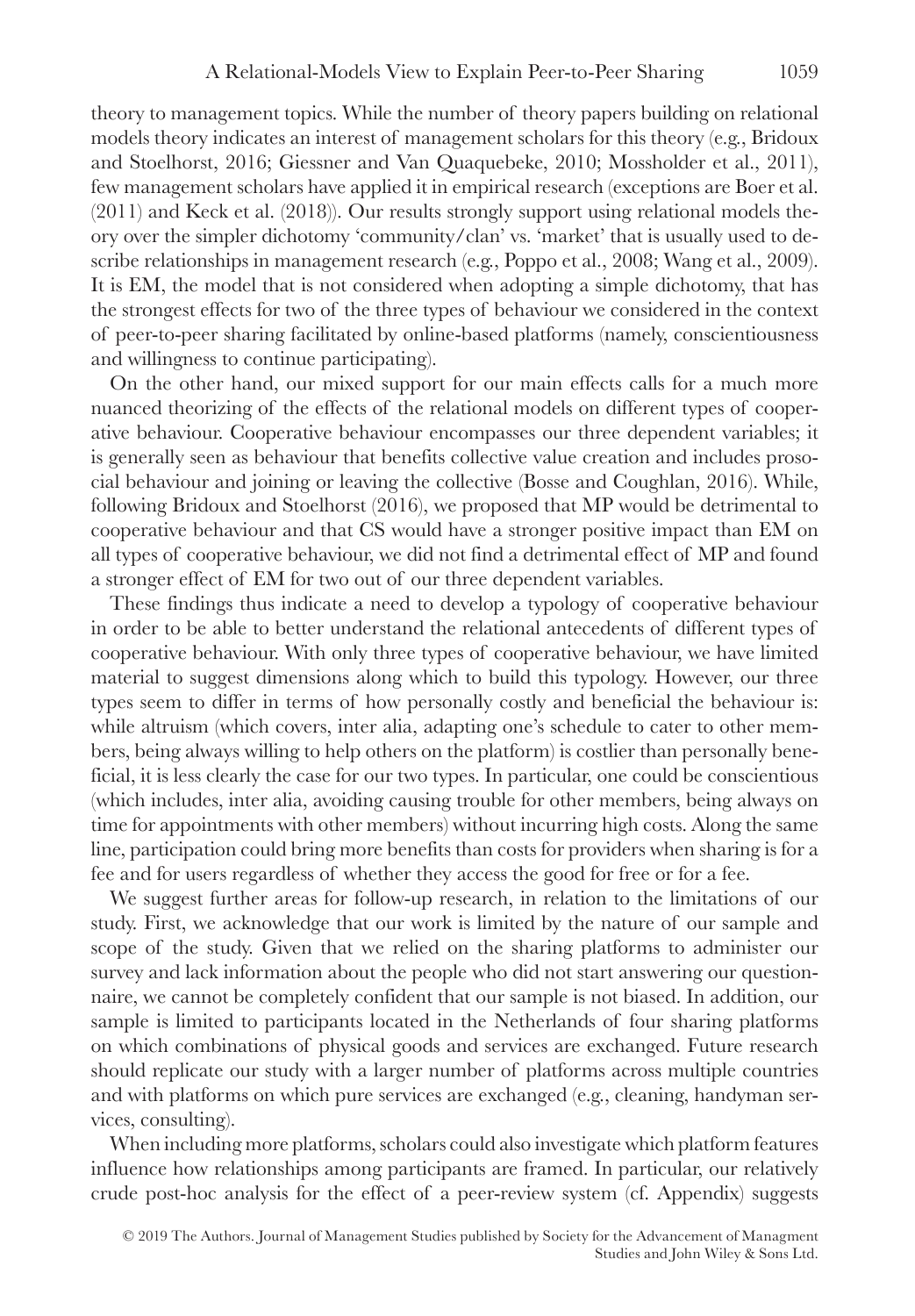theory to management topics. While the number of theory papers building on relational models theory indicates an interest of management scholars for this theory (e.g., Bridoux and Stoelhorst, 2016; Giessner and Van Quaquebeke, 2010; Mossholder et al., 2011), few management scholars have applied it in empirical research (exceptions are Boer et al. (2011) and Keck et al. (2018)). Our results strongly support using relational models theory over the simpler dichotomy 'community/clan' vs. 'market' that is usually used to describe relationships in management research (e.g., Poppo et al., 2008; Wang et al., 2009). It is EM, the model that is not considered when adopting a simple dichotomy, that has the strongest effects for two of the three types of behaviour we considered in the context of peer-to-peer sharing facilitated by online-based platforms (namely, conscientiousness and willingness to continue participating).

On the other hand, our mixed support for our main effects calls for a much more nuanced theorizing of the effects of the relational models on different types of cooperative behaviour. Cooperative behaviour encompasses our three dependent variables; it is generally seen as behaviour that benefits collective value creation and includes prosocial behaviour and joining or leaving the collective (Bosse and Coughlan, 2016). While, following Bridoux and Stoelhorst (2016), we proposed that MP would be detrimental to cooperative behaviour and that CS would have a stronger positive impact than EM on all types of cooperative behaviour, we did not find a detrimental effect of MP and found a stronger effect of EM for two out of our three dependent variables.

These findings thus indicate a need to develop a typology of cooperative behaviour in order to be able to better understand the relational antecedents of different types of cooperative behaviour. With only three types of cooperative behaviour, we have limited material to suggest dimensions along which to build this typology. However, our three types seem to differ in terms of how personally costly and beneficial the behaviour is: while altruism (which covers, inter alia, adapting one's schedule to cater to other members, being always willing to help others on the platform) is costlier than personally beneficial, it is less clearly the case for our two types. In particular, one could be conscientious (which includes, inter alia, avoiding causing trouble for other members, being always on time for appointments with other members) without incurring high costs. Along the same line, participation could bring more benefits than costs for providers when sharing is for a fee and for users regardless of whether they access the good for free or for a fee.

We suggest further areas for follow-up research, in relation to the limitations of our study. First, we acknowledge that our work is limited by the nature of our sample and scope of the study. Given that we relied on the sharing platforms to administer our survey and lack information about the people who did not start answering our questionnaire, we cannot be completely confident that our sample is not biased. In addition, our sample is limited to participants located in the Netherlands of four sharing platforms on which combinations of physical goods and services are exchanged. Future research should replicate our study with a larger number of platforms across multiple countries and with platforms on which pure services are exchanged (e.g., cleaning, handyman services, consulting).

When including more platforms, scholars could also investigate which platform features influence how relationships among participants are framed. In particular, our relatively crude post-hoc analysis for the effect of a peer-review system (cf. Appendix) suggests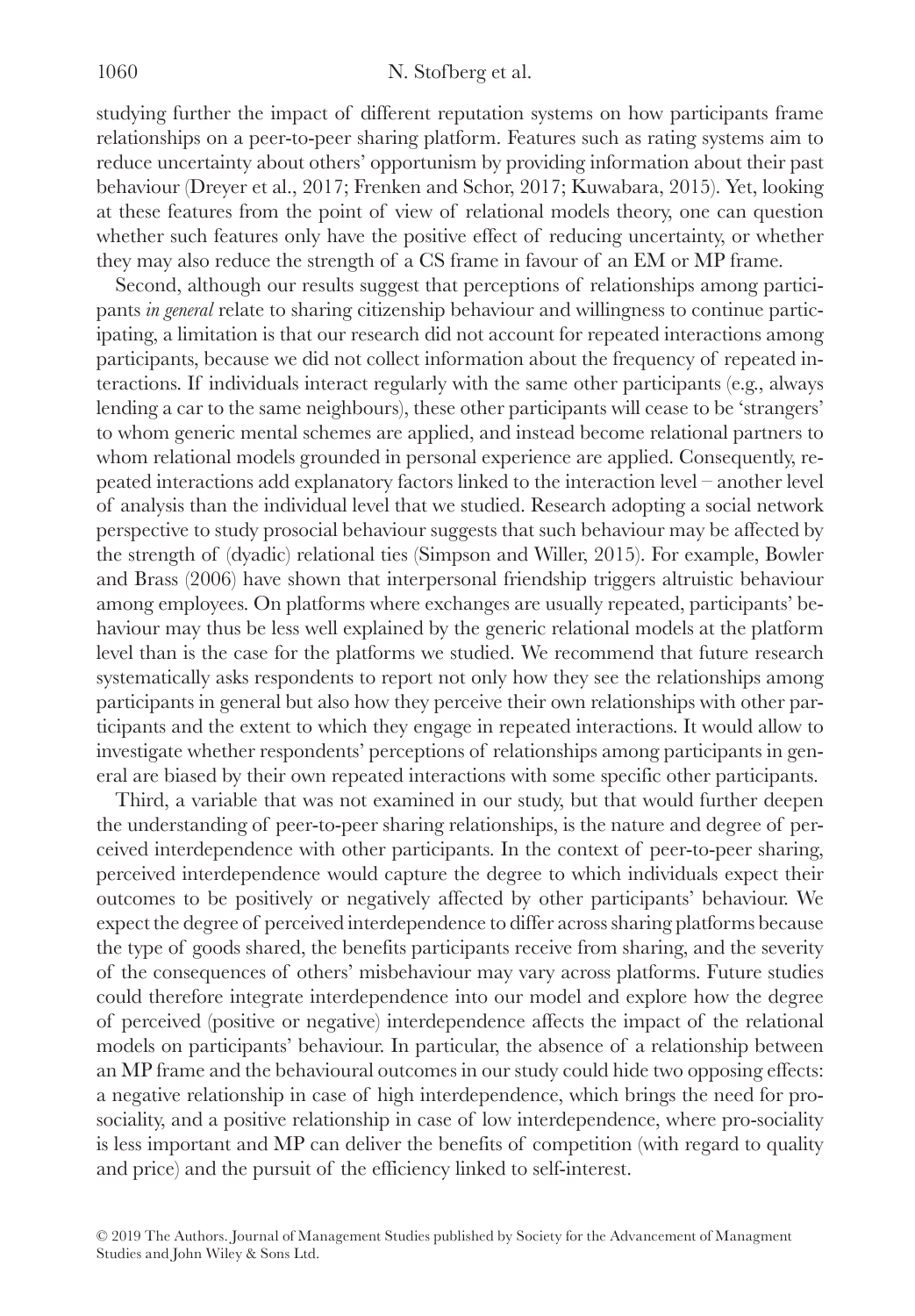studying further the impact of different reputation systems on how participants frame relationships on a peer-to-peer sharing platform. Features such as rating systems aim to reduce uncertainty about others' opportunism by providing information about their past behaviour (Dreyer et al., 2017; Frenken and Schor, 2017; Kuwabara, 2015). Yet, looking at these features from the point of view of relational models theory, one can question whether such features only have the positive effect of reducing uncertainty, or whether they may also reduce the strength of a CS frame in favour of an EM or MP frame.

Second, although our results suggest that perceptions of relationships among participants *in general* relate to sharing citizenship behaviour and willingness to continue participating, a limitation is that our research did not account for repeated interactions among participants, because we did not collect information about the frequency of repeated interactions. If individuals interact regularly with the same other participants (e.g., always lending a car to the same neighbours), these other participants will cease to be 'strangers' to whom generic mental schemes are applied, and instead become relational partners to whom relational models grounded in personal experience are applied. Consequently, repeated interactions add explanatory factors linked to the interaction level – another level of analysis than the individual level that we studied. Research adopting a social network perspective to study prosocial behaviour suggests that such behaviour may be affected by the strength of (dyadic) relational ties (Simpson and Willer, 2015). For example, Bowler and Brass (2006) have shown that interpersonal friendship triggers altruistic behaviour among employees. On platforms where exchanges are usually repeated, participants' behaviour may thus be less well explained by the generic relational models at the platform level than is the case for the platforms we studied. We recommend that future research systematically asks respondents to report not only how they see the relationships among participants in general but also how they perceive their own relationships with other participants and the extent to which they engage in repeated interactions. It would allow to investigate whether respondents' perceptions of relationships among participants in general are biased by their own repeated interactions with some specific other participants.

Third, a variable that was not examined in our study, but that would further deepen the understanding of peer-to-peer sharing relationships, is the nature and degree of perceived interdependence with other participants. In the context of peer-to-peer sharing, perceived interdependence would capture the degree to which individuals expect their outcomes to be positively or negatively affected by other participants' behaviour. We expect the degree of perceived interdependence to differ across sharing platforms because the type of goods shared, the benefits participants receive from sharing, and the severity of the consequences of others' misbehaviour may vary across platforms. Future studies could therefore integrate interdependence into our model and explore how the degree of perceived (positive or negative) interdependence affects the impact of the relational models on participants' behaviour. In particular, the absence of a relationship between an MP frame and the behavioural outcomes in our study could hide two opposing effects: a negative relationship in case of high interdependence, which brings the need for prosociality, and a positive relationship in case of low interdependence, where pro-sociality is less important and MP can deliver the benefits of competition (with regard to quality and price) and the pursuit of the efficiency linked to self-interest.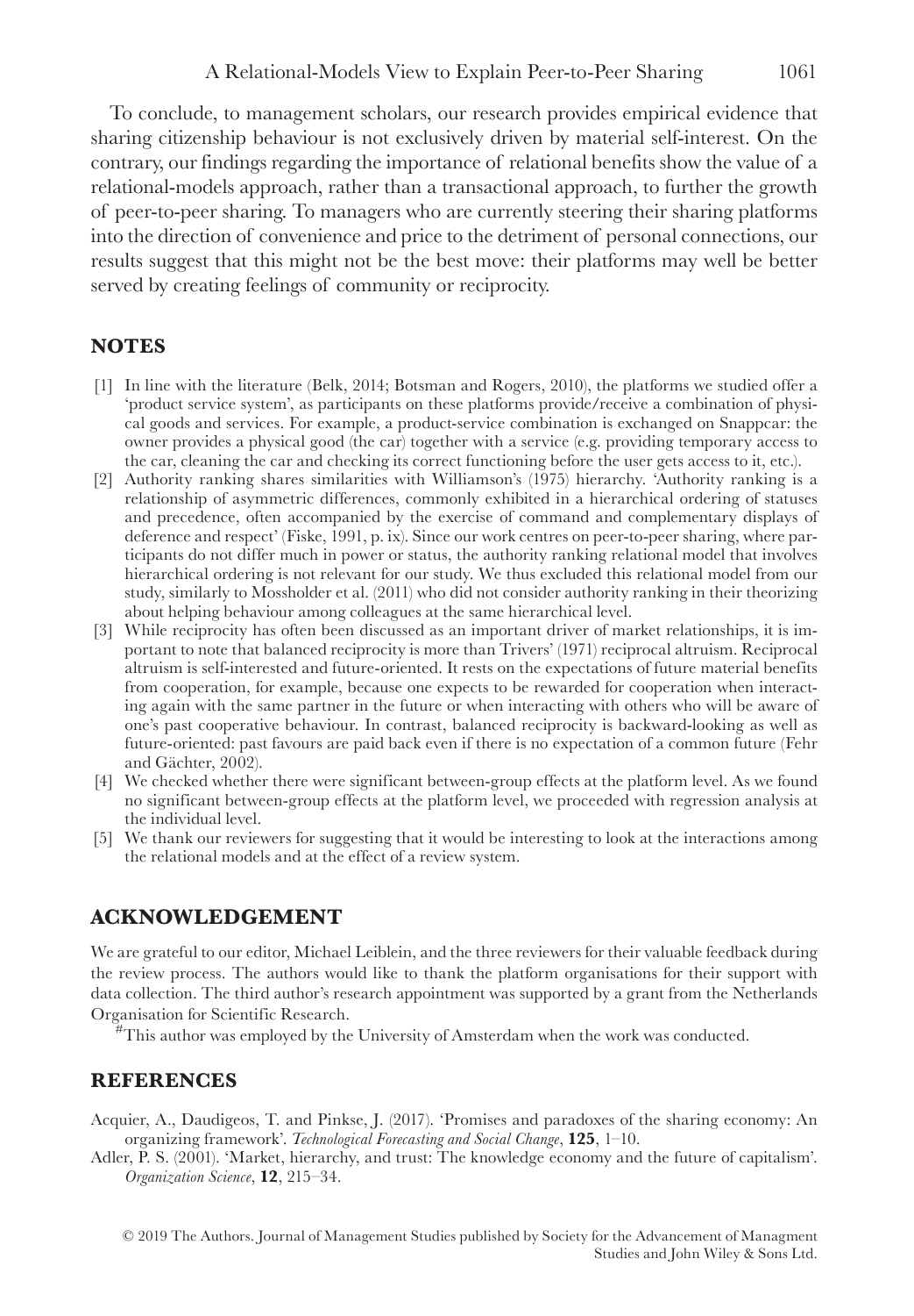To conclude, to management scholars, our research provides empirical evidence that sharing citizenship behaviour is not exclusively driven by material self-interest. On the contrary, our findings regarding the importance of relational benefits show the value of a relational-models approach, rather than a transactional approach, to further the growth of peer-to-peer sharing. To managers who are currently steering their sharing platforms into the direction of convenience and price to the detriment of personal connections, our results suggest that this might not be the best move: their platforms may well be better served by creating feelings of community or reciprocity.

## NOTES

[1] In line with the literature (Belk, 2014; Botsman and Rogers, 2010), the platforms we studied offer a 'product service system', as participants on these platforms provide/receive a combination of physical goods and services. For example, a product-service combination is exchanged on Snappcar: the owner provides a physical good (the car) together with a service (e.g. providing temporary access to the car, cleaning the car and checking its correct functioning before the user gets access to it, etc.).

[2] Authority ranking shares similarities with Williamson's (1975) hierarchy. 'Authority ranking is a relationship of asymmetric differences, commonly exhibited in a hierarchical ordering of statuses and precedence, often accompanied by the exercise of command and complementary displays of deference and respect' (Fiske, 1991, p. ix). Since our work centres on peer-to-peer sharing, where participants do not differ much in power or status, the authority ranking relational model that involves hierarchical ordering is not relevant for our study. We thus excluded this relational model from our study, similarly to Mossholder et al. (2011) who did not consider authority ranking in their theorizing about helping behaviour among colleagues at the same hierarchical level.

[3] While reciprocity has often been discussed as an important driver of market relationships, it is important to note that balanced reciprocity is more than Trivers' (1971) reciprocal altruism. Reciprocal altruism is self-interested and future-oriented. It rests on the expectations of future material benefits from cooperation, for example, because one expects to be rewarded for cooperation when interacting again with the same partner in the future or when interacting with others who will be aware of one's past cooperative behaviour. In contrast, balanced reciprocity is backward-looking as well as future-oriented: past favours are paid back even if there is no expectation of a common future (Fehr and Gächter, 2002).

[4] We checked whether there were significant between-group effects at the platform level. As we found no significant between-group effects at the platform level, we proceeded with regression analysis at the individual level.

[5] We thank our reviewers for suggesting that it would be interesting to look at the interactions among the relational models and at the effect of a review system.

## ACKNOWLEDGEMENT

We are grateful to our editor, Michael Leiblein, and the three reviewers for their valuable feedback during the review process. The authors would like to thank the platform organisations for their support with data collection. The third author's research appointment was supported by a grant from the Netherlands Organisation for Scientific Research.

[#]This author was employed by the University of Amsterdam when the work was conducted.

## REFERENCES

Acquier, A., Daudigeos, T. and Pinkse, J. (2017). 'Promises and paradoxes of the sharing economy: An organizing framework'. *Technological Forecasting and Social Change*, **125**, 1–10.

Adler, P. S. (2001). 'Market, hierarchy, and trust: The knowledge economy and the future of capitalism'. *Organization Science*, **12**, 215–34.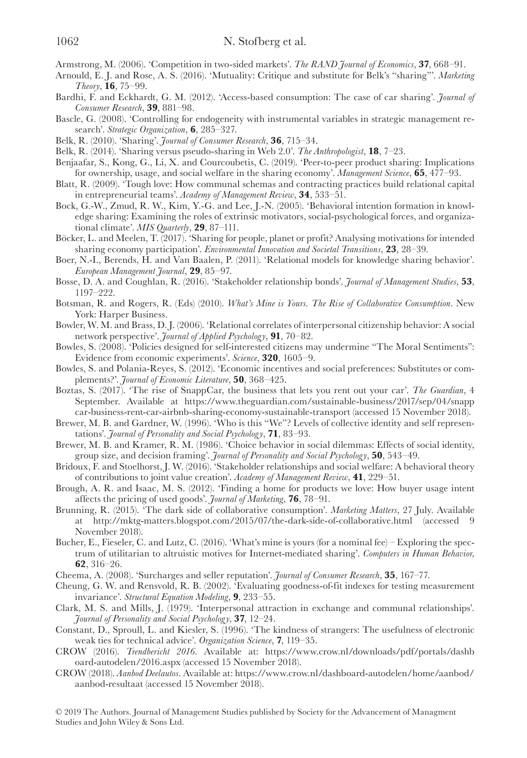Armstrong, M. (2006). 'Competition in two-sided markets'. *The RAND Journal of Economics*, **37**, 668–91.

Arnould, E. J. and Rose, A. S. (2016). 'Mutuality: Critique and substitute for Belk's "sharing"'. *Marketing Theory*, **16**, 75–99.

Bardhi, F. and Eckhardt, G. M. (2012). 'Access-based consumption: The case of car sharing'. *Journal of Consumer Research*, **39**, 881–98.

Bascle, G. (2008). 'Controlling for endogeneity with instrumental variables in strategic management research'. *Strategic Organization*, **6**, 285–327.

Belk, R. (2010). 'Sharing'. *Journal of Consumer Research*, **36**, 715–34.

Belk, R. (2014). 'Sharing versus pseudo-sharing in Web 2.0'. *The Anthropologist*, **18**, 7–23.

Benjaafar, S., Kong, G., Li, X. and Courcoubetis, C. (2019). 'Peer-to-peer product sharing: Implications for ownership, usage, and social welfare in the sharing economy'. *Management Science*, **65**, 477–93.

Blatt, R. (2009). 'Tough love: How communal schemas and contracting practices build relational capital in entrepreneurial teams'. *Academy of Management Review*, **34**, 533–51.

Bock, G.-W., Zmud, R. W., Kim, Y.-G. and Lee, J.-N. (2005). 'Behavioral intention formation in knowledge sharing: Examining the roles of extrinsic motivators, social-psychological forces, and organizational climate'. *MIS Quarterly*, **29**, 87–111.

Böcker, L. and Meelen, T. (2017). 'Sharing for people, planet or profit? Analysing motivations for intended sharing economy participation'. *Environmental Innovation and Societal Transitions*, **23**, 28–39.

Boer, N.-I., Berends, H. and Van Baalen, P. (2011). 'Relational models for knowledge sharing behavior'. *European Management Journal*, **29**, 85–97.

Bosse, D. A. and Coughlan, R. (2016). 'Stakeholder relationship bonds'. *Journal of Management Studies*, **53**, 1197–222.

Botsman, R. and Rogers, R. (Eds) (2010). *What's Mine is Yours. The Rise of Collaborative Consumption*. New York: Harper Business.

Bowler, W. M. and Brass, D. J. (2006). 'Relational correlates of interpersonal citizenship behavior: A social network perspective'. *Journal of Applied Psychology*, **91**, 70–82.

Bowles, S. (2008). 'Policies designed for self-interested citizens may undermine "The Moral Sentiments": Evidence from economic experiments'. *Science*, **320**, 1605–9.

Bowles, S. and Polania-Reyes, S. (2012). 'Economic incentives and social preferences: Substitutes or complements?'. *Journal of Economic Literature*, **50**, 368–425.

Boztas, S. (2017). 'The rise of SnappCar, the business that lets you rent out your car'. *The Guardian*, 4 September. Available at https://www.theguardian.com/sustainable-business/2017/sep/04/snappcar-business-rent-car-airbnb-sharing-economy-sustainable-transport (accessed 15 November 2018).

Brewer, M. B. and Gardner, W. (1996). 'Who is this "We"? Levels of collective identity and self representations'. *Journal of Personality and Social Psychology*, **71**, 83–93.

Brewer, M. B. and Kramer, R. M. (1986). 'Choice behavior in social dilemmas: Effects of social identity, group size, and decision framing'. *Journal of Personality and Social Psychology*, **50**, 543–49.

Bridoux, F. and Stoelhorst, J. W. (2016). 'Stakeholder relationships and social welfare: A behavioral theory of contributions to joint value creation'. *Academy of Management Review*, **41**, 229–51.

Brough, A. R. and Isaac, M. S. (2012). 'Finding a home for products we love: How buyer usage intent affects the pricing of used goods'. *Journal of Marketing*, **76**, 78–91.

Brunning, R. (2015). 'The dark side of collaborative consumption'. *Marketing Matters*, 27 July. Available at http://mktg-matters.blogspot.com/2015/07/the-dark-side-of-collaborative.html (accessed 9 November 2018).

Bucher, E., Fieseler, C. and Lutz, C. (2016). 'What's mine is yours (for a nominal fee) – Exploring the spectrum of utilitarian to altruistic motives for Internet-mediated sharing'. *Computers in Human Behavior*, **62**, 316–26.

Cheema, A. (2008). 'Surcharges and seller reputation'. *Journal of Consumer Research*, **35**, 167–77.

Cheung, G. W. and Rensvold, R. B. (2002). 'Evaluating goodness-of-fit indexes for testing measurement invariance'. *Structural Equation Modeling*, **9**, 233–55.

Clark, M. S. and Mills, J. (1979). 'Interpersonal attraction in exchange and communal relationships'. *Journal of Personality and Social Psychology*, **37**, 12–24.

Constant, D., Sproull, L. and Kiesler, S. (1996). 'The kindness of strangers: The usefulness of electronic weak ties for technical advice'. *Organization Science*, **7**, 119–35.

CROW (2016). *Trendbericht 2016*. Available at: https://www.crow.nl/downloads/pdf/portals/dashboard-autodelen/2016.aspx (accessed 15 November 2018).

CROW (2018). *Aanbod Deelautos*. Available at: https://www.crow.nl/dashboard-autodelen/home/aanbod/aanbod-resultaat (accessed 15 November 2018).

© 2019 The Authors. Journal of Management Studies published by Society for the Advancement of Managment Studies and John Wiley & Sons Ltd.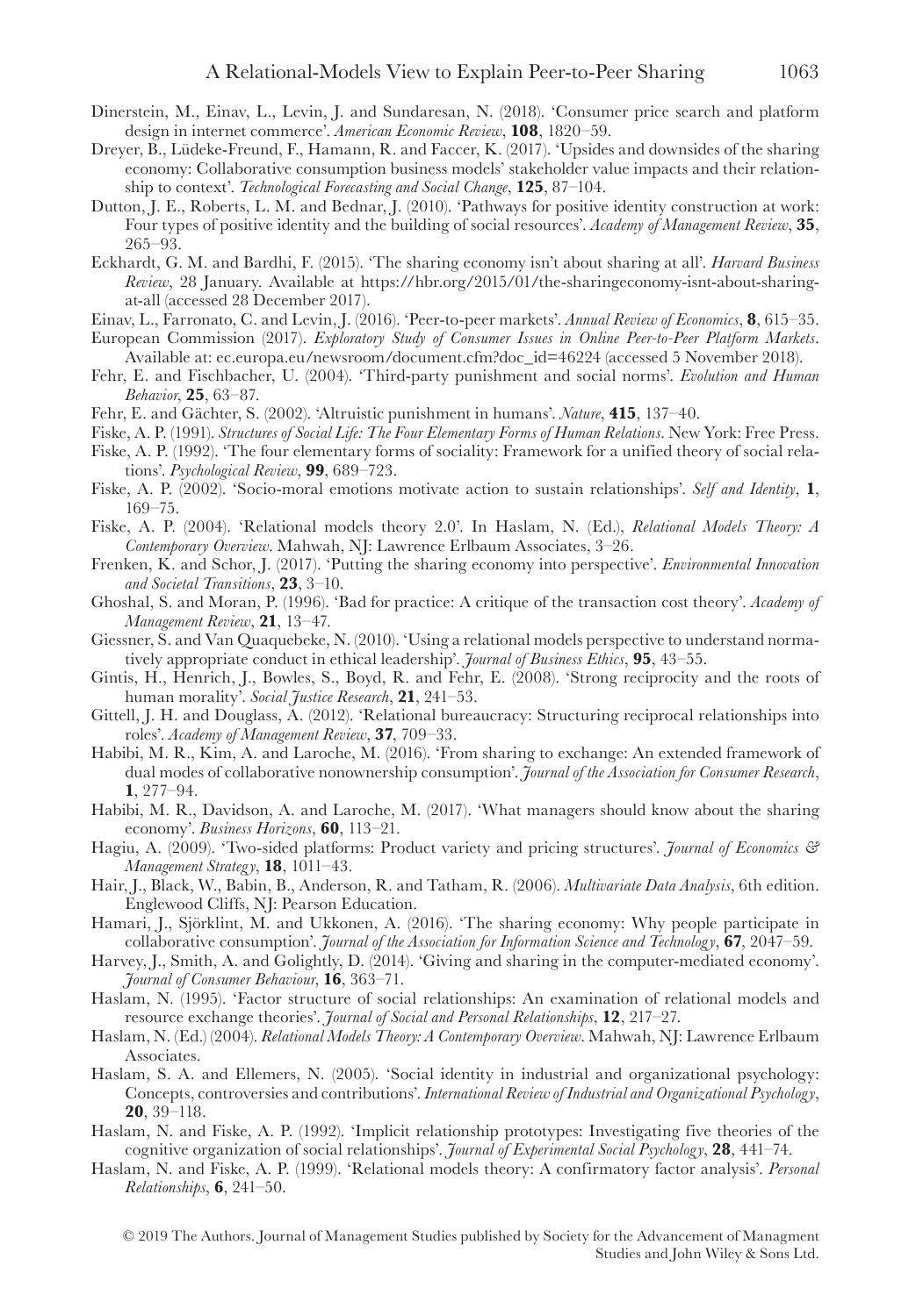Dinerstein, M., Einav, L., Levin, J. and Sundaresan, N. (2018). 'Consumer price search and platform design in internet commerce'. *American Economic Review*, **108**, 1820–59.

Dreyer, B., Lüdeke-Freund, F., Hamann, R. and Faccer, K. (2017). 'Upsides and downsides of the sharing economy: Collaborative consumption business models' stakeholder value impacts and their relationship to context'. *Technological Forecasting and Social Change*, **125**, 87–104.

Dutton, J. E., Roberts, L. M. and Bednar, J. (2010). 'Pathways for positive identity construction at work: Four types of positive identity and the building of social resources'. *Academy of Management Review*, **35**, 265–93.

Eckhardt, G. M. and Bardhi, F. (2015). 'The sharing economy isn't about sharing at all'. *Harvard Business Review*, 28 January. Available at https://hbr.org/2015/01/the-sharingeconomy-isnt-about-sharing-at-all (accessed 28 December 2017).

Einav, L., Farronato, C. and Levin, J. (2016). 'Peer-to-peer markets'. *Annual Review of Economics*, **8**, 615–35.

European Commission (2017). *Exploratory Study of Consumer Issues in Online Peer-to-Peer Platform Markets*. Available at: ec.europa.eu/newsroom/document.cfm?doc_id=46224 (accessed 5 November 2018).

Fehr, E. and Fischbacher, U. (2004). 'Third-party punishment and social norms'. *Evolution and Human Behavior*, **25**, 63–87.

Fehr, E. and Gächter, S. (2002). 'Altruistic punishment in humans'. *Nature*, **415**, 137–40.

Fiske, A. P. (1991). *Structures of Social Life: The Four Elementary Forms of Human Relations*. New York: Free Press.

Fiske, A. P. (1992). 'The four elementary forms of sociality: Framework for a unified theory of social relations'. *Psychological Review*, **99**, 689–723.

Fiske, A. P. (2002). 'Socio-moral emotions motivate action to sustain relationships'. *Self and Identity*, **1**, 169–75.

Fiske, A. P. (2004). 'Relational models theory 2.0'. In Haslam, N. (Ed.), *Relational Models Theory: A Contemporary Overview*. Mahwah, NJ: Lawrence Erlbaum Associates, 3–26.

Frenken, K. and Schor, J. (2017). 'Putting the sharing economy into perspective'. *Environmental Innovation and Societal Transitions*, **23**, 3–10.

Ghoshal, S. and Moran, P. (1996). 'Bad for practice: A critique of the transaction cost theory'. *Academy of Management Review*, **21**, 13–47.

Giessner, S. and Van Quaquebeke, N. (2010). 'Using a relational models perspective to understand normatively appropriate conduct in ethical leadership'. *Journal of Business Ethics*, **95**, 43–55.

Gintis, H., Henrich, J., Bowles, S., Boyd, R. and Fehr, E. (2008). 'Strong reciprocity and the roots of human morality'. *Social Justice Research*, **21**, 241–53.

Gittell, J. H. and Douglass, A. (2012). 'Relational bureaucracy: Structuring reciprocal relationships into roles'. *Academy of Management Review*, **37**, 709–33.

Habibi, M. R., Kim, A. and Laroche, M. (2016). 'From sharing to exchange: An extended framework of dual modes of collaborative nonownership consumption'. *Journal of the Association for Consumer Research*, **1**, 277–94.

Habibi, M. R., Davidson, A. and Laroche, M. (2017). 'What managers should know about the sharing economy'. *Business Horizons*, **60**, 113–21.

Hagiu, A. (2009). 'Two-sided platforms: Product variety and pricing structures'. *Journal of Economics & Management Strategy*, **18**, 1011–43.

Hair, J., Black, W., Babin, B., Anderson, R. and Tatham, R. (2006). *Multivariate Data Analysis*, 6th edition. Englewood Cliffs, NJ: Pearson Education.

Hamari, J., Sjöklint, M. and Ukkonen, A. (2016). 'The sharing economy: Why people participate in collaborative consumption'. *Journal of the Association for Information Science and Technology*, **67**, 2047–59.

Harvey, J., Smith, A. and Golightly, D. (2014). 'Giving and sharing in the computer-mediated economy'. *Journal of Consumer Behaviour*, **16**, 363–71.

Haslam, N. (1995). 'Factor structure of social relationships: An examination of relational models and resource exchange theories'. *Journal of Social and Personal Relationships*, **12**, 217–27.

Haslam, N. (Ed.) (2004). *Relational Models Theory: A Contemporary Overview*. Mahwah, NJ: Lawrence Erlbaum Associates.

Haslam, S. A. and Ellemers, N. (2005). 'Social identity in industrial and organizational psychology: Concepts, controversies and contributions'. *International Review of Industrial and Organizational Psychology*, **20**, 39–118.

Haslam, N. and Fiske, A. P. (1992). 'Implicit relationship prototypes: Investigating five theories of the cognitive organization of social relationships'. *Journal of Experimental Social Psychology*, **28**, 441–74.

Haslam, N. and Fiske, A. P. (1999). 'Relational models theory: A confirmatory factor analysis'. *Personal Relationships*, **6**, 241–50.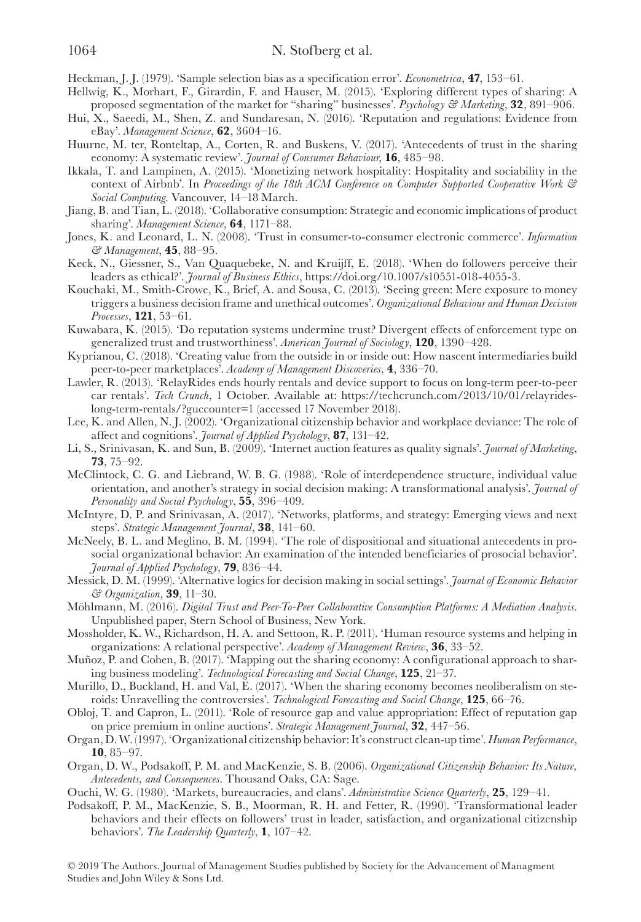Heckman, J. J. (1979). 'Sample selection bias as a specification error'. *Econometrica*, **47**, 153–61.

Hellwig, K., Morhart, F., Girardin, F. and Hauser, M. (2015). 'Exploring different types of sharing: A proposed segmentation of the market for "sharing" businesses'. *Psychology & Marketing*, **32**, 891–906.

Hui, X., Saeedi, M., Shen, Z. and Sundaresan, N. (2016). 'Reputation and regulations: Evidence from eBay'. *Management Science*, **62**, 3604–16.

Huurne, M. ter, Ronteltap, A., Corten, R. and Buskens, V. (2017). 'Antecedents of trust in the sharing economy: A systematic review'. *Journal of Consumer Behaviour*, **16**, 485–98.

Ikkala, T. and Lampinen, A. (2015). 'Monetizing network hospitality: Hospitality and sociability in the context of Airbnb'. In *Proceedings of the 18th ACM Conference on Computer Supported Cooperative Work & Social Computing*. Vancouver, 14–18 March.

Jiang, B. and Tian, L. (2018). 'Collaborative consumption: Strategic and economic implications of product sharing'. *Management Science*, **64**, 1171–88.

Jones, K. and Leonard, L. N. (2008). 'Trust in consumer-to-consumer electronic commerce'. *Information & Management*, **45**, 88–95.

Keck, N., Giessner, S., Van Quaquebeke, N. and Kruijff, E. (2018). 'When do followers perceive their leaders as ethical?'. *Journal of Business Ethics*, https://doi.org/10.1007/s10551-018-4055-3.

Kouchaki, M., Smith-Crowe, K., Brief, A. and Sousa, C. (2013). 'Seeing green: Mere exposure to money triggers a business decision frame and unethical outcomes'. *Organizational Behaviour and Human Decision Processes*, **121**, 53–61.

Kuwabara, K. (2015). 'Do reputation systems undermine trust? Divergent effects of enforcement type on generalized trust and trustworthiness'. *American Journal of Sociology*, **120**, 1390–428.

Kyprianou, C. (2018). 'Creating value from the outside in or inside out: How nascent intermediaries build peer-to-peer marketplaces'. *Academy of Management Discoveries*, **4**, 336–70.

Lawler, R. (2013). 'RelayRides ends hourly rentals and device support to focus on long-term peer-to-peer car rentals'. *Tech Crunch*, 1 October. Available at: https://techcrunch.com/2013/10/01/relayrides-long-term-rentals/?guccounter=1 (accessed 17 November 2018).

Lee, K. and Allen, N. J. (2002). 'Organizational citizenship behavior and workplace deviance: The role of affect and cognitions'. *Journal of Applied Psychology*, **87**, 131–42.

Li, S., Srinivasan, K. and Sun, B. (2009). 'Internet auction features as quality signals'. *Journal of Marketing*, **73**, 75–92.

McClintock, C. G. and Liebrand, W. B. G. (1988). 'Role of interdependence structure, individual value orientation, and another's strategy in social decision making: A transformational analysis'. *Journal of Personality and Social Psychology*, **55**, 396–409.

McIntyre, D. P. and Srinivasan, A. (2017). 'Networks, platforms, and strategy: Emerging views and next steps'. *Strategic Management Journal*, **38**, 141–60.

McNeely, B. L. and Meglino, B. M. (1994). 'The role of dispositional and situational antecedents in prosocial organizational behavior: An examination of the intended beneficiaries of prosocial behavior'. *Journal of Applied Psychology*, **79**, 836–44.

Messick, D. M. (1999). 'Alternative logics for decision making in social settings'. *Journal of Economic Behavior & Organization*, **39**, 11–30.

Möhlmann, M. (2016). *Digital Trust and Peer-To-Peer Collaborative Consumption Platforms: A Mediation Analysis*. Unpublished paper, Stern School of Business, New York.

Mossholder, K. W., Richardson, H. A. and Settoon, R. P. (2011). 'Human resource systems and helping in organizations: A relational perspective'. *Academy of Management Review*, **36**, 33–52.

Muñoz, P. and Cohen, B. (2017). 'Mapping out the sharing economy: A configurational approach to sharing business modeling'. *Technological Forecasting and Social Change*, **125**, 21–37.

Murillo, D., Buckland, H. and Val, E. (2017). 'When the sharing economy becomes neoliberalism on steroids: Unravelling the controversies'. *Technological Forecasting and Social Change*, **125**, 66–76.

Obloj, T. and Capron, L. (2011). 'Role of resource gap and value appropriation: Effect of reputation gap on price premium in online auctions'. *Strategic Management Journal*, **32**, 447–56.

Organ, D. W. (1997). 'Organizational citizenship behavior: It's construct clean-up time'. *Human Performance*, **10**, 85–97.

Organ, D. W., Podsakoff, P. M. and MacKenzie, S. B. (2006). *Organizational Citizenship Behavior: Its Nature, Antecedents, and Consequences*. Thousand Oaks, CA: Sage.

Ouchi, W. G. (1980). 'Markets, bureaucracies, and clans'. *Administrative Science Quarterly*, **25**, 129–41.

Podsakoff, P. M., MacKenzie, S. B., Moorman, R. H. and Fetter, R. (1990). 'Transformational leader behaviors and their effects on followers' trust in leader, satisfaction, and organizational citizenship behaviors'. *The Leadership Quarterly*, **1**, 107–42.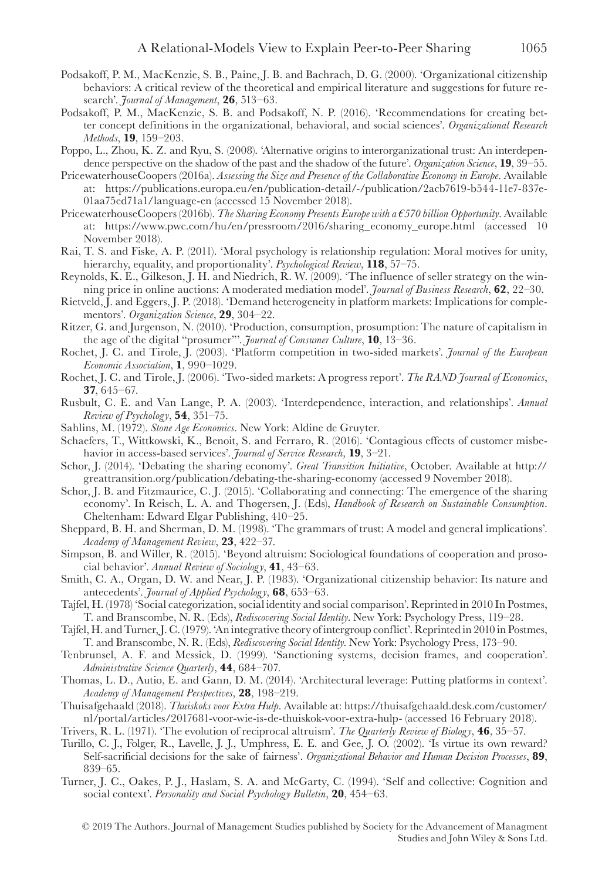Podsakoff, P. M., MacKenzie, S. B., Paine, J. B. and Bachrach, D. G. (2000). 'Organizational citizenship behaviors: A critical review of the theoretical and empirical literature and suggestions for future research'. *Journal of Management*, **26**, 513–63.

Podsakoff, P. M., MacKenzie, S. B. and Podsakoff, N. P. (2016). 'Recommendations for creating better concept definitions in the organizational, behavioral, and social sciences'. *Organizational Research Methods*, **19**, 159–203.

Poppo, L., Zhou, K. Z. and Ryu, S. (2008). 'Alternative origins to interorganizational trust: An interdependence perspective on the shadow of the past and the shadow of the future'. *Organization Science*, **19**, 39–55.

PricewaterhouseCoopers (2016a). *Assessing the Size and Presence of the Collaborative Economy in Europe*. Available at: https://publications.europa.eu/en/publication-detail/-/publication/2acb7619-b544-11e7-837e-01aa75ed71a1/language-en (accessed 15 November 2018).

PricewaterhouseCoopers (2016b). *The Sharing Economy Presents Europe with a €570 billion Opportunity*. Available at: https://www.pwc.com/hu/en/pressroom/2016/sharing_economy_europe.html (accessed 10 November 2018).

Rai, T. S. and Fiske, A. P. (2011). 'Moral psychology is relationship regulation: Moral motives for unity, hierarchy, equality, and proportionality'. *Psychological Review*, **118**, 57–75.

Reynolds, K. E., Gilkeson, J. H. and Niedrich, R. W. (2009). 'The influence of seller strategy on the winning price in online auctions: A moderated mediation model'. *Journal of Business Research*, **62**, 22–30.

Rietveld, J. and Eggers, J. P. (2018). 'Demand heterogeneity in platform markets: Implications for complementors'. *Organization Science*, **29**, 304–22.

Ritzer, G. and Jurgenson, N. (2010). 'Production, consumption, prosumption: The nature of capitalism in the age of the digital "prosumer"'. *Journal of Consumer Culture*, **10**, 13–36.

Rochet, J. C. and Tirole, J. (2003). 'Platform competition in two-sided markets'. *Journal of the European Economic Association*, **1**, 990–1029.

Rochet, J. C. and Tirole, J. (2006). 'Two-sided markets: A progress report'. *The RAND Journal of Economics*, **37**, 645–67.

Rusbult, C. E. and Van Lange, P. A. (2003). 'Interdependence, interaction, and relationships'. *Annual Review of Psychology*, **54**, 351–75.

Sahlins, M. (1972). *Stone Age Economics*. New York: Aldine de Gruyter.

Schaefers, T., Wittkowski, K., Benoit, S. and Ferraro, R. (2016). 'Contagious effects of customer misbehavior in access-based services'. *Journal of Service Research*, **19**, 3–21.

Schor, J. (2014). 'Debating the sharing economy'. *Great Transition Initiative*, October. Available at http://greattransition.org/publication/debating-the-sharing-economy (accessed 9 November 2018).

Schor, J. B. and Fitzmaurice, C. J. (2015). 'Collaborating and connecting: The emergence of the sharing economy'. In Reisch, L. A. and Thøgersen, J. (Eds), *Handbook of Research on Sustainable Consumption*. Cheltenham: Edward Elgar Publishing, 410–25.

Sheppard, B. H. and Sherman, D. M. (1998). 'The grammars of trust: A model and general implications'. *Academy of Management Review*, **23**, 422–37.

Simpson, B. and Willer, R. (2015). 'Beyond altruism: Sociological foundations of cooperation and prosocial behavior'. *Annual Review of Sociology*, **41**, 43–63.

Smith, C. A., Organ, D. W. and Near, J. P. (1983). 'Organizational citizenship behavior: Its nature and antecedents'. *Journal of Applied Psychology*, **68**, 653–63.

Tajfel, H. (1978) 'Social categorization, social identity and social comparison'. Reprinted in 2010 In Postmes, T. and Branscombe, N. R. (Eds), *Rediscovering Social Identity*. New York: Psychology Press, 119–28.

Tajfel, H. and Turner, J. C. (1979). 'An integrative theory of intergroup conflict'. Reprinted in 2010 in Postmes, T. and Branscombe, N. R. (Eds), *Rediscovering Social Identity*. New York: Psychology Press, 173–90.

Tenbrunsel, A. F. and Messick, D. (1999). 'Sanctioning systems, decision frames, and cooperation'. *Administrative Science Quarterly*, **44**, 684–707.

Thomas, L. D., Autio, E. and Gann, D. M. (2014). 'Architectural leverage: Putting platforms in context'. *Academy of Management Perspectives*, **28**, 198–219.

Thuisafgehaald (2018). *Thuiskoks voor Extra Hulp*. Available at: https://thuisafgehaald.desk.com/customer/nl/portal/articles/2017681-voor-wie-is-de-thuiskok-voor-extra-hulp- (accessed 16 February 2018).

Trivers, R. L. (1971). 'The evolution of reciprocal altruism'. *The Quarterly Review of Biology*, **46**, 35–57.

Turillo, C. J., Folger, R., Lavelle, J. J., Umphress, E. E. and Gee, J. O. (2002). 'Is virtue its own reward? Self-sacrificial decisions for the sake of fairness'. *Organizational Behavior and Human Decision Processes*, **89**, 839–65.

Turner, J. C., Oakes, P. J., Haslam, S. A. and McGarty, C. (1994). 'Self and collective: Cognition and social context'. *Personality and Social Psychology Bulletin*, **20**, 454–63.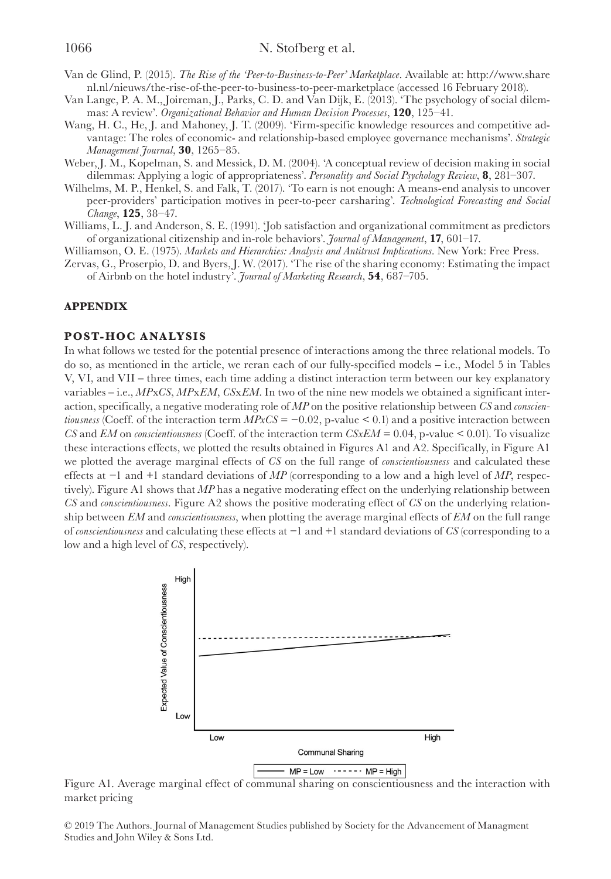Van de Glind, P. (2015). *The Rise of the 'Peer-to-Business-to-Peer' Marketplace*. Available at: http://www.sharenl.nl/nieuws/the-rise-of-the-peer-to-business-to-peer-marketplace (accessed 16 February 2018).

Van Lange, P. A. M., Joireman, J., Parks, C. D. and Van Dijk, E. (2013). 'The psychology of social dilemmas: A review'. *Organizational Behavior and Human Decision Processes*, **120**, 125–41.

Wang, H. C., He, J. and Mahoney, J. T. (2009). 'Firm-specific knowledge resources and competitive advantage: The roles of economic- and relationship-based employee governance mechanisms'. *Strategic Management Journal*, **30**, 1265–85.

Weber, J. M., Kopelman, S. and Messick, D. M. (2004). 'A conceptual review of decision making in social dilemmas: Applying a logic of appropriateness'. *Personality and Social Psychology Review*, **8**, 281–307.

Wilhelms, M. P., Henkel, S. and Falk, T. (2017). 'To earn is not enough: A means-end analysis to uncover peer-providers' participation motives in peer-to-peer carsharing'. *Technological Forecasting and Social Change*, **125**, 38–47.

Williams, L. J. and Anderson, S. E. (1991). 'Job satisfaction and organizational commitment as predictors of organizational citizenship and in-role behaviors'. *Journal of Management*, **17**, 601–17.

Williamson, O. E. (1975). *Markets and Hierarchies: Analysis and Antitrust Implications*. New York: Free Press.

Zervas, G., Proserpio, D. and Byers, J. W. (2017). 'The rise of the sharing economy: Estimating the impact of Airbnb on the hotel industry'. *Journal of Marketing Research*, **54**, 687–705.

## APPENDIX

### POST-HOC ANALYSIS

In what follows we tested for the potential presence of interactions among the three relational models. To do so, as mentioned in the article, we reran each of our fully-specified models – i.e., Model 5 in Tables V, VI, and VII – three times, each time adding a distinct interaction term between our key explanatory variables – i.e., *MP*x*CS*, *MP*x*EM*, *CS*x*EM*. In two of the nine new models we obtained a significant interaction, specifically, a negative moderating role of *MP* on the positive relationship between *CS* and *conscientiousness* (Coeff. of the interaction term *MPxCS* = −0.02, p-value < 0.1) and a positive interaction between *CS* and *EM* on *conscientiousness* (Coeff. of the interaction term *CSxEM* = 0.04, p-value < 0.01). To visualize these interactions effects, we plotted the results obtained in Figures A1 and A2. Specifically, in Figure A1 we plotted the average marginal effects of *CS* on the full range of *conscientiousness* and calculated these effects at −1 and +1 standard deviations of *MP* (corresponding to a low and a high level of *MP*, respectively). Figure A1 shows that *MP* has a negative moderating effect on the underlying relationship between *CS* and *conscientiousness*. Figure A2 shows the positive moderating effect of *CS* on the underlying relationship between *EM* and *conscientiousness*, when plotting the average marginal effects of *EM* on the full range of *conscientiousness* and calculating these effects at −1 and +1 standard deviations of *CS* (corresponding to a low and a high level of *CS*, respectively).

Figure A1. Average marginal effect of communal sharing on conscientiousness and the interaction with market pricing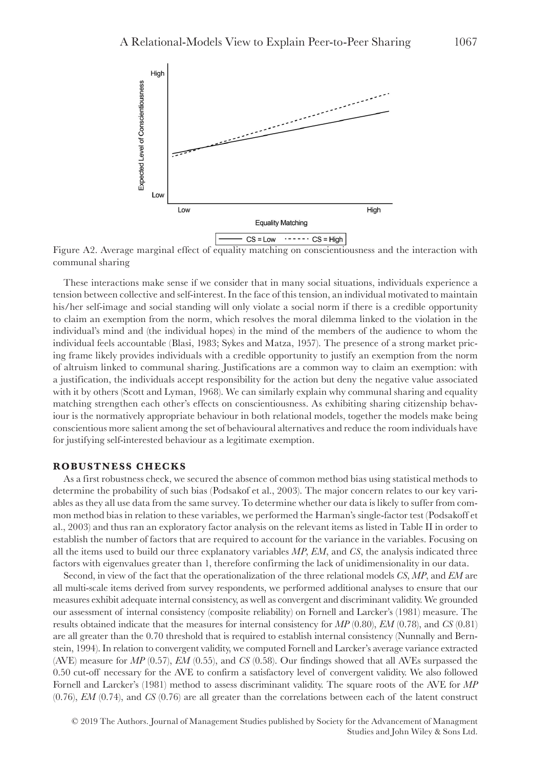Figure A2. Average marginal effect of equality matching on conscientiousness and the interaction with communal sharing

These interactions make sense if we consider that in many social situations, individuals experience a tension between collective and self-interest. In the face of this tension, an individual motivated to maintain his/her self-image and social standing will only violate a social norm if there is a credible opportunity to claim an exemption from the norm, which resolves the moral dilemma linked to the violation in the individual's mind and (the individual hopes) in the mind of the members of the audience to whom the individual feels accountable (Blasi, 1983; Sykes and Matza, 1957). The presence of a strong market pricing frame likely provides individuals with a credible opportunity to justify an exemption from the norm of altruism linked to communal sharing. Justifications are a common way to claim an exemption: with a justification, the individuals accept responsibility for the action but deny the negative value associated with it by others (Scott and Lyman, 1968). We can similarly explain why communal sharing and equality matching strengthen each other's effects on conscientiousness. As exhibiting sharing citizenship behaviour is the normatively appropriate behaviour in both relational models, together the models make being conscientious more salient among the set of behavioural alternatives and reduce the room individuals have for justifying self-interested behaviour as a legitimate exemption.

## ROBUSTNESS CHECKS

As a first robustness check, we secured the absence of common method bias using statistical methods to determine the probability of such bias (Podsakof et al., 2003). The major concern relates to our key variables as they all use data from the same survey. To determine whether our data is likely to suffer from common method bias in relation to these variables, we performed the Harman's single-factor test (Podsakoff et al., 2003) and thus ran an exploratory factor analysis on the relevant items as listed in Table II in order to establish the number of factors that are required to account for the variance in the variables. Focusing on all the items used to build our three explanatory variables *MP*, *EM*, and *CS*, the analysis indicated three factors with eigenvalues greater than 1, therefore confirming the lack of unidimensionality in our data.

Second, in view of the fact that the operationalization of the three relational models *CS*, *MP*, and *EM* are all multi-scale items derived from survey respondents, we performed additional analyses to ensure that our measures exhibit adequate internal consistency, as well as convergent and discriminant validity. We grounded our assessment of internal consistency (composite reliability) on Fornell and Larcker's (1981) measure. The results obtained indicate that the measures for internal consistency for *MP* (0.80), *EM* (0.78), and *CS* (0.81) are all greater than the 0.70 threshold that is required to establish internal consistency (Nunnally and Bernstein, 1994). In relation to convergent validity, we computed Fornell and Larcker's average variance extracted (AVE) measure for *MP* (0.57), *EM* (0.55), and *CS* (0.58). Our findings showed that all AVEs surpassed the 0.50 cut-off necessary for the AVE to confirm a satisfactory level of convergent validity. We also followed Fornell and Larcker's (1981) method to assess discriminant validity. The square roots of the AVE for *MP* (0.76), *EM* (0.74), and *CS* (0.76) are all greater than the correlations between each of the latent construct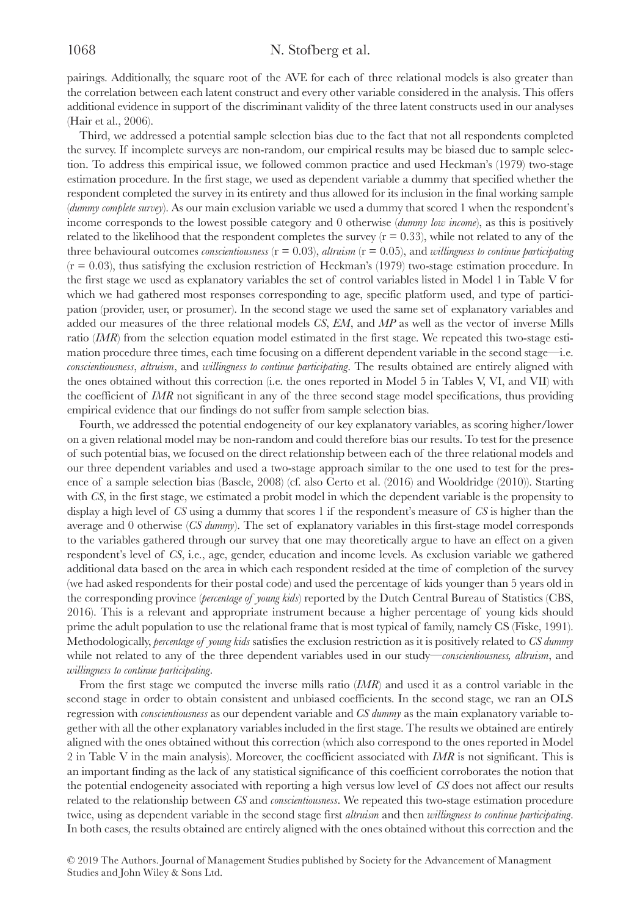pairings. Additionally, the square root of the AVE for each of three relational models is also greater than the correlation between each latent construct and every other variable considered in the analysis. This offers additional evidence in support of the discriminant validity of the three latent constructs used in our analyses (Hair et al., 2006).

Third, we addressed a potential sample selection bias due to the fact that not all respondents completed the survey. If incomplete surveys are non-random, our empirical results may be biased due to sample selection. To address this empirical issue, we followed common practice and used Heckman's (1979) two-stage estimation procedure. In the first stage, we used as dependent variable a dummy that specified whether the respondent completed the survey in its entirety and thus allowed for its inclusion in the final working sample (*dummy complete survey*). As our main exclusion variable we used a dummy that scored 1 when the respondent's income corresponds to the lowest possible category and 0 otherwise (*dummy low income*), as this is positively related to the likelihood that the respondent completes the survey ($r = 0.33$), while not related to any of the three behavioural outcomes *conscientiousness* ($r = 0.03$), *altruism* ($r = 0.05$), and *willingness to continue participating* ($r = 0.03$), thus satisfying the exclusion restriction of Heckman's (1979) two-stage estimation procedure. In the first stage we used as explanatory variables the set of control variables listed in Model 1 in Table V for which we had gathered most responses corresponding to age, specific platform used, and type of participation (provider, user, or prosumer). In the second stage we used the same set of explanatory variables and added our measures of the three relational models *CS*, *EM*, and *MP* as well as the vector of inverse Mills ratio (*IMR*) from the selection equation model estimated in the first stage. We repeated this two-stage estimation procedure three times, each time focusing on a different dependent variable in the second stage—i.e. *conscientiousness*, *altruism*, and *willingness to continue participating*. The results obtained are entirely aligned with the ones obtained without this correction (i.e. the ones reported in Model 5 in Tables V, VI, and VII) with the coefficient of *IMR* not significant in any of the three second stage model specifications, thus providing empirical evidence that our findings do not suffer from sample selection bias.

Fourth, we addressed the potential endogeneity of our key explanatory variables, as scoring higher/lower on a given relational model may be non-random and could therefore bias our results. To test for the presence of such potential bias, we focused on the direct relationship between each of the three relational models and our three dependent variables and used a two-stage approach similar to the one used to test for the presence of a sample selection bias (Bascle, 2008) (cf. also Certo et al. (2016) and Wooldridge (2010)). Starting with *CS*, in the first stage, we estimated a probit model in which the dependent variable is the propensity to display a high level of *CS* using a dummy that scores 1 if the respondent's measure of *CS* is higher than the average and 0 otherwise (*CS dummy*). The set of explanatory variables in this first-stage model corresponds to the variables gathered through our survey that one may theoretically argue to have an effect on a given respondent's level of *CS*, i.e., age, gender, education and income levels. As exclusion variable we gathered additional data based on the area in which each respondent resided at the time of completion of the survey (we had asked respondents for their postal code) and used the percentage of kids younger than 5 years old in the corresponding province (*percentage of young kids*) reported by the Dutch Central Bureau of Statistics (CBS, 2016). This is a relevant and appropriate instrument because a higher percentage of young kids should prime the adult population to use the relational frame that is most typical of family, namely CS (Fiske, 1991). Methodologically, *percentage of young kids* satisfies the exclusion restriction as it is positively related to *CS dummy* while not related to any of the three dependent variables used in our study—*conscientiousness*, *altruism*, and *willingness to continue participating*.

From the first stage we computed the inverse mills ratio (*IMR*) and used it as a control variable in the second stage in order to obtain consistent and unbiased coefficients. In the second stage, we ran an OLS regression with *conscientiousness* as our dependent variable and *CS dummy* as the main explanatory variable together with all the other explanatory variables included in the first stage. The results we obtained are entirely aligned with the ones obtained without this correction (which also correspond to the ones reported in Model 2 in Table V in the main analysis). Moreover, the coefficient associated with *IMR* is not significant. This is an important finding as the lack of any statistical significance of this coefficient corroborates the notion that the potential endogeneity associated with reporting a high versus low level of *CS* does not affect our results related to the relationship between *CS* and *conscientiousness*. We repeated this two-stage estimation procedure twice, using as dependent variable in the second stage first *altruism* and then *willingness to continue participating*. In both cases, the results obtained are entirely aligned with the ones obtained without this correction and the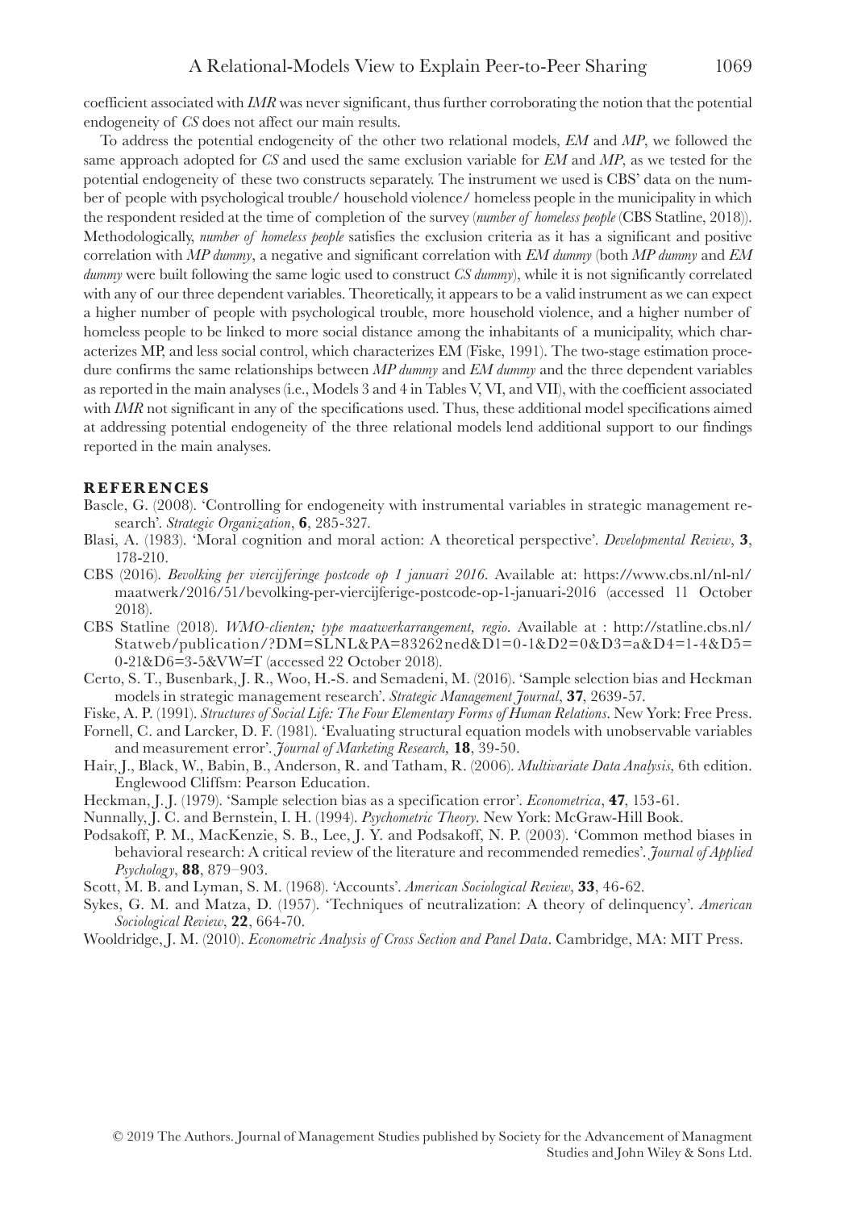coefficient associated with *IMR* was never significant, thus further corroborating the notion that the potential endogeneity of *CS* does not affect our main results.

To address the potential endogeneity of the other two relational models, *EM* and *MP*, we followed the same approach adopted for *CS* and used the same exclusion variable for *EM* and *MP*, as we tested for the potential endogeneity of these two constructs separately. The instrument we used is CBS' data on the number of people with psychological trouble/ household violence/ homeless people in the municipality in which the respondent resided at the time of completion of the survey (*number of homeless people* (CBS Statline, 2018)). Methodologically, *number of homeless people* satisfies the exclusion criteria as it has a significant and positive correlation with *MP dummy*, a negative and significant correlation with *EM dummy* (both *MP dummy* and *EM dummy* were built following the same logic used to construct *CS dummy*), while it is not significantly correlated with any of our three dependent variables. Theoretically, it appears to be a valid instrument as we can expect a higher number of people with psychological trouble, more household violence, and a higher number of homeless people to be linked to more social distance among the inhabitants of a municipality, which characterizes MP, and less social control, which characterizes EM (Fiske, 1991). The two-stage estimation procedure confirms the same relationships between *MP dummy* and *EM dummy* and the three dependent variables as reported in the main analyses (i.e., Models 3 and 4 in Tables V, VI, and VII), with the coefficient associated with *IMR* not significant in any of the specifications used. Thus, these additional model specifications aimed at addressing potential endogeneity of the three relational models lend additional support to our findings reported in the main analyses.

## REFERENCES

Bascle, G. (2008). 'Controlling for endogeneity with instrumental variables in strategic management research'. *Strategic Organization*, **6**, 285-327.

Blasi, A. (1983). 'Moral cognition and moral action: A theoretical perspective'. *Developmental Review*, **3**, 178-210.

CBS (2016). *Bevolking per viercijferinge postcode op 1 januari 2016*. Available at: https://www.cbs.nl/nl-nl/maatwerk/2016/51/bevolking-per-viercijferige-postcode-op-1-januari-2016 (accessed 11 October 2018).

CBS Statline (2018). *WMO-clienten; type maatwerkarrangement, regio*. Available at : http://statline.cbs.nl/Statweb/publication/?DM=SLNL&PA=83262ned&D1=0-1&D2=0&D3=a&D4=1-4&D5=0-21&D6=3-5&VW=T (accessed 22 October 2018).

Certo, S. T., Busenbark, J. R., Woo, H.-S. and Semadeni, M. (2016). 'Sample selection bias and Heckman models in strategic management research'. *Strategic Management Journal*, **37**, 2639-57.

Fiske, A. P. (1991). *Structures of Social Life: The Four Elementary Forms of Human Relations*. New York: Free Press.

Fornell, C. and Larcker, D. F. (1981). 'Evaluating structural equation models with unobservable variables and measurement error'. *Journal of Marketing Research*, **18**, 39-50.

Hair, J., Black, W., Babin, B., Anderson, R. and Tatham, R. (2006). *Multivariate Data Analysis*, 6th edition. Englewood Cliffsm: Pearson Education.

Heckman, J. J. (1979). 'Sample selection bias as a specification error'. *Econometrica*, **47**, 153-61.

Nunnally, J. C. and Bernstein, I. H. (1994). *Psychometric Theory*. New York: McGraw-Hill Book.

Podsakoff, P. M., MacKenzie, S. B., Lee, J. Y. and Podsakoff, N. P. (2003). 'Common method biases in behavioral research: A critical review of the literature and recommended remedies'. *Journal of Applied Psychology*, **88**, 879–903.

Scott, M. B. and Lyman, S. M. (1968). 'Accounts'. *American Sociological Review*, **33**, 46-62.

Sykes, G. M. and Matza, D. (1957). 'Techniques of neutralization: A theory of delinquency'. *American Sociological Review*, **22**, 664-70.

Wooldridge, J. M. (2010). *Econometric Analysis of Cross Section and Panel Data*. Cambridge, MA: MIT Press.